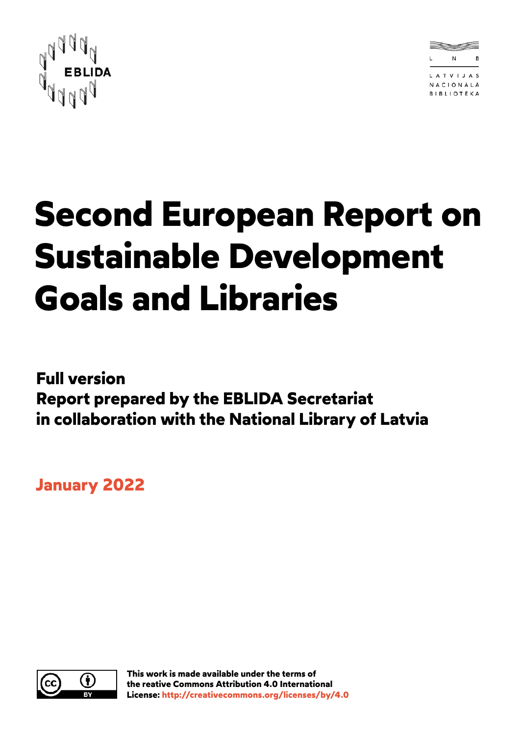EBLIDA

L N B

LATVIJAS NACIONĀLĀ BIBLIOTĒKA

# Second European Report on Sustainable Development Goals and Libraries

**Full version**
**Report prepared by the EBLIDA Secretariat in collaboration with the National Library of Latvia**

**January 2022**

**This work is made available under the terms of the reative Commons Attribution 4.0 International License: http://creativecommons.org/licenses/by/4.0**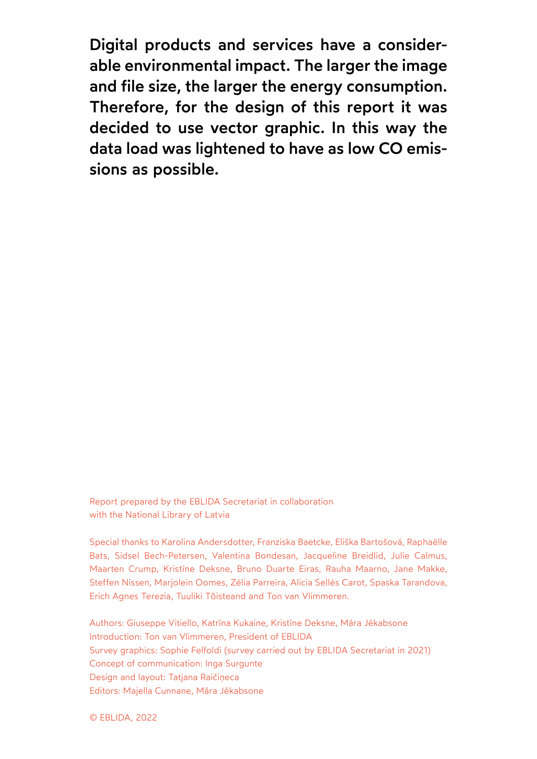**Digital products and services have a considerable environmental impact. The larger the image and file size, the larger the energy consumption. Therefore, for the design of this report it was decided to use vector graphic. In this way the data load was lightened to have as low CO emissions as possible.**

Report prepared by the EBLIDA Secretariat in collaboration with the National Library of Latvia

Special thanks to Karolina Andersdotter, Franziska Baetcke, Eliška Bartošová, Raphaëlle Bats, Sidsel Bech-Petersen, Valentina Bondesan, Jacqueline Breidlid, Julie Calmus, Maarten Crump, Kristīne Deksne, Bruno Duarte Eiras, Rauha Maarno, Jane Makke, Steffen Nissen, Marjolein Oomes, Zélia Parreira, Alicia Sellés Carot, Spaska Tarandova, Erich Agnes Terezia, Tuuliki Tõisteand and Ton van Vlimmeren.

Authors: Giuseppe Vitiello, Katrīna Kukaine, Kristīne Deksne, Māra Jēkabsone
Introduction: Ton van Vlimmeren, President of EBLIDA
Survey graphics: Sophie Felfoldi (survey carried out by EBLIDA Secretariat in 2021)
Concept of communication: Inga Surgunte
Design and layout: Tatjana Raičiņeca
Editors: Majella Cunnane, Māra Jēkabsone

© EBLIDA, 2022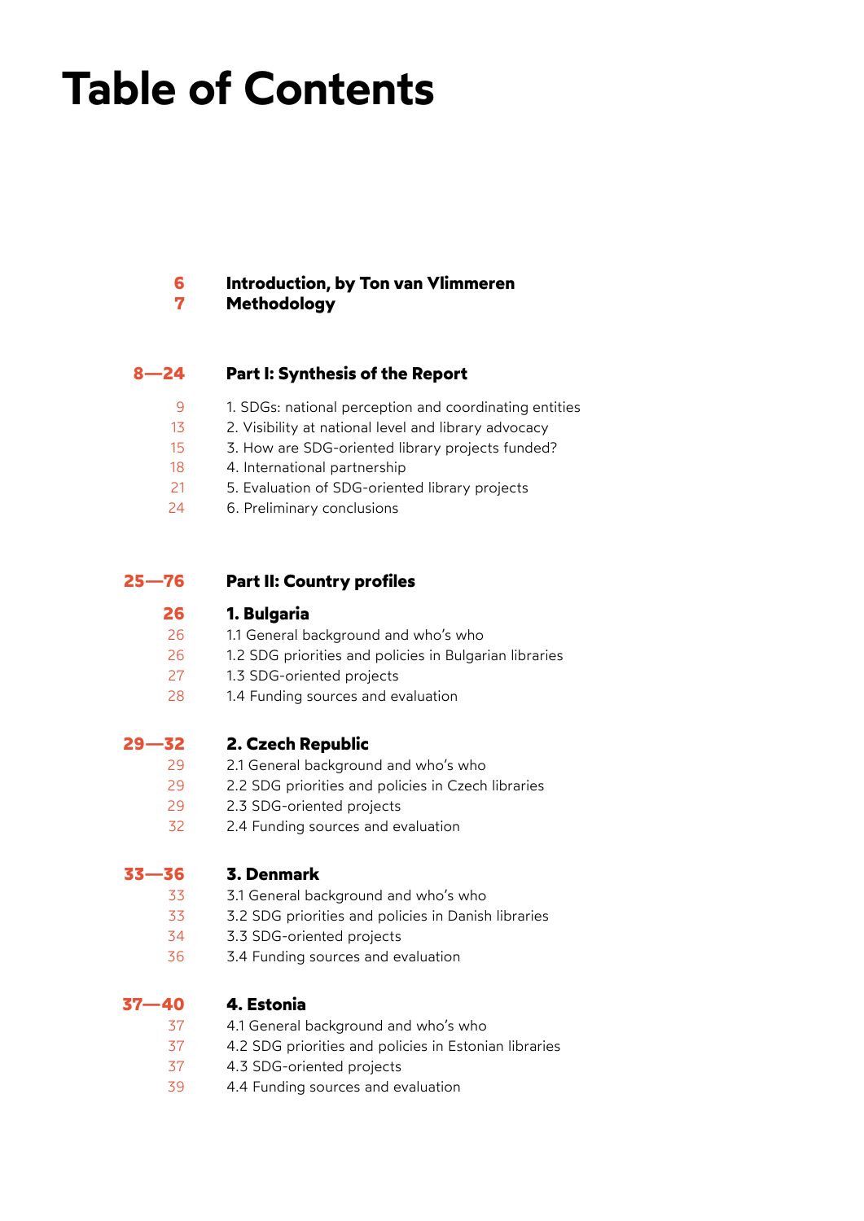# Table of Contents

**6** **Introduction, by Ton van Vlimmeren**
**7** **Methodology**

**8—24** **Part I: Synthesis of the Report**

9 1. SDGs: national perception and coordinating entities
13 2. Visibility at national level and library advocacy
15 3. How are SDG-oriented library projects funded?
18 4. International partnership
21 5. Evaluation of SDG-oriented library projects
24 6. Preliminary conclusions

**25—76** **Part II: Country profiles**

**26** **1. Bulgaria**
26 1.1 General background and who's who
26 1.2 SDG priorities and policies in Bulgarian libraries
27 1.3 SDG-oriented projects
28 1.4 Funding sources and evaluation

**29—32** **2. Czech Republic**
29 2.1 General background and who's who
29 2.2 SDG priorities and policies in Czech libraries
29 2.3 SDG-oriented projects
32 2.4 Funding sources and evaluation

**33—36** **3. Denmark**
33 3.1 General background and who's who
33 3.2 SDG priorities and policies in Danish libraries
34 3.3 SDG-oriented projects
36 3.4 Funding sources and evaluation

**37—40** **4. Estonia**
37 4.1 General background and who's who
37 4.2 SDG priorities and policies in Estonian libraries
37 4.3 SDG-oriented projects
39 4.4 Funding sources and evaluation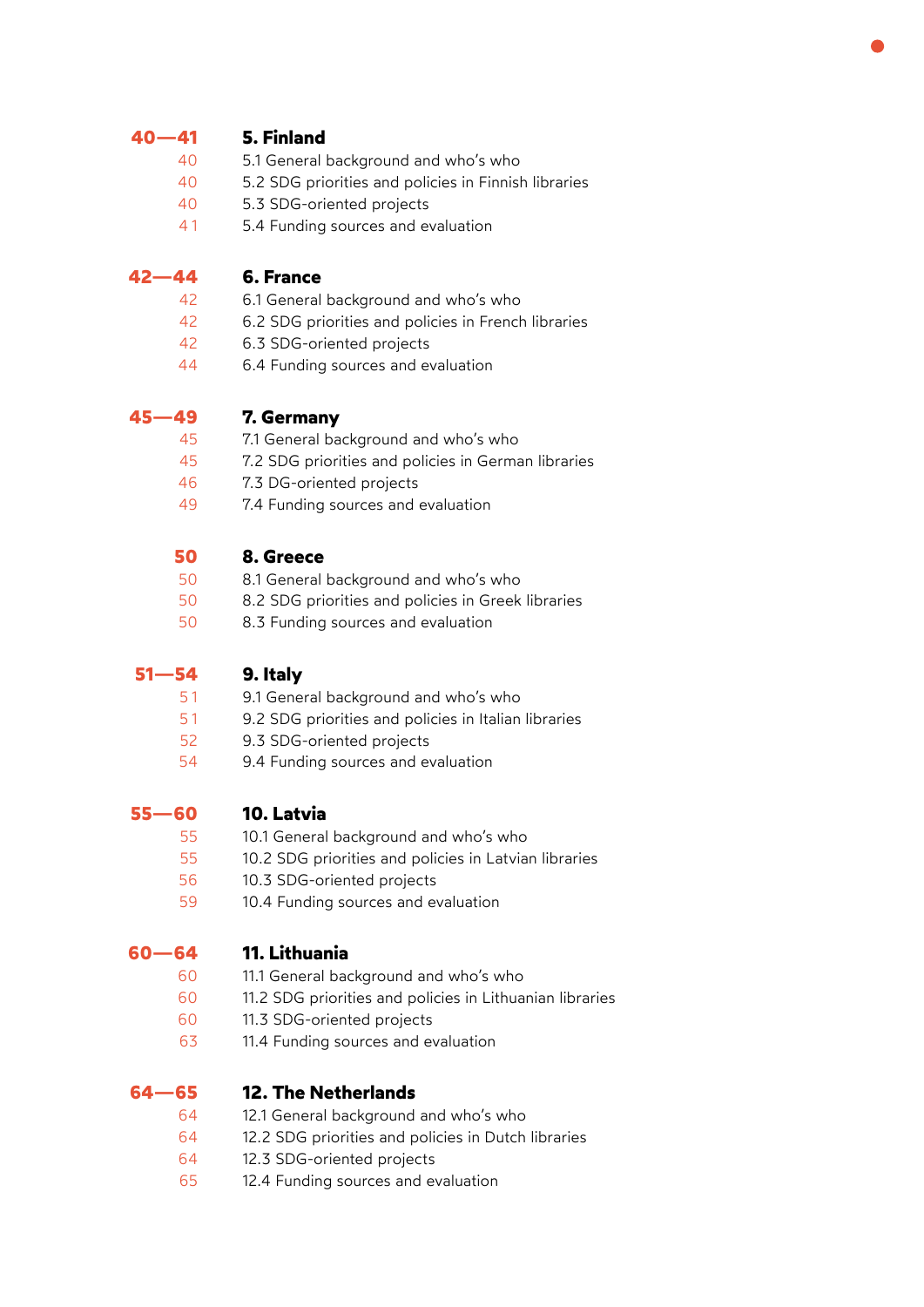| | |
|---|---|
| **40—41** | **5. Finland** |
| 40 | 5.1 General background and who's who |
| 40 | 5.2 SDG priorities and policies in Finnish libraries |
| 40 | 5.3 SDG-oriented projects |
| 41 | 5.4 Funding sources and evaluation |
| **42—44** | **6. France** |
| 42 | 6.1 General background and who's who |
| 42 | 6.2 SDG priorities and policies in French libraries |
| 42 | 6.3 SDG-oriented projects |
| 44 | 6.4 Funding sources and evaluation |
| **45—49** | **7. Germany** |
| 45 | 7.1 General background and who's who |
| 45 | 7.2 SDG priorities and policies in German libraries |
| 46 | 7.3 DG-oriented projects |
| 49 | 7.4 Funding sources and evaluation |
| **50** | **8. Greece** |
| 50 | 8.1 General background and who's who |
| 50 | 8.2 SDG priorities and policies in Greek libraries |
| 50 | 8.3 Funding sources and evaluation |
| **51—54** | **9. Italy** |
| 51 | 9.1 General background and who's who |
| 51 | 9.2 SDG priorities and policies in Italian libraries |
| 52 | 9.3 SDG-oriented projects |
| 54 | 9.4 Funding sources and evaluation |
| **55—60** | **10. Latvia** |
| 55 | 10.1 General background and who's who |
| 55 | 10.2 SDG priorities and policies in Latvian libraries |
| 56 | 10.3 SDG-oriented projects |
| 59 | 10.4 Funding sources and evaluation |
| **60—64** | **11. Lithuania** |
| 60 | 11.1 General background and who's who |
| 60 | 11.2 SDG priorities and policies in Lithuanian libraries |
| 60 | 11.3 SDG-oriented projects |
| 63 | 11.4 Funding sources and evaluation |
| **64—65** | **12. The Netherlands** |
| 64 | 12.1 General background and who's who |
| 64 | 12.2 SDG priorities and policies in Dutch libraries |
| 64 | 12.3 SDG-oriented projects |
| 65 | 12.4 Funding sources and evaluation |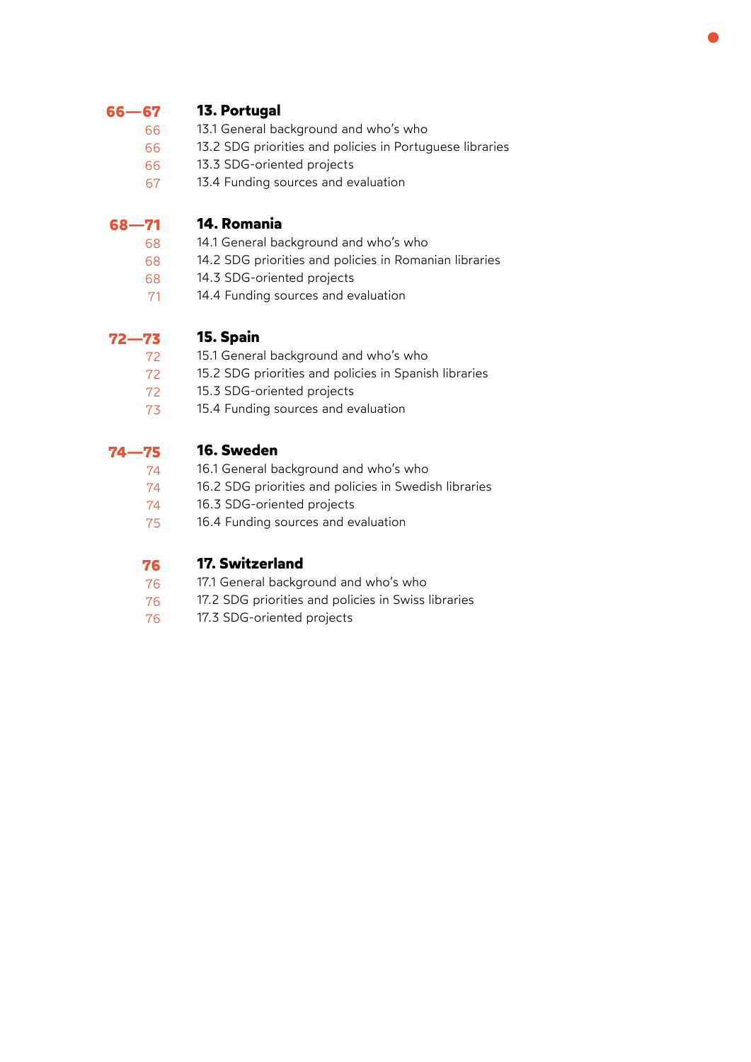| | |
|---|---|
| **66—67** | **13. Portugal** |
| 66 | 13.1 General background and who's who |
| 66 | 13.2 SDG priorities and policies in Portuguese libraries |
| 66 | 13.3 SDG-oriented projects |
| 67 | 13.4 Funding sources and evaluation |
| **68—71** | **14. Romania** |
| 68 | 14.1 General background and who's who |
| 68 | 14.2 SDG priorities and policies in Romanian libraries |
| 68 | 14.3 SDG-oriented projects |
| 71 | 14.4 Funding sources and evaluation |
| **72—73** | **15. Spain** |
| 72 | 15.1 General background and who's who |
| 72 | 15.2 SDG priorities and policies in Spanish libraries |
| 72 | 15.3 SDG-oriented projects |
| 73 | 15.4 Funding sources and evaluation |
| **74—75** | **16. Sweden** |
| 74 | 16.1 General background and who's who |
| 74 | 16.2 SDG priorities and policies in Swedish libraries |
| 74 | 16.3 SDG-oriented projects |
| 75 | 16.4 Funding sources and evaluation |
| **76** | **17. Switzerland** |
| 76 | 17.1 General background and who's who |
| 76 | 17.2 SDG priorities and policies in Swiss libraries |
| 76 | 17.3 SDG-oriented projects |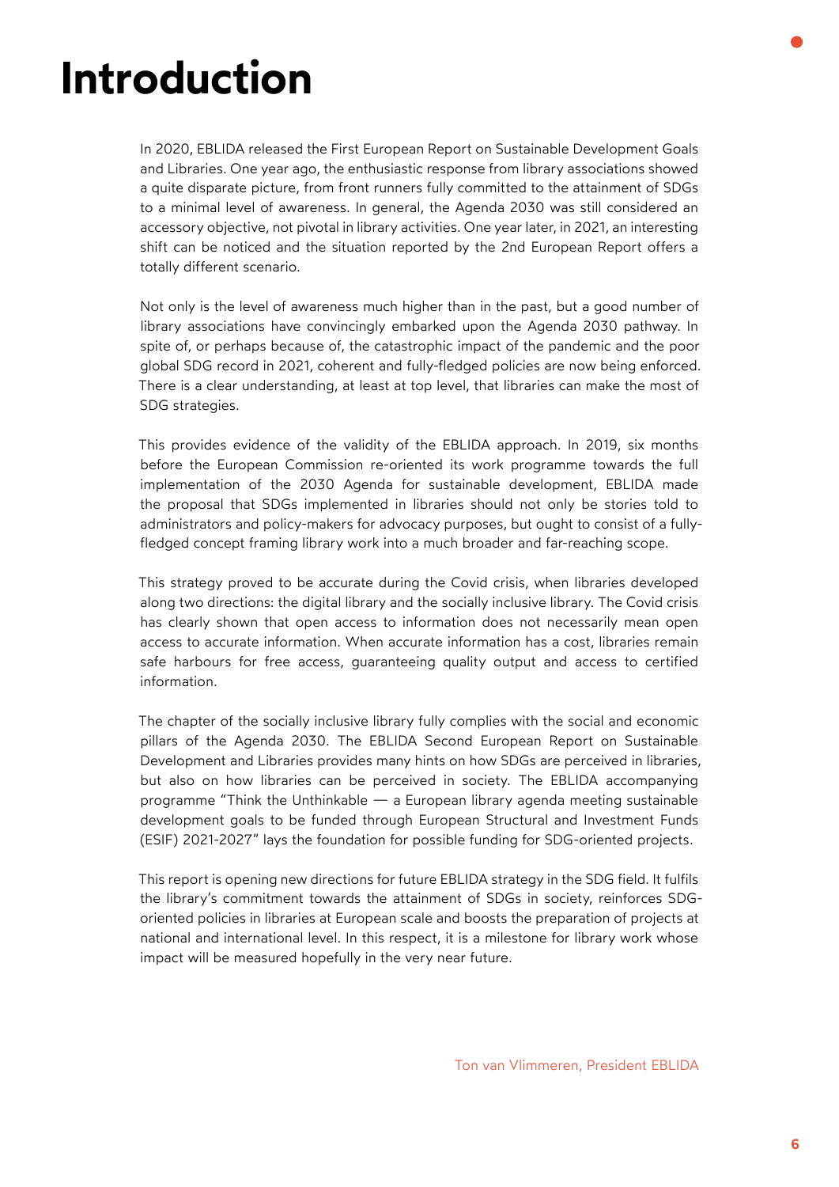# Introduction

In 2020, EBLIDA released the First European Report on Sustainable Development Goals and Libraries. One year ago, the enthusiastic response from library associations showed a quite disparate picture, from front runners fully committed to the attainment of SDGs to a minimal level of awareness. In general, the Agenda 2030 was still considered an accessory objective, not pivotal in library activities. One year later, in 2021, an interesting shift can be noticed and the situation reported by the 2nd European Report offers a totally different scenario.

Not only is the level of awareness much higher than in the past, but a good number of library associations have convincingly embarked upon the Agenda 2030 pathway. In spite of, or perhaps because of, the catastrophic impact of the pandemic and the poor global SDG record in 2021, coherent and fully-fledged policies are now being enforced. There is a clear understanding, at least at top level, that libraries can make the most of SDG strategies.

This provides evidence of the validity of the EBLIDA approach. In 2019, six months before the European Commission re-oriented its work programme towards the full implementation of the 2030 Agenda for sustainable development, EBLIDA made the proposal that SDGs implemented in libraries should not only be stories told to administrators and policy-makers for advocacy purposes, but ought to consist of a fully-fledged concept framing library work into a much broader and far-reaching scope.

This strategy proved to be accurate during the Covid crisis, when libraries developed along two directions: the digital library and the socially inclusive library. The Covid crisis has clearly shown that open access to information does not necessarily mean open access to accurate information. When accurate information has a cost, libraries remain safe harbours for free access, guaranteeing quality output and access to certified information.

The chapter of the socially inclusive library fully complies with the social and economic pillars of the Agenda 2030. The EBLIDA Second European Report on Sustainable Development and Libraries provides many hints on how SDGs are perceived in libraries, but also on how libraries can be perceived in society. The EBLIDA accompanying programme "Think the Unthinkable — a European library agenda meeting sustainable development goals to be funded through European Structural and Investment Funds (ESIF) 2021-2027" lays the foundation for possible funding for SDG-oriented projects.

This report is opening new directions for future EBLIDA strategy in the SDG field. It fulfils the library's commitment towards the attainment of SDGs in society, reinforces SDG-oriented policies in libraries at European scale and boosts the preparation of projects at national and international level. In this respect, it is a milestone for library work whose impact will be measured hopefully in the very near future.

Ton van Vlimmeren, President EBLIDA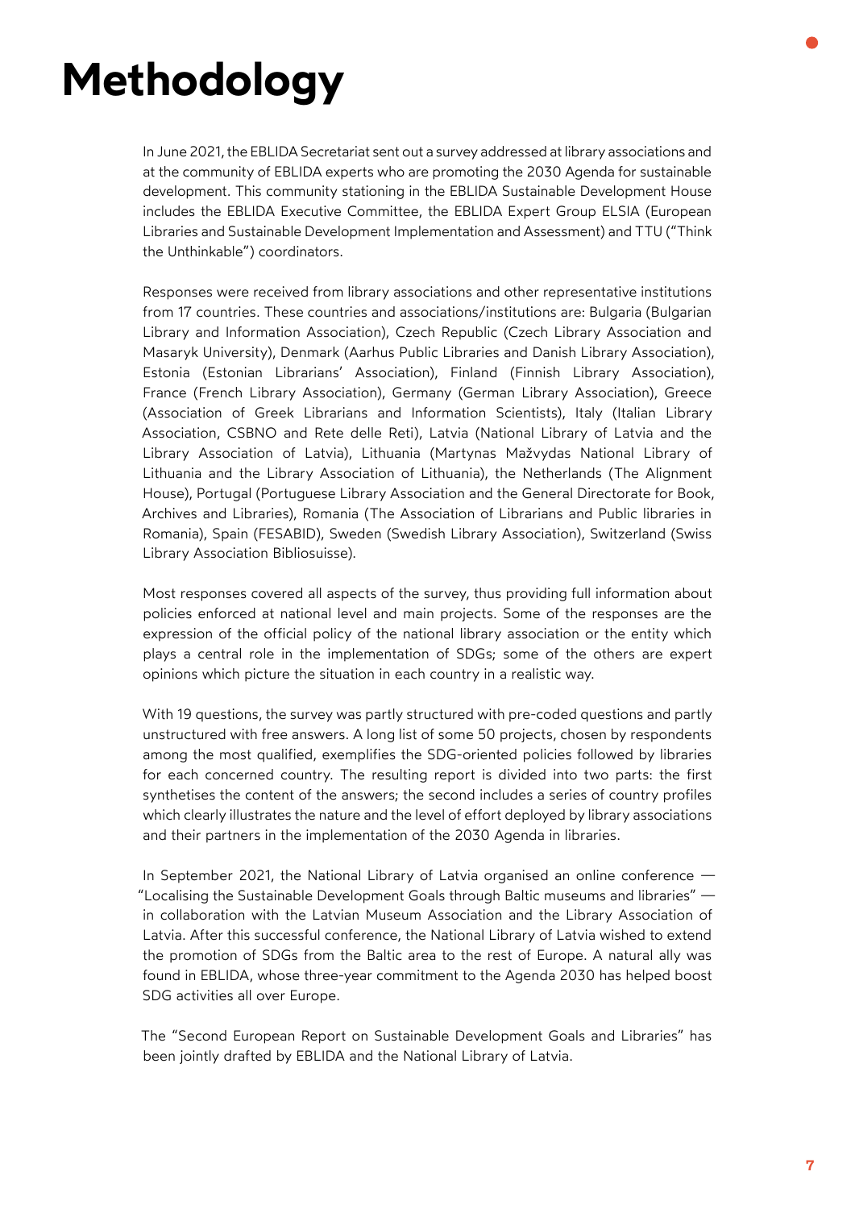# Methodology

In June 2021, the EBLIDA Secretariat sent out a survey addressed at library associations and at the community of EBLIDA experts who are promoting the 2030 Agenda for sustainable development. This community stationing in the EBLIDA Sustainable Development House includes the EBLIDA Executive Committee, the EBLIDA Expert Group ELSIA (European Libraries and Sustainable Development Implementation and Assessment) and TTU ("Think the Unthinkable") coordinators.

Responses were received from library associations and other representative institutions from 17 countries. These countries and associations/institutions are: Bulgaria (Bulgarian Library and Information Association), Czech Republic (Czech Library Association and Masaryk University), Denmark (Aarhus Public Libraries and Danish Library Association), Estonia (Estonian Librarians' Association), Finland (Finnish Library Association), France (French Library Association), Germany (German Library Association), Greece (Association of Greek Librarians and Information Scientists), Italy (Italian Library Association, CSBNO and Rete delle Reti), Latvia (National Library of Latvia and the Library Association of Latvia), Lithuania (Martynas Mažvydas National Library of Lithuania and the Library Association of Lithuania), the Netherlands (The Alignment House), Portugal (Portuguese Library Association and the General Directorate for Book, Archives and Libraries), Romania (The Association of Librarians and Public libraries in Romania), Spain (FESABID), Sweden (Swedish Library Association), Switzerland (Swiss Library Association Bibliosuisse).

Most responses covered all aspects of the survey, thus providing full information about policies enforced at national level and main projects. Some of the responses are the expression of the official policy of the national library association or the entity which plays a central role in the implementation of SDGs; some of the others are expert opinions which picture the situation in each country in a realistic way.

With 19 questions, the survey was partly structured with pre-coded questions and partly unstructured with free answers. A long list of some 50 projects, chosen by respondents among the most qualified, exemplifies the SDG-oriented policies followed by libraries for each concerned country. The resulting report is divided into two parts: the first synthetises the content of the answers; the second includes a series of country profiles which clearly illustrates the nature and the level of effort deployed by library associations and their partners in the implementation of the 2030 Agenda in libraries.

In September 2021, the National Library of Latvia organised an online conference — "Localising the Sustainable Development Goals through Baltic museums and libraries" — in collaboration with the Latvian Museum Association and the Library Association of Latvia. After this successful conference, the National Library of Latvia wished to extend the promotion of SDGs from the Baltic area to the rest of Europe. A natural ally was found in EBLIDA, whose three-year commitment to the Agenda 2030 has helped boost SDG activities all over Europe.

The "Second European Report on Sustainable Development Goals and Libraries" has been jointly drafted by EBLIDA and the National Library of Latvia.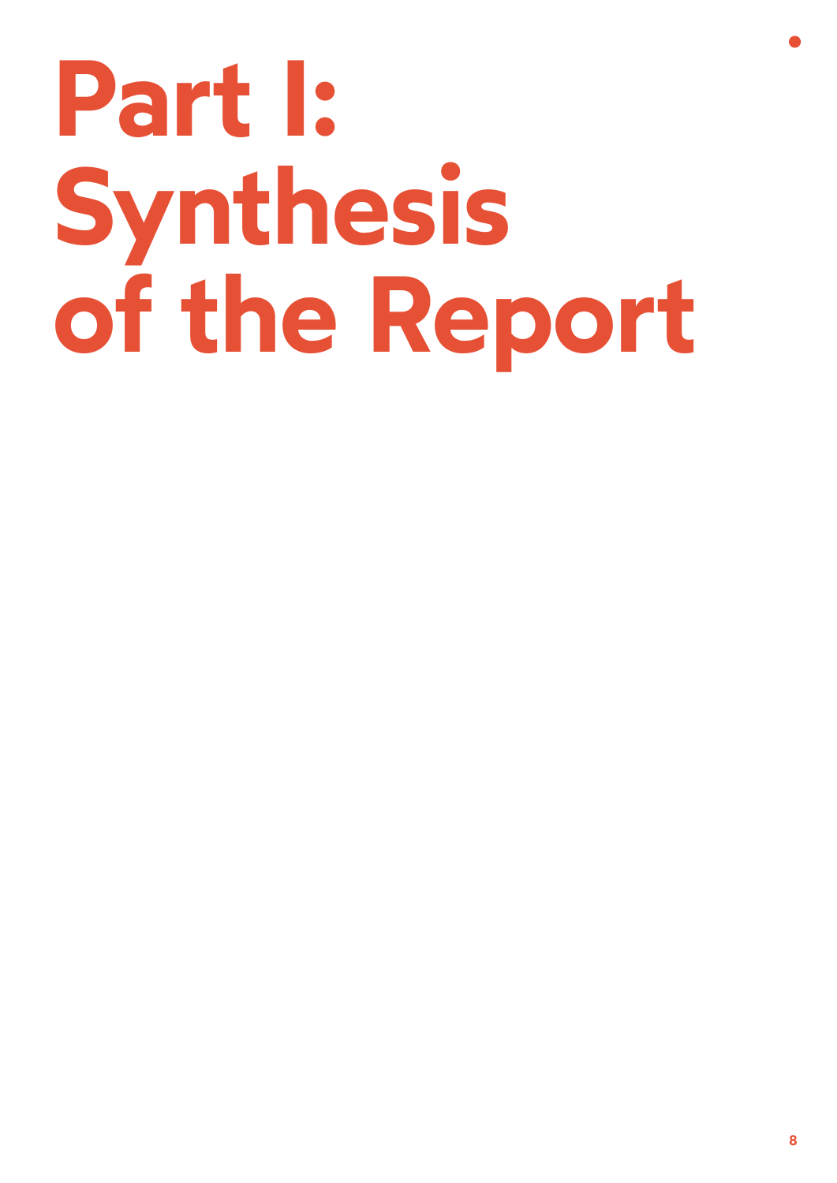# Part I: Synthesis of the Report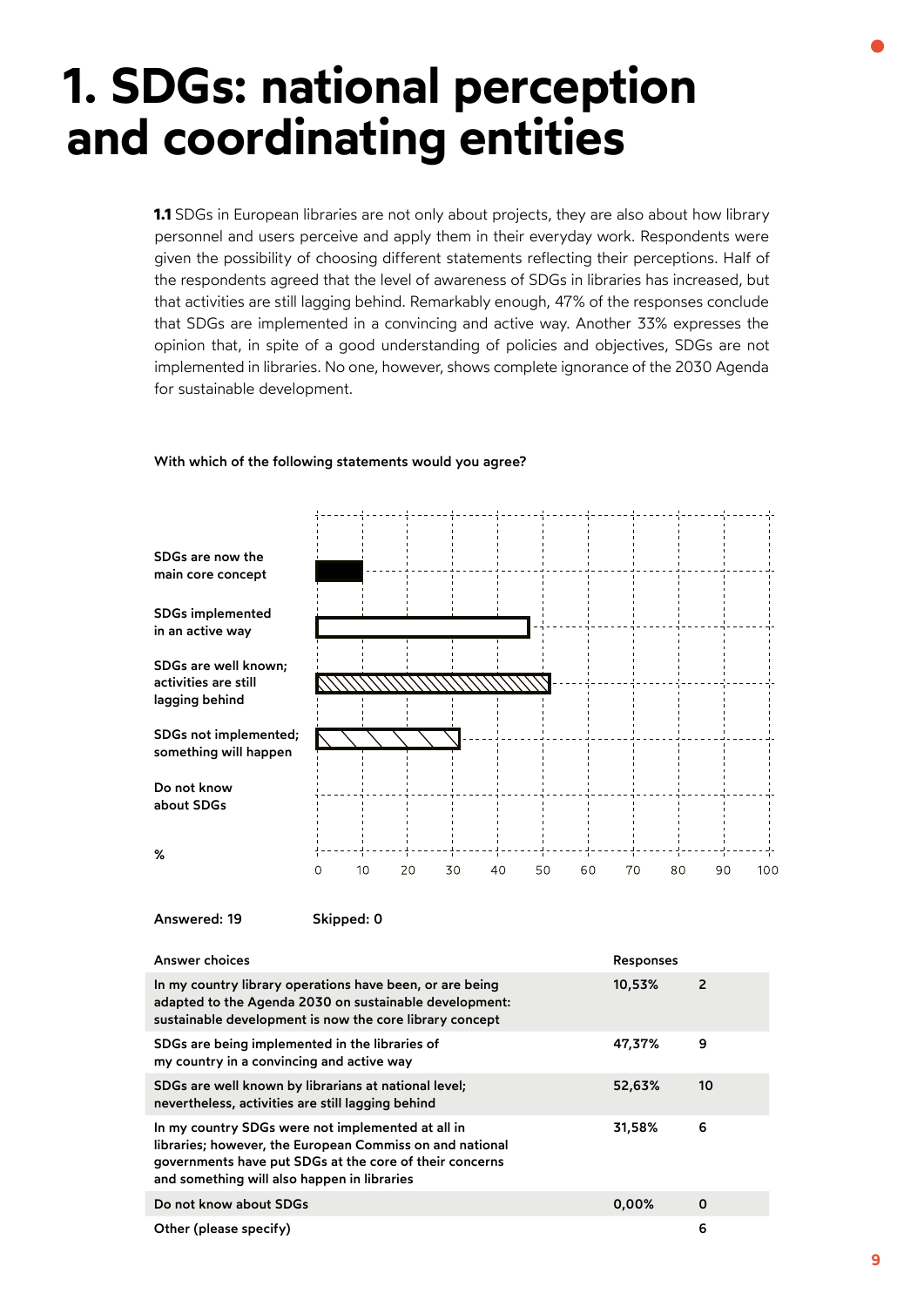# 1. SDGs: national perception and coordinating entities

**1.1** SDGs in European libraries are not only about projects, they are also about how library personnel and users perceive and apply them in their everyday work. Respondents were given the possibility of choosing different statements reflecting their perceptions. Half of the respondents agreed that the level of awareness of SDGs in libraries has increased, but that activities are still lagging behind. Remarkably enough, 47% of the responses conclude that SDGs are implemented in a convincing and active way. Another 33% expresses the opinion that, in spite of a good understanding of policies and objectives, SDGs are not implemented in libraries. No one, however, shows complete ignorance of the 2030 Agenda for sustainable development.

**With which of the following statements would you agree?**

| Statement | % |
|---|---|
| SDGs are now the main core concept | 10,53 |
| SDGs implemented in an active way | 47,37 |
| SDGs are well known; activities are still lagging behind | 52,63 |
| SDGs not implemented; something will happen | 31,58 |
| Do not know about SDGs | 0,00 |

**Answered: 19** **Skipped: 0**

| Answer choices | Responses | |
|---|---|---|
| In my country library operations have been, or are being adapted to the Agenda 2030 on sustainable development: sustainable development is now the core library concept | 10,53% | 2 |
| SDGs are being implemented in the libraries of my country in a convincing and active way | 47,37% | 9 |
| SDGs are well known by librarians at national level; nevertheless, activities are still lagging behind | 52,63% | 10 |
| In my country SDGs were not implemented at all in libraries; however, the European Commiss on and national governments have put SDGs at the core of their concerns and something will also happen in libraries | 31,58% | 6 |
| Do not know about SDGs | 0,00% | 0 |
| Other (please specify) | | 6 |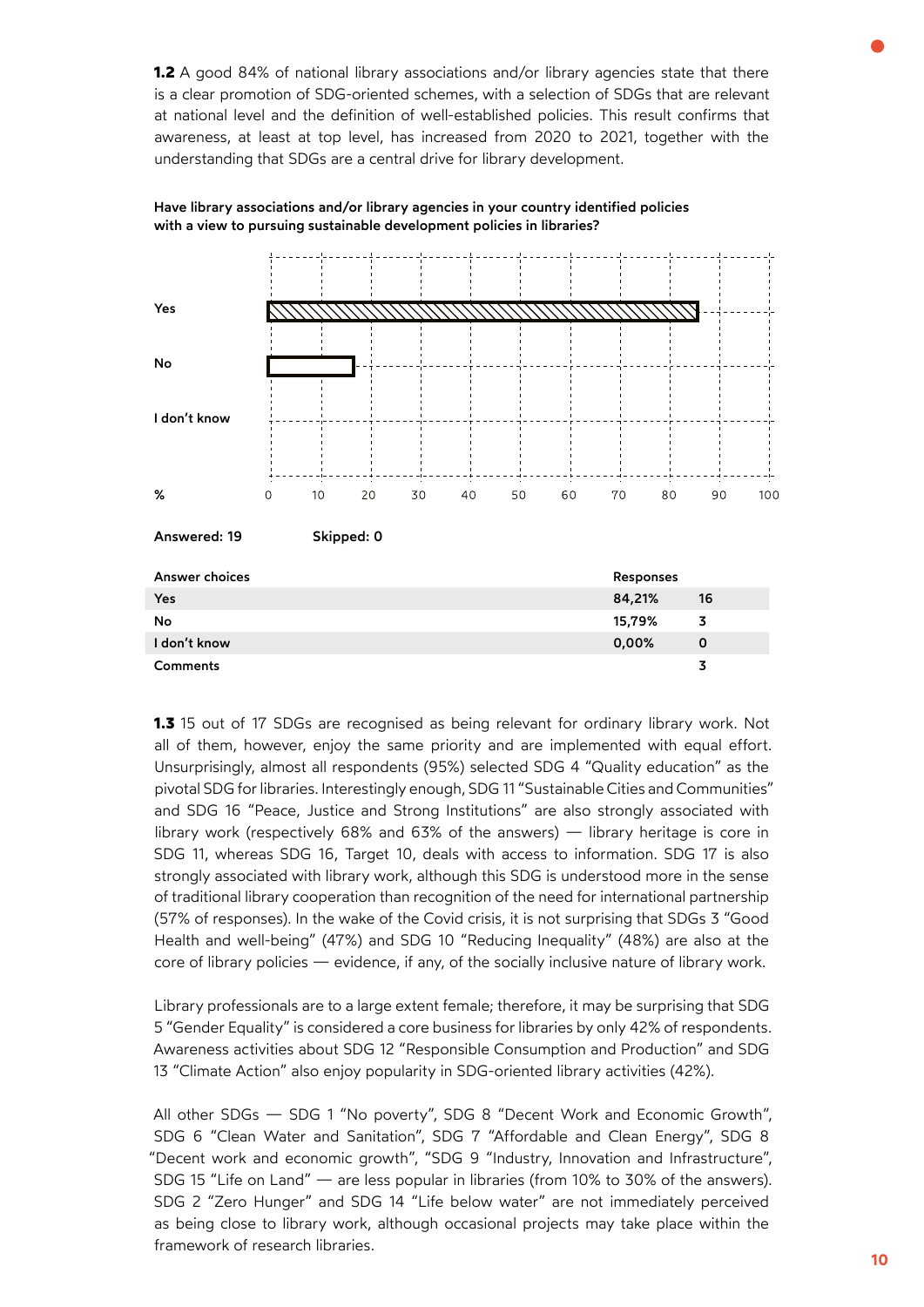**1.2** A good 84% of national library associations and/or library agencies state that there is a clear promotion of SDG-oriented schemes, with a selection of SDGs that are relevant at national level and the definition of well-established policies. This result confirms that awareness, at least at top level, has increased from 2020 to 2021, together with the understanding that SDGs are a central drive for library development.

**Have library associations and/or library agencies in your country identified policies with a view to pursuing sustainable development policies in libraries?**

**Answered: 19** **Skipped: 0**

| Answer choices | Responses | |
|---|---|---|
| Yes | 84,21% | 16 |
| No | 15,79% | 3 |
| I don't know | 0,00% | 0 |
| Comments | | 3 |

**1.3** 15 out of 17 SDGs are recognised as being relevant for ordinary library work. Not all of them, however, enjoy the same priority and are implemented with equal effort. Unsurprisingly, almost all respondents (95%) selected SDG 4 "Quality education" as the pivotal SDG for libraries. Interestingly enough, SDG 11 "Sustainable Cities and Communities" and SDG 16 "Peace, Justice and Strong Institutions" are also strongly associated with library work (respectively 68% and 63% of the answers) — library heritage is core in SDG 11, whereas SDG 16, Target 10, deals with access to information. SDG 17 is also strongly associated with library work, although this SDG is understood more in the sense of traditional library cooperation than recognition of the need for international partnership (57% of responses). In the wake of the Covid crisis, it is not surprising that SDGs 3 "Good Health and well-being" (47%) and SDG 10 "Reducing Inequality" (48%) are also at the core of library policies — evidence, if any, of the socially inclusive nature of library work.

Library professionals are to a large extent female; therefore, it may be surprising that SDG 5 "Gender Equality" is considered a core business for libraries by only 42% of respondents. Awareness activities about SDG 12 "Responsible Consumption and Production" and SDG 13 "Climate Action" also enjoy popularity in SDG-oriented library activities (42%).

All other SDGs — SDG 1 "No poverty", SDG 8 "Decent Work and Economic Growth", SDG 6 "Clean Water and Sanitation", SDG 7 "Affordable and Clean Energy", SDG 8 "Decent work and economic growth", "SDG 9 "Industry, Innovation and Infrastructure", SDG 15 "Life on Land" — are less popular in libraries (from 10% to 30% of the answers). SDG 2 "Zero Hunger" and SDG 14 "Life below water" are not immediately perceived as being close to library work, although occasional projects may take place within the framework of research libraries.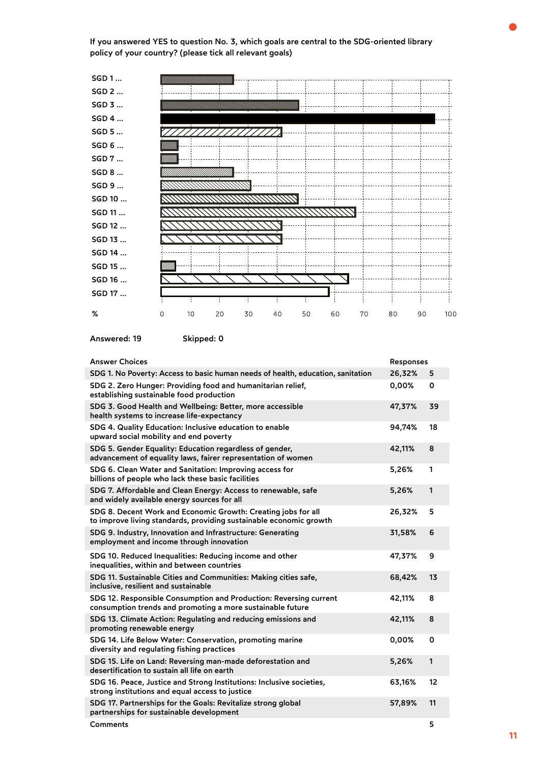If you answered YES to question No. 3, which goals are central to the SDG-oriented library policy of your country? (please tick all relevant goals)

Answered: 19 Skipped: 0

| Answer Choices | Responses | |
|---|---|---|
| SDG 1. No Poverty: Access to basic human needs of health, education, sanitation | 26,32% | 5 |
| SDG 2. Zero Hunger: Providing food and humanitarian relief, establishing sustainable food production | 0,00% | 0 |
| SDG 3. Good Health and Wellbeing: Better, more accessible health systems to increase life-expectancy | 47,37% | 39 |
| SDG 4. Quality Education: Inclusive education to enable upward social mobility and end poverty | 94,74% | 18 |
| SDG 5. Gender Equality: Education regardless of gender, advancement of equality laws, fairer representation of women | 42,11% | 8 |
| SDG 6. Clean Water and Sanitation: Improving access for billions of people who lack these basic facilities | 5,26% | 1 |
| SDG 7. Affordable and Clean Energy: Access to renewable, safe and widely available energy sources for all | 5,26% | 1 |
| SDG 8. Decent Work and Economic Growth: Creating jobs for all to improve living standards, providing sustainable economic growth | 26,32% | 5 |
| SDG 9. Industry, Innovation and Infrastructure: Generating employment and income through innovation | 31,58% | 6 |
| SDG 10. Reduced Inequalities: Reducing income and other inequalities, within and between countries | 47,37% | 9 |
| SDG 11. Sustainable Cities and Communities: Making cities safe, inclusive, resilient and sustainable | 68,42% | 13 |
| SDG 12. Responsible Consumption and Production: Reversing current consumption trends and promoting a more sustainable future | 42,11% | 8 |
| SDG 13. Climate Action: Regulating and reducing emissions and promoting renewable energy | 42,11% | 8 |
| SDG 14. Life Below Water: Conservation, promoting marine diversity and regulating fishing practices | 0,00% | 0 |
| SDG 15. Life on Land: Reversing man-made deforestation and desertification to sustain all life on earth | 5,26% | 1 |
| SDG 16. Peace, Justice and Strong Institutions: Inclusive societies, strong institutions and equal access to justice | 63,16% | 12 |
| SDG 17. Partnerships for the Goals: Revitalize strong global partnerships for sustainable development | 57,89% | 11 |
| Comments | | 5 |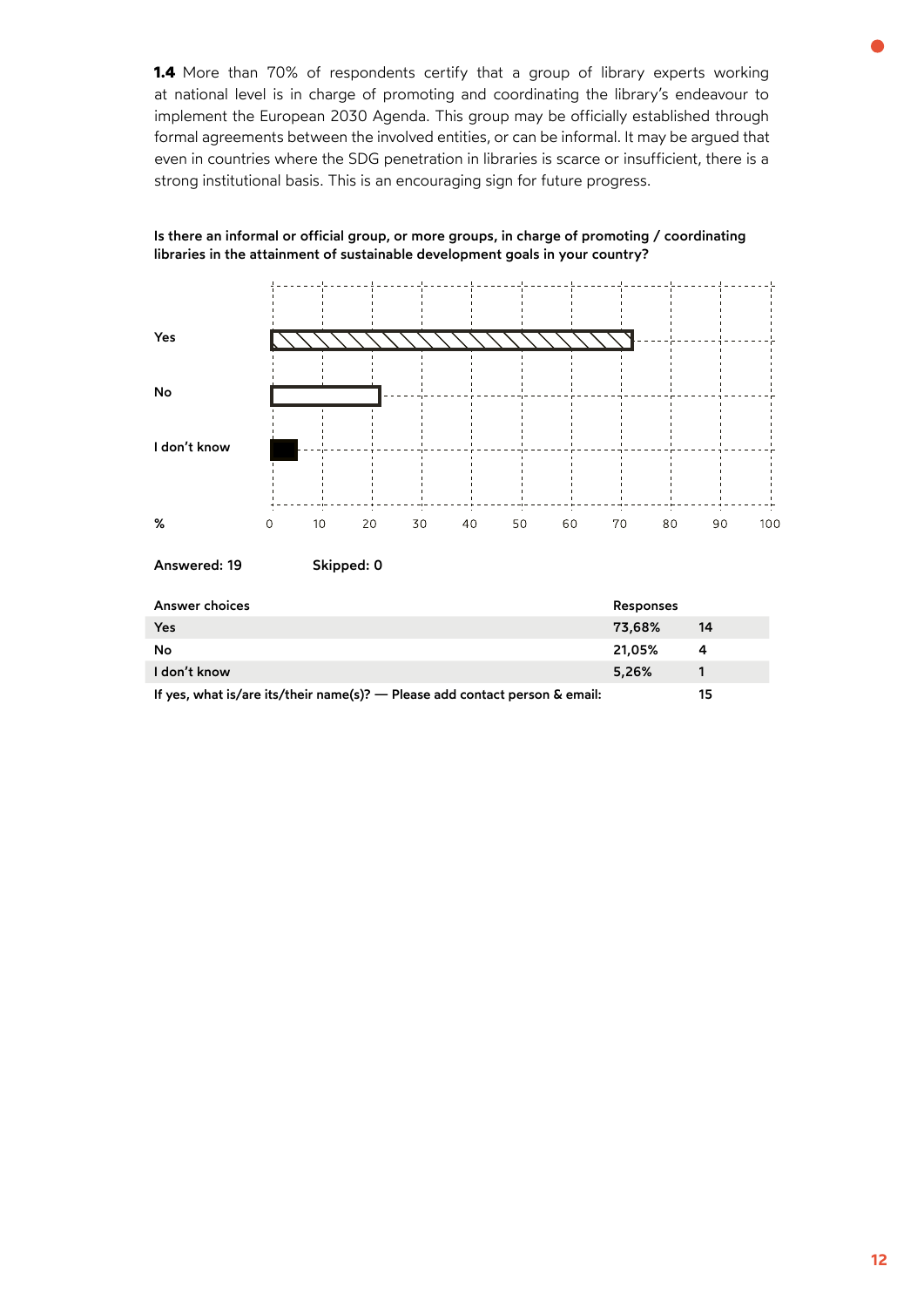**1.4** More than 70% of respondents certify that a group of library experts working at national level is in charge of promoting and coordinating the library's endeavour to implement the European 2030 Agenda. This group may be officially established through formal agreements between the involved entities, or can be informal. It may be argued that even in countries where the SDG penetration in libraries is scarce or insufficient, there is a strong institutional basis. This is an encouraging sign for future progress.

**Is there an informal or official group, or more groups, in charge of promoting / coordinating libraries in the attainment of sustainable development goals in your country?**

**Answered: 19** **Skipped: 0**

| Answer choices | Responses | |
|---|---|---|
| Yes | 73,68% | 14 |
| No | 21,05% | 4 |
| I don't know | 5,26% | 1 |
| If yes, what is/are its/their name(s)? — Please add contact person & email: | | 15 |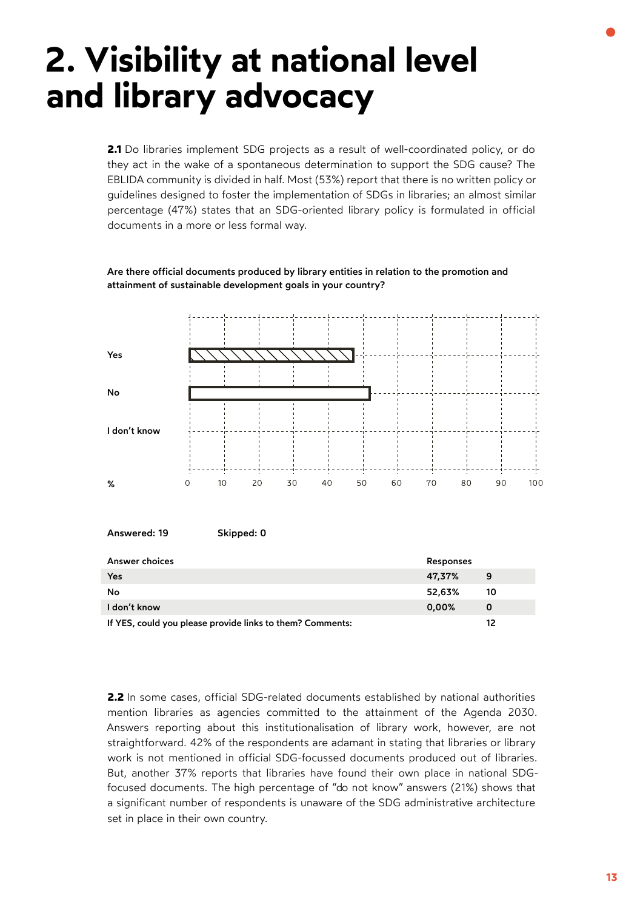// 2. Visibility at national level and library advocacy

**2.1** Do libraries implement SDG projects as a result of well-coordinated policy, or do they act in the wake of a spontaneous determination to support the SDG cause? The EBLIDA community is divided in half. Most (53%) report that there is no written policy or guidelines designed to foster the implementation of SDGs in libraries; an almost similar percentage (47%) states that an SDG-oriented library policy is formulated in official documents in a more or less formal way.

**Are there official documents produced by library entities in relation to the promotion and attainment of sustainable development goals in your country?**

| | % |
|---|---|
| Yes | 47 |
| No | 53 |
| I don't know | 0 |

**Answered: 19** **Skipped: 0**

| Answer choices | Responses | |
|---|---|---|
| Yes | 47,37% | 9 |
| No | 52,63% | 10 |
| I don't know | 0,00% | 0 |
| If YES, could you please provide links to them? Comments: | | 12 |

**2.2** In some cases, official SDG-related documents established by national authorities mention libraries as agencies committed to the attainment of the Agenda 2030. Answers reporting about this institutionalisation of library work, however, are not straightforward. 42% of the respondents are adamant in stating that libraries or library work is not mentioned in official SDG-focussed documents produced out of libraries. But, another 37% reports that libraries have found their own place in national SDG-focused documents. The high percentage of "do not know" answers (21%) shows that a significant number of respondents is unaware of the SDG administrative architecture set in place in their own country.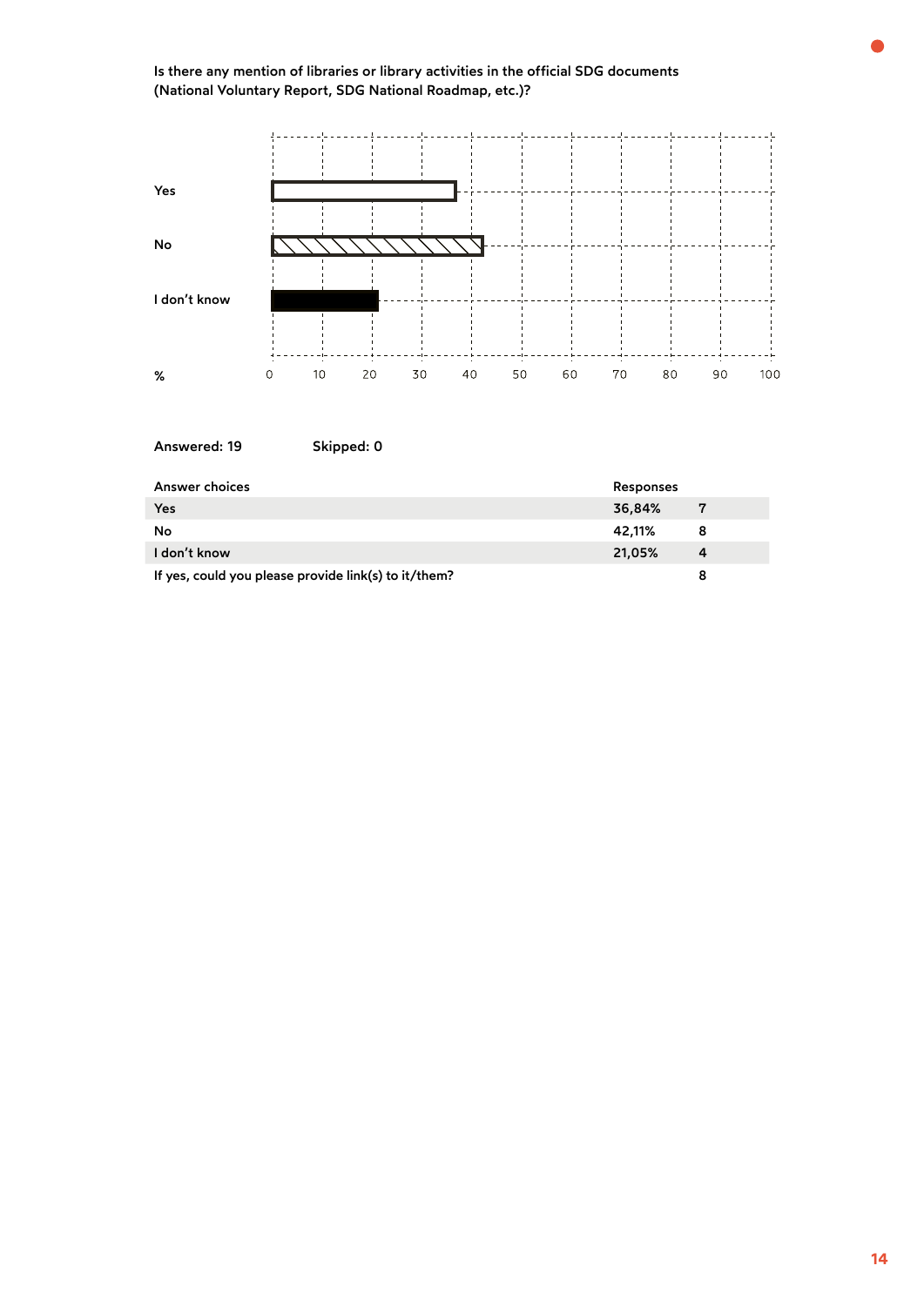**Is there any mention of libraries or library activities in the official SDG documents (National Voluntary Report, SDG National Roadmap, etc.)?**

Answered: 19 Skipped: 0

| Answer choices | Responses | |
|---|---|---|
| Yes | 36,84% | 7 |
| No | 42,11% | 8 |
| I don't know | 21,05% | 4 |
| If yes, could you please provide link(s) to it/them? | | 8 |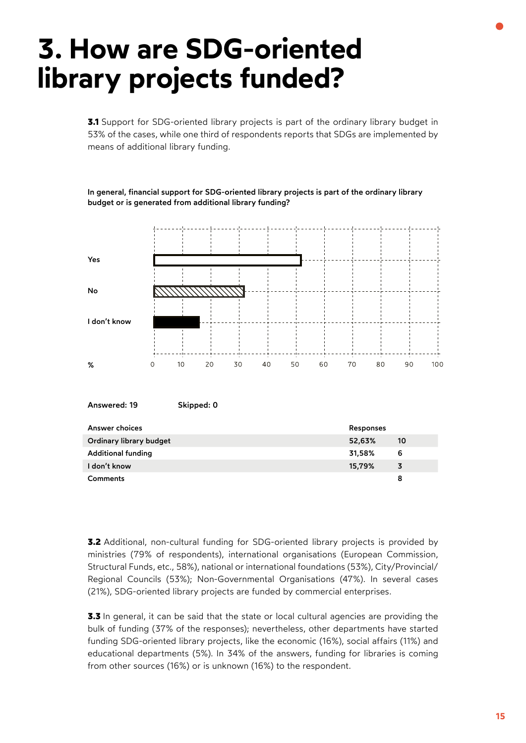# 3. How are SDG-oriented library projects funded?

**3.1** Support for SDG-oriented library projects is part of the ordinary library budget in 53% of the cases, while one third of respondents reports that SDGs are implemented by means of additional library funding.

**In general, financial support for SDG-oriented library projects is part of the ordinary library budget or is generated from additional library funding?**

**Answered: 19** **Skipped: 0**

| Answer choices | Responses | |
|---|---|---|
| Ordinary library budget | 52,63% | 10 |
| Additional funding | 31,58% | 6 |
| I don't know | 15,79% | 3 |
| Comments | | 8 |

**3.2** Additional, non-cultural funding for SDG-oriented library projects is provided by ministries (79% of respondents), international organisations (European Commission, Structural Funds, etc., 58%), national or international foundations (53%), City/Provincial/Regional Councils (53%); Non-Governmental Organisations (47%). In several cases (21%), SDG-oriented library projects are funded by commercial enterprises.

**3.3** In general, it can be said that the state or local cultural agencies are providing the bulk of funding (37% of the responses); nevertheless, other departments have started funding SDG-oriented library projects, like the economic (16%), social affairs (11%) and educational departments (5%). In 34% of the answers, funding for libraries is coming from other sources (16%) or is unknown (16%) to the respondent.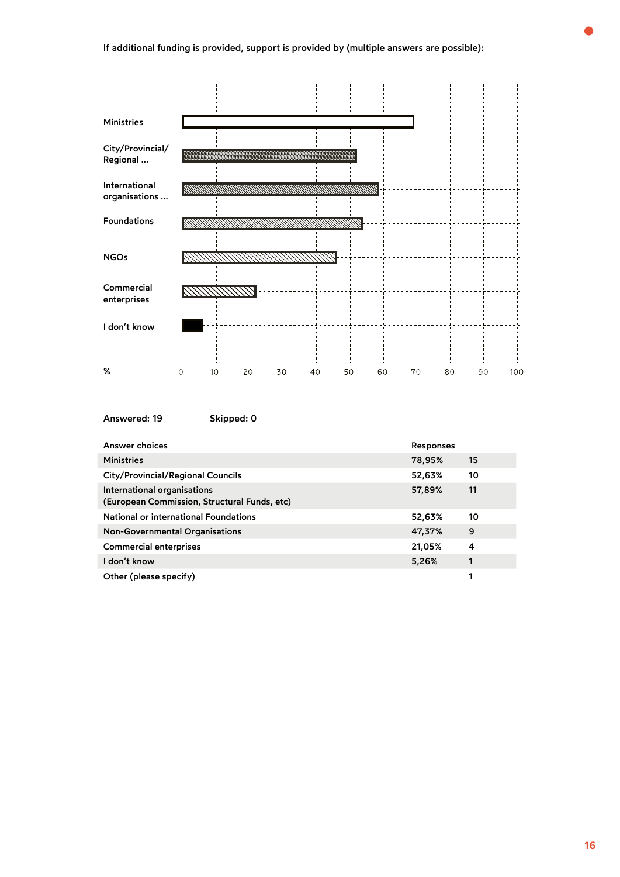**If additional funding is provided, support is provided by (multiple answers are possible):**

Answered: 19 Skipped: 0

| Answer choices | Responses | |
|---|---|---|
| Ministries | 78,95% | 15 |
| City/Provincial/Regional Councils | 52,63% | 10 |
| International organisations (European Commission, Structural Funds, etc) | 57,89% | 11 |
| National or international Foundations | 52,63% | 10 |
| Non-Governmental Organisations | 47,37% | 9 |
| Commercial enterprises | 21,05% | 4 |
| I don't know | 5,26% | 1 |
| Other (please specify) | | 1 |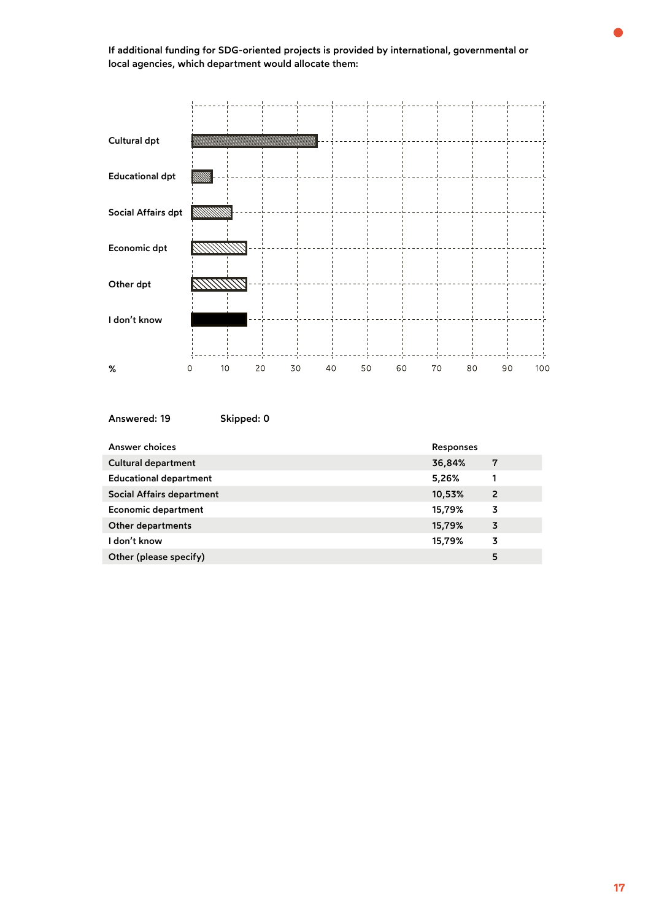If additional funding for SDG-oriented projects is provided by international, governmental or local agencies, which department would allocate them:

Answered: 19 Skipped: 0

| Answer choices | Responses | |
|---|---|---|
| Cultural department | 36,84% | 7 |
| Educational department | 5,26% | 1 |
| Social Affairs department | 10,53% | 2 |
| Economic department | 15,79% | 3 |
| Other departments | 15,79% | 3 |
| I don't know | 15,79% | 3 |
| Other (please specify) | | 5 |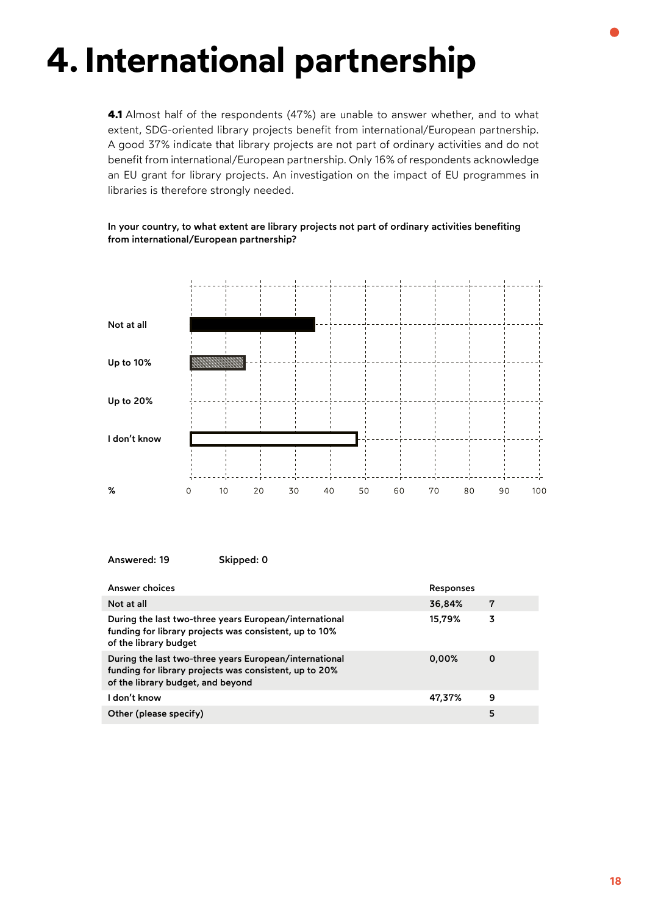# 4. International partnership

**4.1** Almost half of the respondents (47%) are unable to answer whether, and to what extent, SDG-oriented library projects benefit from international/European partnership. A good 37% indicate that library projects are not part of ordinary activities and do not benefit from international/European partnership. Only 16% of respondents acknowledge an EU grant for library projects. An investigation on the impact of EU programmes in libraries is therefore strongly needed.

**In your country, to what extent are library projects not part of ordinary activities benefiting from international/European partnership?**

Not at all

Up to 10%

Up to 20%

I don't know

% 0 10 20 30 40 50 60 70 80 90 100

**Answered: 19** **Skipped: 0**

| Answer choices | Responses | |
|---|---|---|
| Not at all | 36,84% | 7 |
| During the last two-three years European/international funding for library projects was consistent, up to 10% of the library budget | 15,79% | 3 |
| During the last two-three years European/international funding for library projects was consistent, up to 20% of the library budget, and beyond | 0,00% | 0 |
| I don't know | 47,37% | 9 |
| Other (please specify) | | 5 |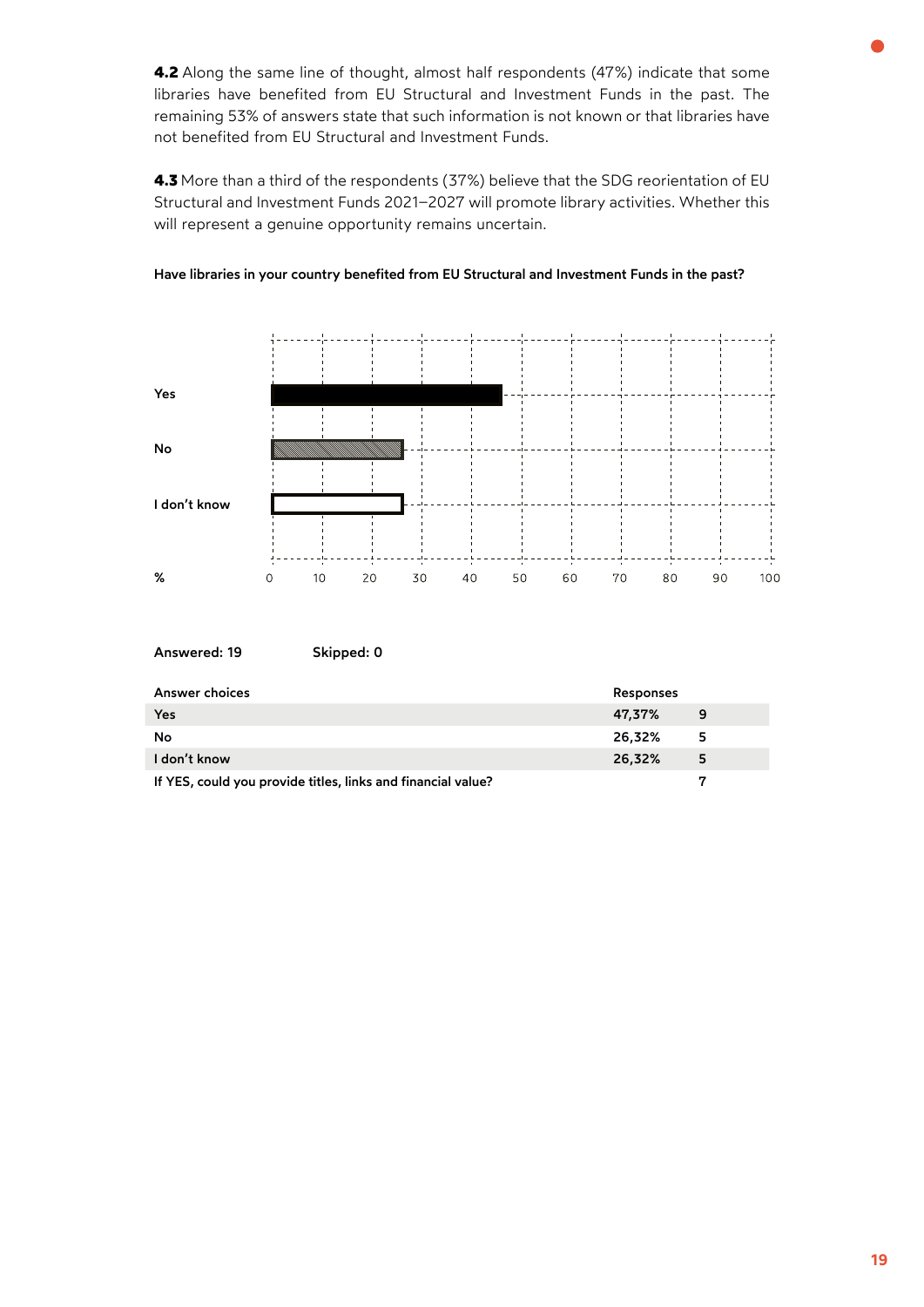**4.2** Along the same line of thought, almost half respondents (47%) indicate that some libraries have benefited from EU Structural and Investment Funds in the past. The remaining 53% of answers state that such information is not known or that libraries have not benefited from EU Structural and Investment Funds.

**4.3** More than a third of the respondents (37%) believe that the SDG reorientation of EU Structural and Investment Funds 2021–2027 will promote library activities. Whether this will represent a genuine opportunity remains uncertain.

**Have libraries in your country benefited from EU Structural and Investment Funds in the past?**

**Answered: 19** **Skipped: 0**

| Answer choices | Responses | |
|---|---|---|
| Yes | 47,37% | 9 |
| No | 26,32% | 5 |
| I don't know | 26,32% | 5 |
| If YES, could you provide titles, links and financial value? | | 7 |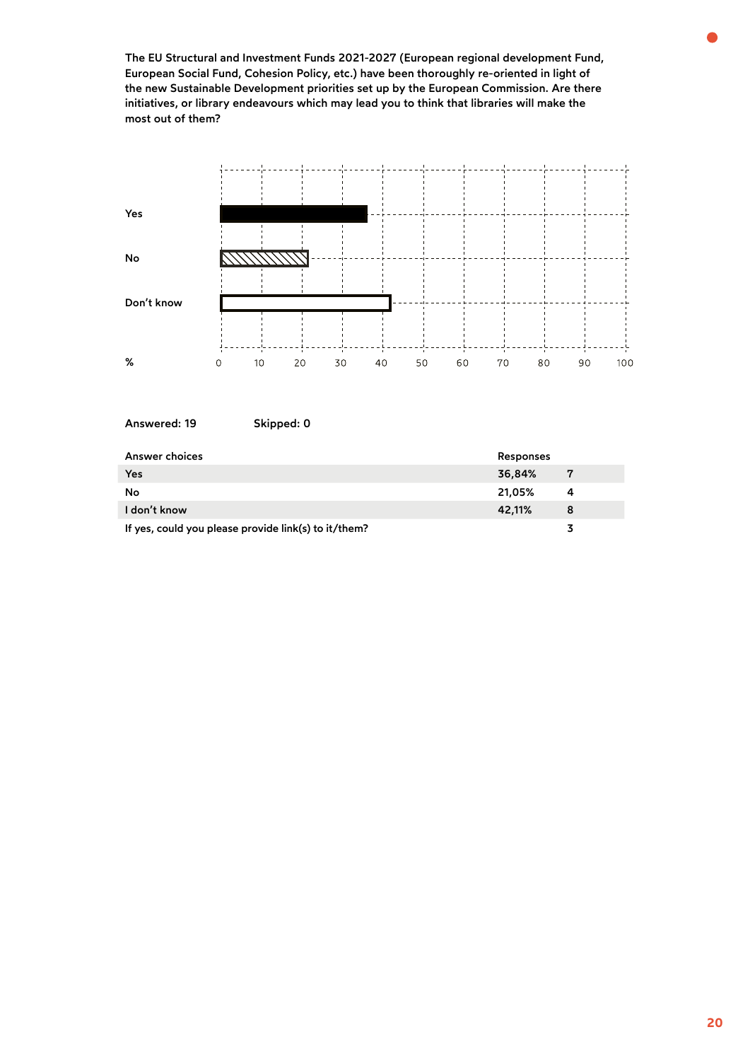**The EU Structural and Investment Funds 2021-2027 (European regional development Fund, European Social Fund, Cohesion Policy, etc.) have been thoroughly re-oriented in light of the new Sustainable Development priorities set up by the European Commission. Are there initiatives, or library endeavours which may lead you to think that libraries will make the most out of them?**

**Answered: 19** **Skipped: 0**

| Answer choices | Responses | |
|---|---|---|
| Yes | 36,84% | 7 |
| No | 21,05% | 4 |
| I don't know | 42,11% | 8 |
| If yes, could you please provide link(s) to it/them? | | 3 |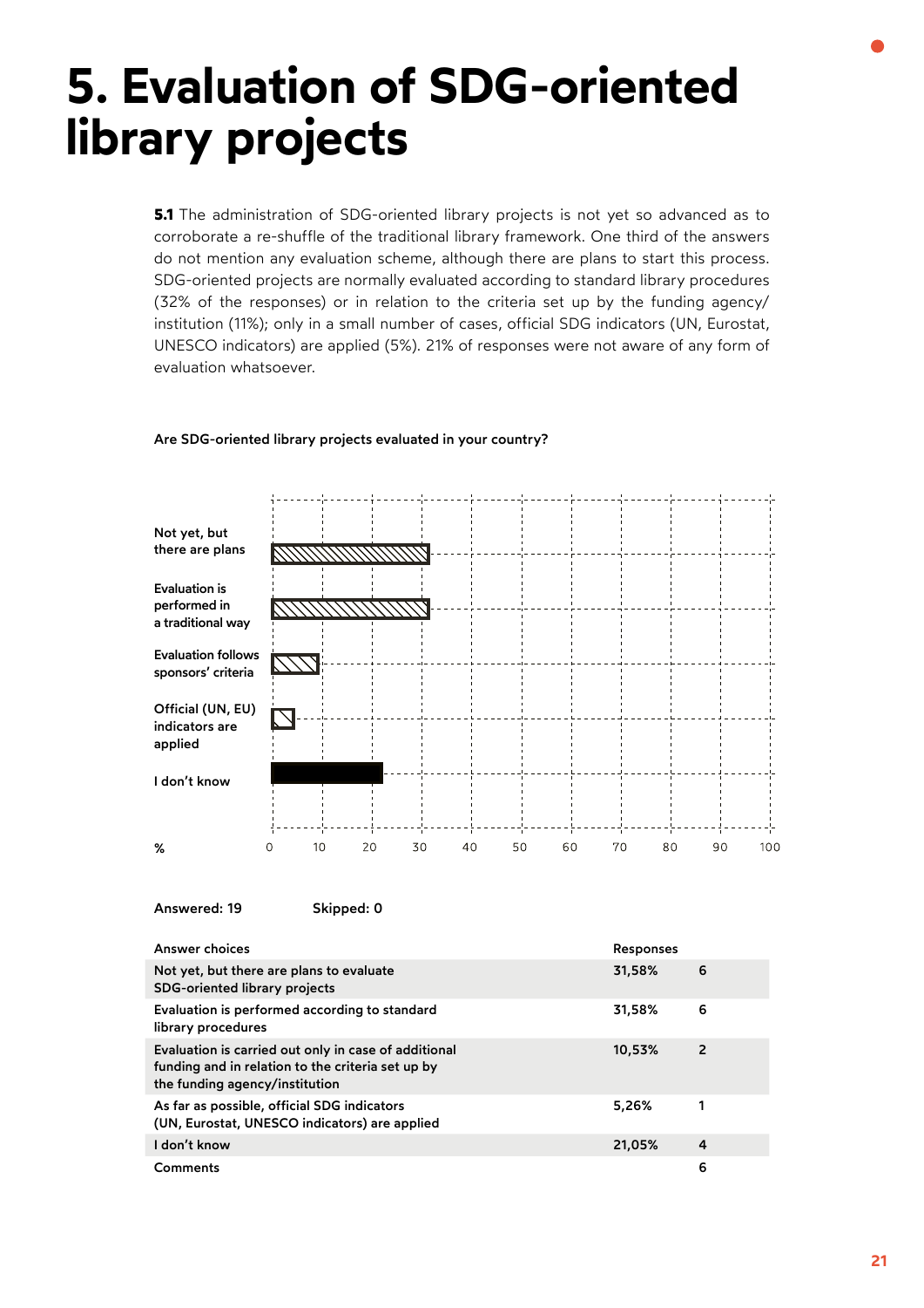# 5. Evaluation of SDG-oriented library projects

**5.1** The administration of SDG-oriented library projects is not yet so advanced as to corroborate a re-shuffle of the traditional library framework. One third of the answers do not mention any evaluation scheme, although there are plans to start this process. SDG-oriented projects are normally evaluated according to standard library procedures (32% of the responses) or in relation to the criteria set up by the funding agency/institution (11%); only in a small number of cases, official SDG indicators (UN, Eurostat, UNESCO indicators) are applied (5%). 21% of responses were not aware of any form of evaluation whatsoever.

**Are SDG-oriented library projects evaluated in your country?**

| Answer | % |
|---|---|
| Not yet, but there are plans | 31,58 |
| Evaluation is performed in a traditional way | 31,58 |
| Evaluation follows sponsors' criteria | 10,53 |
| Official (UN, EU) indicators are applied | 5,26 |
| I don't know | 21,05 |

**Answered: 19** **Skipped: 0**

| Answer choices | Responses | |
|---|---|---|
| Not yet, but there are plans to evaluate SDG-oriented library projects | 31,58% | 6 |
| Evaluation is performed according to standard library procedures | 31,58% | 6 |
| Evaluation is carried out only in case of additional funding and in relation to the criteria set up by the funding agency/institution | 10,53% | 2 |
| As far as possible, official SDG indicators (UN, Eurostat, UNESCO indicators) are applied | 5,26% | 1 |
| I don't know | 21,05% | 4 |
| Comments | | 6 |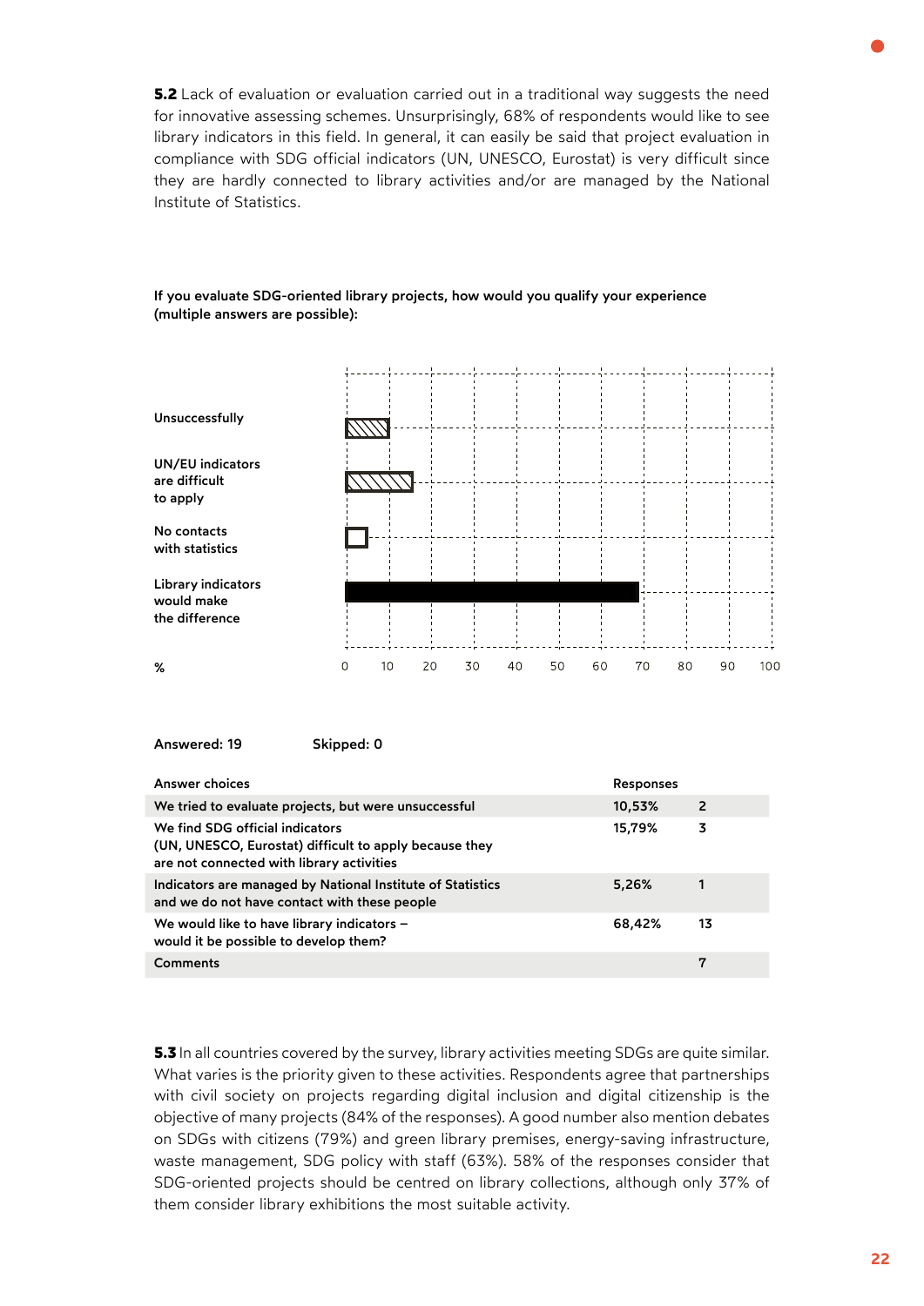**5.2** Lack of evaluation or evaluation carried out in a traditional way suggests the need for innovative assessing schemes. Unsurprisingly, 68% of respondents would like to see library indicators in this field. In general, it can easily be said that project evaluation in compliance with SDG official indicators (UN, UNESCO, Eurostat) is very difficult since they are hardly connected to library activities and/or are managed by the National Institute of Statistics.

**If you evaluate SDG-oriented library projects, how would you qualify your experience (multiple answers are possible):**

Unsuccessfully

UN/EU indicators are difficult to apply

No contacts with statistics

Library indicators would make the difference

% 0 10 20 30 40 50 60 70 80 90 100

**Answered: 19** **Skipped: 0**

| Answer choices | Responses | |
|---|---|---|
| We tried to evaluate projects, but were unsuccessful | 10,53% | 2 |
| We find SDG official indicators (UN, UNESCO, Eurostat) difficult to apply because they are not connected with library activities | 15,79% | 3 |
| Indicators are managed by National Institute of Statistics and we do not have contact with these people | 5,26% | 1 |
| We would like to have library indicators – would it be possible to develop them? | 68,42% | 13 |
| Comments | | 7 |

**5.3** In all countries covered by the survey, library activities meeting SDGs are quite similar. What varies is the priority given to these activities. Respondents agree that partnerships with civil society on projects regarding digital inclusion and digital citizenship is the objective of many projects (84% of the responses). A good number also mention debates on SDGs with citizens (79%) and green library premises, energy-saving infrastructure, waste management, SDG policy with staff (63%). 58% of the responses consider that SDG-oriented projects should be centred on library collections, although only 37% of them consider library exhibitions the most suitable activity.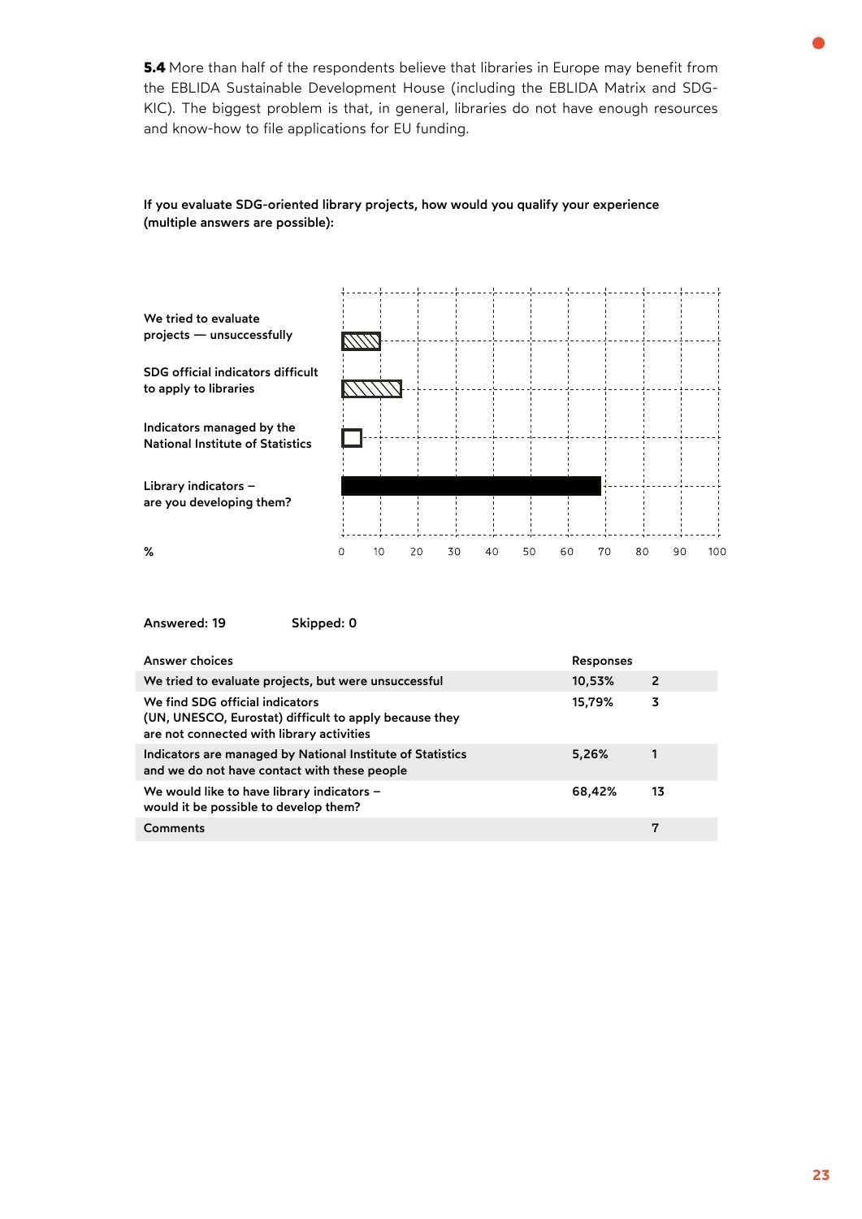**5.4** More than half of the respondents believe that libraries in Europe may benefit from the EBLIDA Sustainable Development House (including the EBLIDA Matrix and SDG-KIC). The biggest problem is that, in general, libraries do not have enough resources and know-how to file applications for EU funding.

**If you evaluate SDG-oriented library projects, how would you qualify your experience (multiple answers are possible):**

| | % |
|---|---|
| We tried to evaluate projects — unsuccessfully | 10,53 |
| SDG official indicators difficult to apply to libraries | 15,79 |
| Indicators managed by the National Institute of Statistics | 5,26 |
| Library indicators – are you developing them? | 68,42 |

**Answered: 19** **Skipped: 0**

| Answer choices | Responses | |
|---|---|---|
| We tried to evaluate projects, but were unsuccessful | 10,53% | 2 |
| We find SDG official indicators (UN, UNESCO, Eurostat) difficult to apply because they are not connected with library activities | 15,79% | 3 |
| Indicators are managed by National Institute of Statistics and we do not have contact with these people | 5,26% | 1 |
| We would like to have library indicators – would it be possible to develop them? | 68,42% | 13 |
| Comments | | 7 |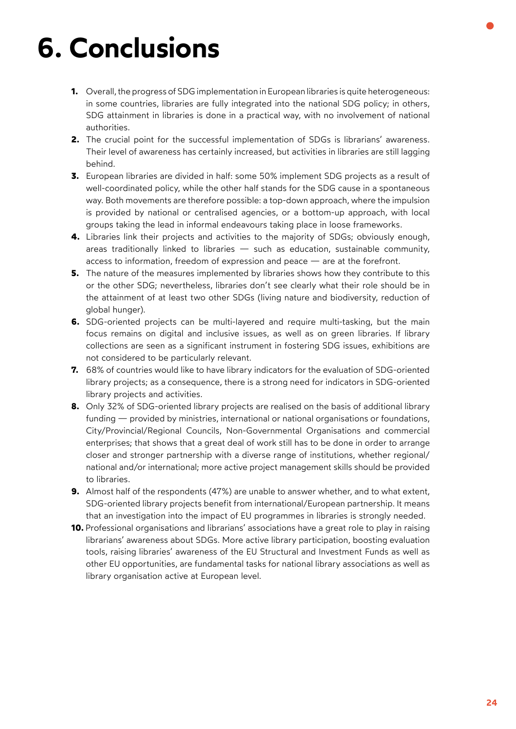# 6. Conclusions

1. Overall, the progress of SDG implementation in European libraries is quite heterogeneous: in some countries, libraries are fully integrated into the national SDG policy; in others, SDG attainment in libraries is done in a practical way, with no involvement of national authorities.
2. The crucial point for the successful implementation of SDGs is librarians' awareness. Their level of awareness has certainly increased, but activities in libraries are still lagging behind.
3. European libraries are divided in half: some 50% implement SDG projects as a result of well-coordinated policy, while the other half stands for the SDG cause in a spontaneous way. Both movements are therefore possible: a top-down approach, where the impulsion is provided by national or centralised agencies, or a bottom-up approach, with local groups taking the lead in informal endeavours taking place in loose frameworks.
4. Libraries link their projects and activities to the majority of SDGs; obviously enough, areas traditionally linked to libraries — such as education, sustainable community, access to information, freedom of expression and peace — are at the forefront.
5. The nature of the measures implemented by libraries shows how they contribute to this or the other SDG; nevertheless, libraries don't see clearly what their role should be in the attainment of at least two other SDGs (living nature and biodiversity, reduction of global hunger).
6. SDG-oriented projects can be multi-layered and require multi-tasking, but the main focus remains on digital and inclusive issues, as well as on green libraries. If library collections are seen as a significant instrument in fostering SDG issues, exhibitions are not considered to be particularly relevant.
7. 68% of countries would like to have library indicators for the evaluation of SDG-oriented library projects; as a consequence, there is a strong need for indicators in SDG-oriented library projects and activities.
8. Only 32% of SDG-oriented library projects are realised on the basis of additional library funding — provided by ministries, international or national organisations or foundations, City/Provincial/Regional Councils, Non-Governmental Organisations and commercial enterprises; that shows that a great deal of work still has to be done in order to arrange closer and stronger partnership with a diverse range of institutions, whether regional/national and/or international; more active project management skills should be provided to libraries.
9. Almost half of the respondents (47%) are unable to answer whether, and to what extent, SDG-oriented library projects benefit from international/European partnership. It means that an investigation into the impact of EU programmes in libraries is strongly needed.
10. Professional organisations and librarians' associations have a great role to play in raising librarians' awareness about SDGs. More active library participation, boosting evaluation tools, raising libraries' awareness of the EU Structural and Investment Funds as well as other EU opportunities, are fundamental tasks for national library associations as well as library organisation active at European level.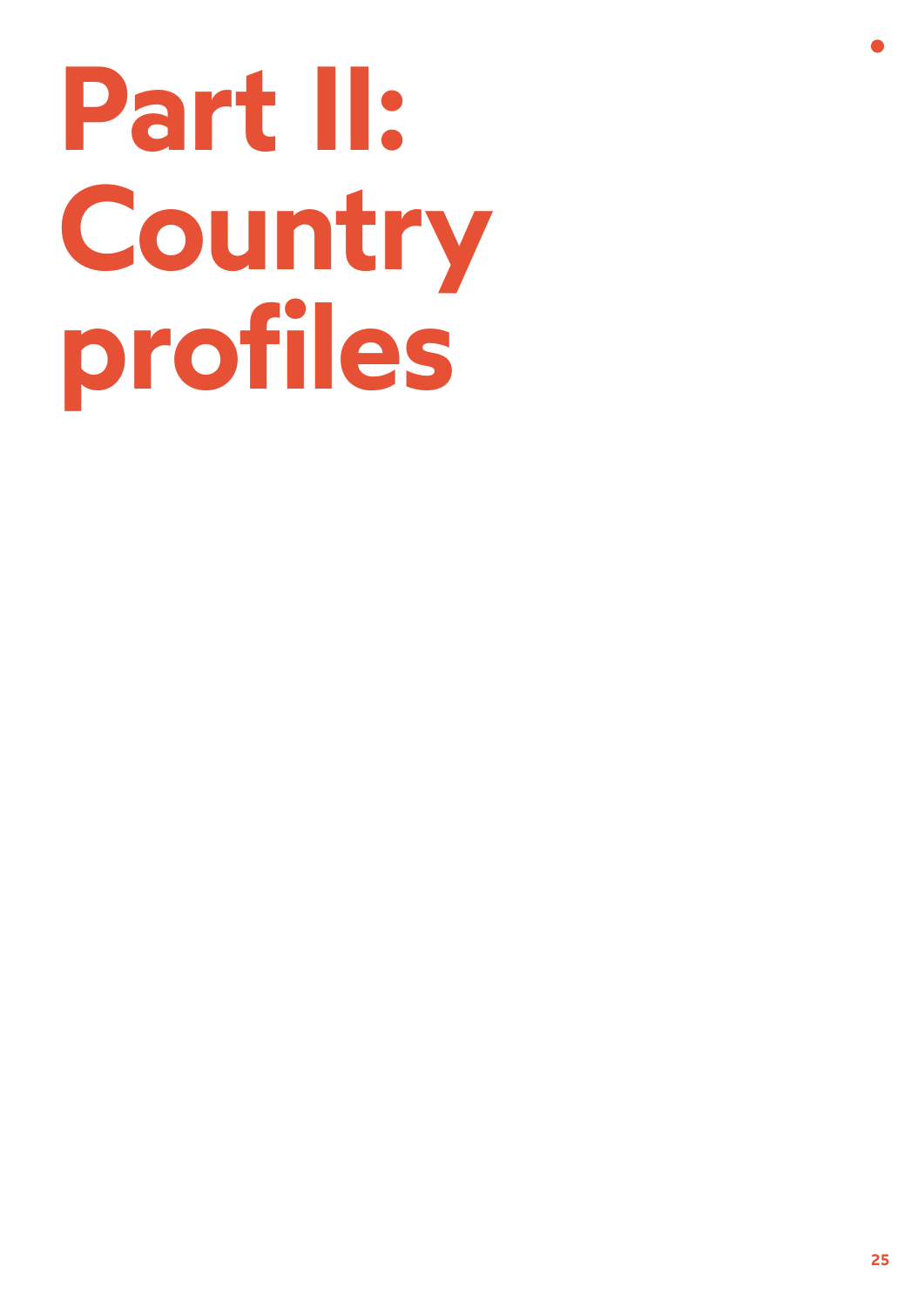# Part II: Country profiles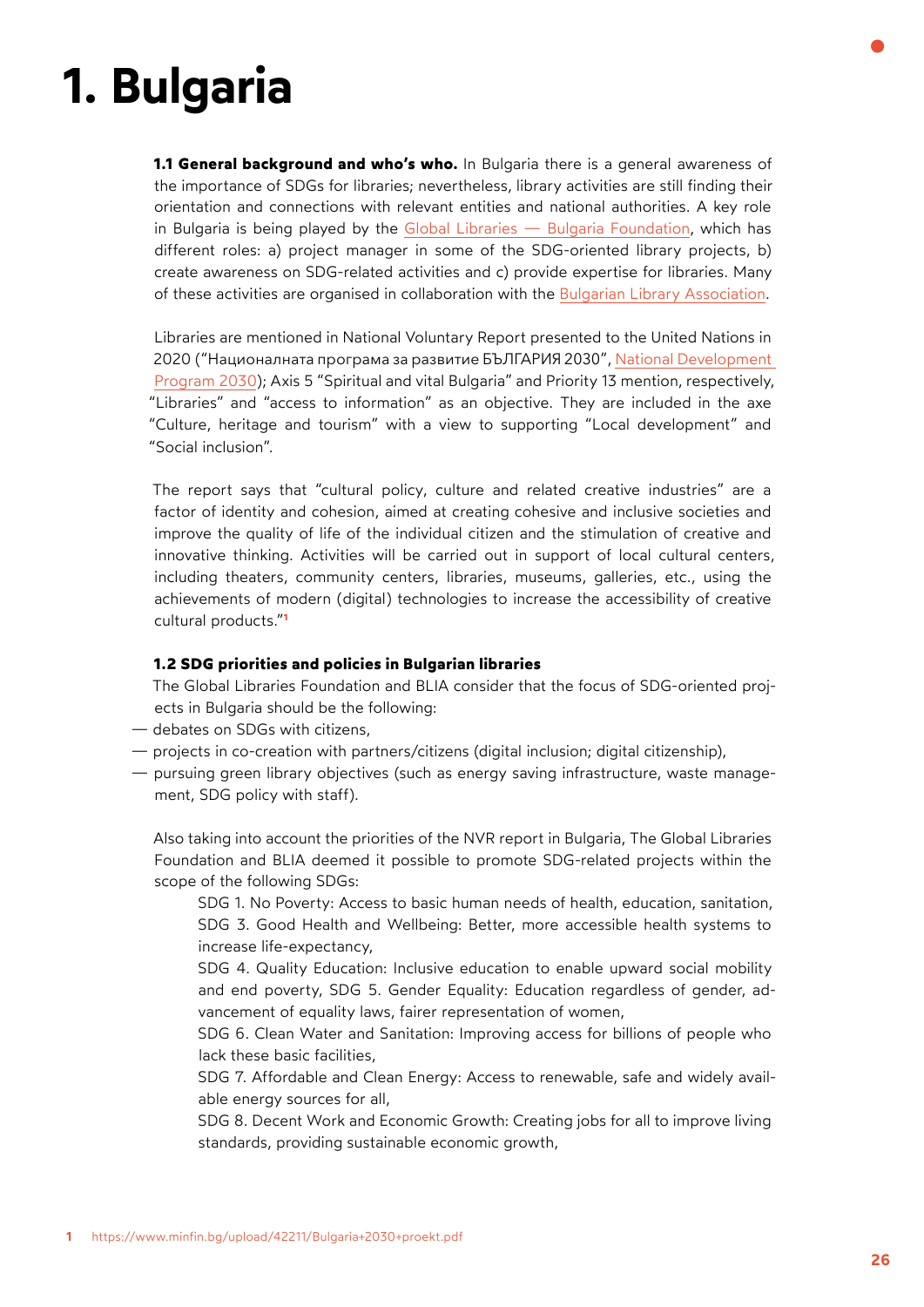# 1. Bulgaria

**1.1 General background and who's who.** In Bulgaria there is a general awareness of the importance of SDGs for libraries; nevertheless, library activities are still finding their orientation and connections with relevant entities and national authorities. A key role in Bulgaria is being played by the Global Libraries — Bulgaria Foundation, which has different roles: a) project manager in some of the SDG-oriented library projects, b) create awareness on SDG-related activities and c) provide expertise for libraries. Many of these activities are organised in collaboration with the Bulgarian Library Association.

Libraries are mentioned in National Voluntary Report presented to the United Nations in 2020 ("Националната програма за развитие БЪЛГАРИЯ 2030", National Development Program 2030); Axis 5 "Spiritual and vital Bulgaria" and Priority 13 mention, respectively, "Libraries" and "access to information" as an objective. They are included in the axe "Culture, heritage and tourism" with a view to supporting "Local development" and "Social inclusion".

The report says that "cultural policy, culture and related creative industries" are a factor of identity and cohesion, aimed at creating cohesive and inclusive societies and improve the quality of life of the individual citizen and the stimulation of creative and innovative thinking. Activities will be carried out in support of local cultural centers, including theaters, community centers, libraries, museums, galleries, etc., using the achievements of modern (digital) technologies to increase the accessibility of creative cultural products."[1]

**1.2 SDG priorities and policies in Bulgarian libraries**

The Global Libraries Foundation and BLIA consider that the focus of SDG-oriented projects in Bulgaria should be the following:

- debates on SDGs with citizens,
- projects in co-creation with partners/citizens (digital inclusion; digital citizenship),
- pursuing green library objectives (such as energy saving infrastructure, waste management, SDG policy with staff).

Also taking into account the priorities of the NVR report in Bulgaria, The Global Libraries Foundation and BLIA deemed it possible to promote SDG-related projects within the scope of the following SDGs:

SDG 1. No Poverty: Access to basic human needs of health, education, sanitation,
SDG 3. Good Health and Wellbeing: Better, more accessible health systems to increase life-expectancy,
SDG 4. Quality Education: Inclusive education to enable upward social mobility and end poverty, SDG 5. Gender Equality: Education regardless of gender, advancement of equality laws, fairer representation of women,
SDG 6. Clean Water and Sanitation: Improving access for billions of people who lack these basic facilities,
SDG 7. Affordable and Clean Energy: Access to renewable, safe and widely available energy sources for all,
SDG 8. Decent Work and Economic Growth: Creating jobs for all to improve living standards, providing sustainable economic growth,

[1] https://www.minfin.bg/upload/42211/Bulgaria+2030+proekt.pdf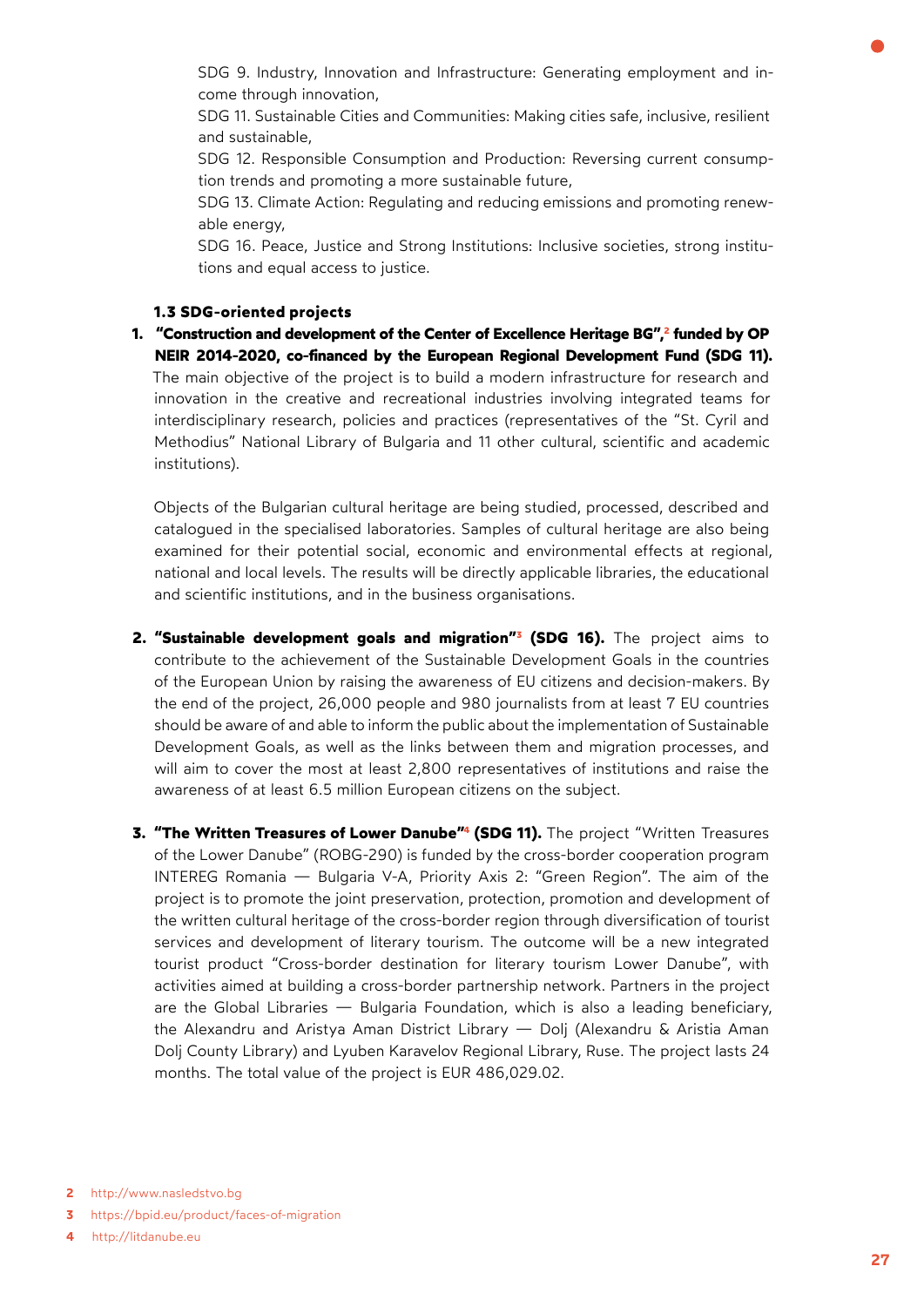SDG 9. Industry, Innovation and Infrastructure: Generating employment and income through innovation,

SDG 11. Sustainable Cities and Communities: Making cities safe, inclusive, resilient and sustainable,

SDG 12. Responsible Consumption and Production: Reversing current consumption trends and promoting a more sustainable future,

SDG 13. Climate Action: Regulating and reducing emissions and promoting renewable energy,

SDG 16. Peace, Justice and Strong Institutions: Inclusive societies, strong institutions and equal access to justice.

### 1.3 SDG-oriented projects

1. **"Construction and development of the Center of Excellence Heritage BG",[2] funded by OP NEIR 2014-2020, co-financed by the European Regional Development Fund (SDG 11).** The main objective of the project is to build a modern infrastructure for research and innovation in the creative and recreational industries involving integrated teams for interdisciplinary research, policies and practices (representatives of the "St. Cyril and Methodius" National Library of Bulgaria and 11 other cultural, scientific and academic institutions).

   Objects of the Bulgarian cultural heritage are being studied, processed, described and catalogued in the specialised laboratories. Samples of cultural heritage are also being examined for their potential social, economic and environmental effects at regional, national and local levels. The results will be directly applicable libraries, the educational and scientific institutions, and in the business organisations.

2. **"Sustainable development goals and migration"[3] (SDG 16).** The project aims to contribute to the achievement of the Sustainable Development Goals in the countries of the European Union by raising the awareness of EU citizens and decision-makers. By the end of the project, 26,000 people and 980 journalists from at least 7 EU countries should be aware of and able to inform the public about the implementation of Sustainable Development Goals, as well as the links between them and migration processes, and will aim to cover the most at least 2,800 representatives of institutions and raise the awareness of at least 6.5 million European citizens on the subject.

3. **"The Written Treasures of Lower Danube"[4] (SDG 11).** The project "Written Treasures of the Lower Danube" (ROBG-290) is funded by the cross-border cooperation program INTEREG Romania — Bulgaria V-A, Priority Axis 2: "Green Region". The aim of the project is to promote the joint preservation, protection, promotion and development of the written cultural heritage of the cross-border region through diversification of tourist services and development of literary tourism. The outcome will be a new integrated tourist product "Cross-border destination for literary tourism Lower Danube", with activities aimed at building a cross-border partnership network. Partners in the project are the Global Libraries — Bulgaria Foundation, which is also a leading beneficiary, the Alexandru and Aristya Aman District Library — Dolj (Alexandru & Aristia Aman Dolj County Library) and Lyuben Karavelov Regional Library, Ruse. The project lasts 24 months. The total value of the project is EUR 486,029.02.

2 http://www.nasledstvo.bg

3 https://bpid.eu/product/faces-of-migration

4 http://litdanube.eu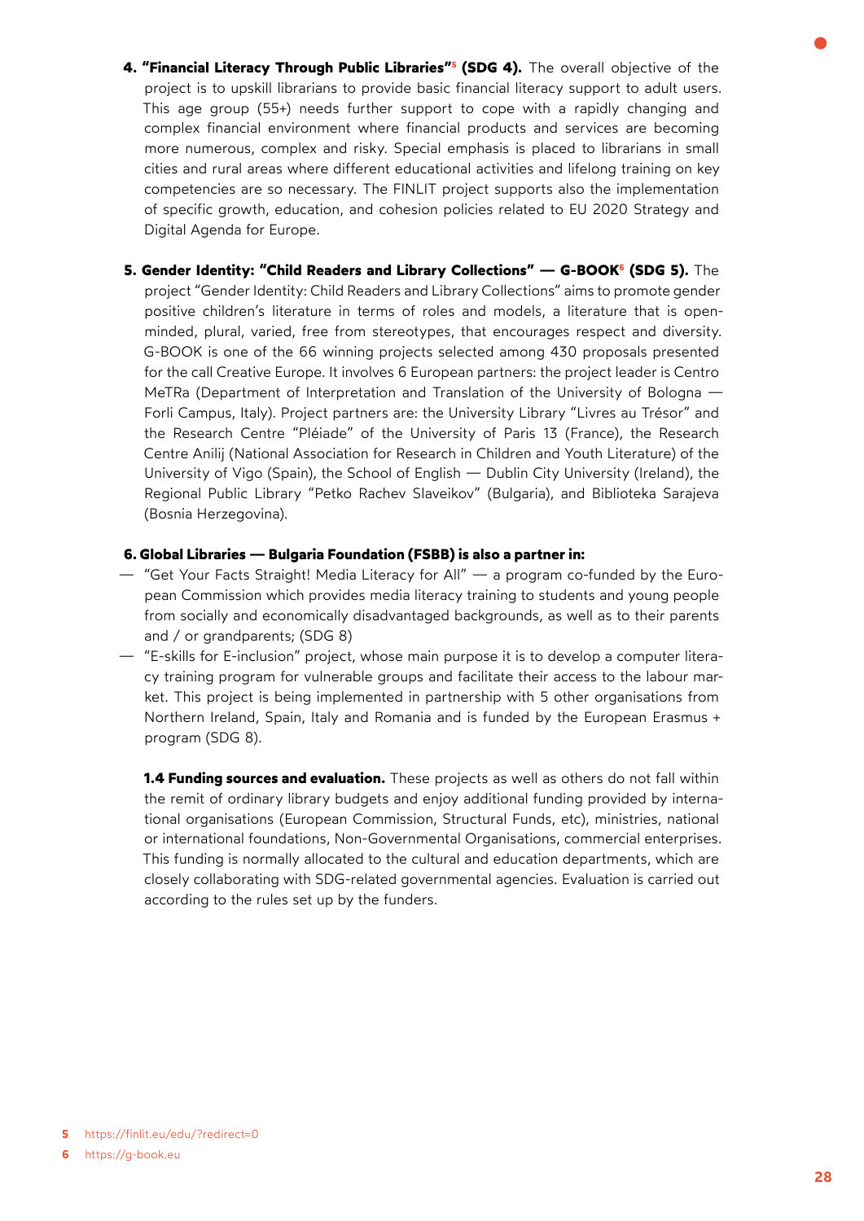4. **"Financial Literacy Through Public Libraries"[5] (SDG 4).** The overall objective of the project is to upskill librarians to provide basic financial literacy support to adult users. This age group (55+) needs further support to cope with a rapidly changing and complex financial environment where financial products and services are becoming more numerous, complex and risky. Special emphasis is placed to librarians in small cities and rural areas where different educational activities and lifelong training on key competencies are so necessary. The FINLIT project supports also the implementation of specific growth, education, and cohesion policies related to EU 2020 Strategy and Digital Agenda for Europe.

5. **Gender Identity: "Child Readers and Library Collections" — G-BOOK[6] (SDG 5).** The project "Gender Identity: Child Readers and Library Collections" aims to promote gender positive children's literature in terms of roles and models, a literature that is open-minded, plural, varied, free from stereotypes, that encourages respect and diversity. G-BOOK is one of the 66 winning projects selected among 430 proposals presented for the call Creative Europe. It involves 6 European partners: the project leader is Centro MeTRa (Department of Interpretation and Translation of the University of Bologna — Forli Campus, Italy). Project partners are: the University Library "Livres au Trésor" and the Research Centre "Pléiade" of the University of Paris 13 (France), the Research Centre Anilij (National Association for Research in Children and Youth Literature) of the University of Vigo (Spain), the School of English — Dublin City University (Ireland), the Regional Public Library "Petko Rachev Slaveikov" (Bulgaria), and Biblioteka Sarajeva (Bosnia Herzegovina).

6. **Global Libraries — Bulgaria Foundation (FSBB) is also a partner in:**

— "Get Your Facts Straight! Media Literacy for All" — a program co-funded by the European Commission which provides media literacy training to students and young people from socially and economically disadvantaged backgrounds, as well as to their parents and / or grandparents; (SDG 8)

— "E-skills for E-inclusion" project, whose main purpose it is to develop a computer literacy training program for vulnerable groups and facilitate their access to the labour market. This project is being implemented in partnership with 5 other organisations from Northern Ireland, Spain, Italy and Romania and is funded by the European Erasmus + program (SDG 8).

**1.4 Funding sources and evaluation.** These projects as well as others do not fall within the remit of ordinary library budgets and enjoy additional funding provided by international organisations (European Commission, Structural Funds, etc), ministries, national or international foundations, Non-Governmental Organisations, commercial enterprises. This funding is normally allocated to the cultural and education departments, which are closely collaborating with SDG-related governmental agencies. Evaluation is carried out according to the rules set up by the funders.

5 https://finlit.eu/edu/?redirect=0

6 https://g-book.eu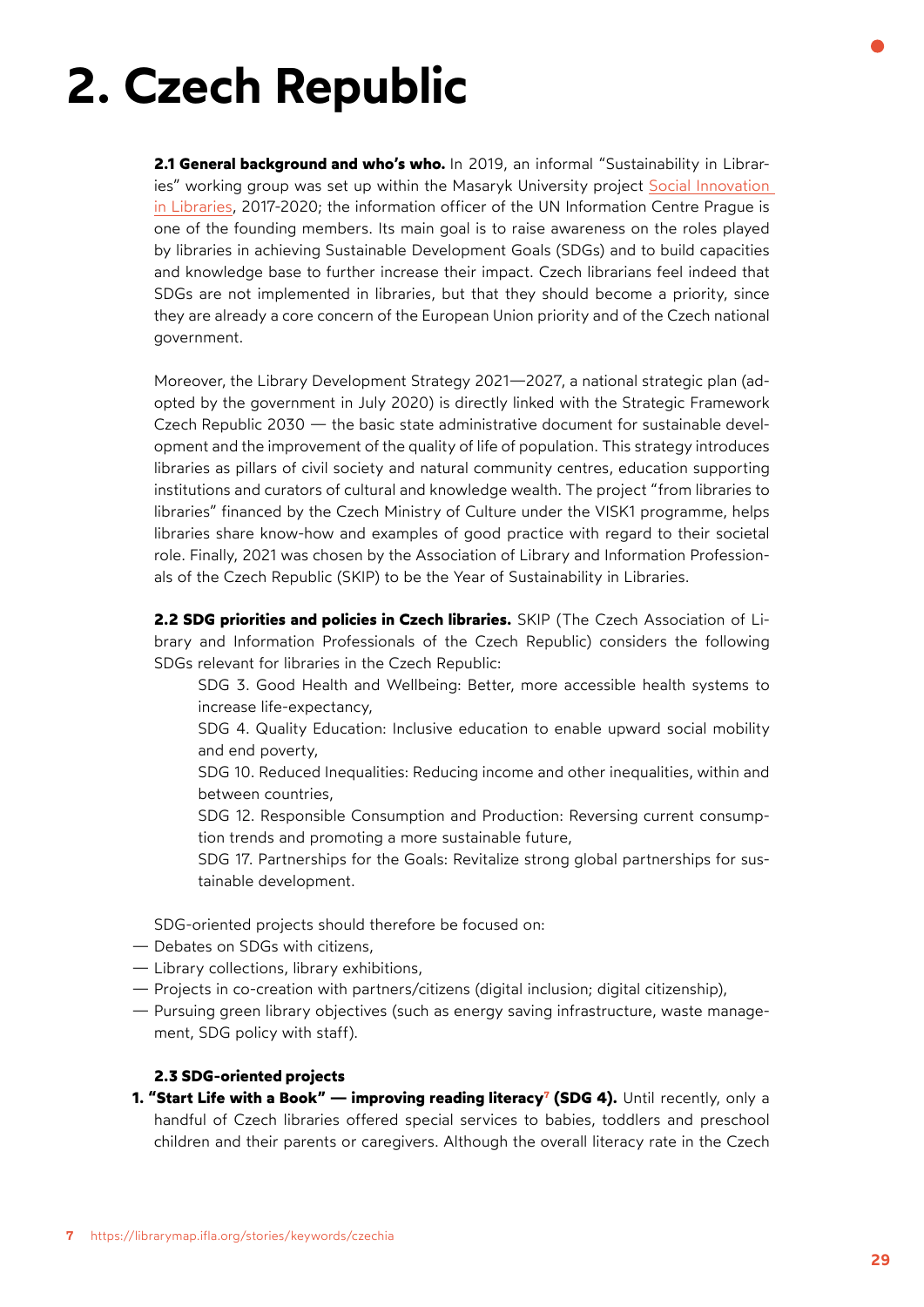# 2. Czech Republic

**2.1 General background and who's who.** In 2019, an informal "Sustainability in Libraries" working group was set up within the Masaryk University project Social Innovation in Libraries, 2017-2020; the information officer of the UN Information Centre Prague is one of the founding members. Its main goal is to raise awareness on the roles played by libraries in achieving Sustainable Development Goals (SDGs) and to build capacities and knowledge base to further increase their impact. Czech librarians feel indeed that SDGs are not implemented in libraries, but that they should become a priority, since they are already a core concern of the European Union priority and of the Czech national government.

Moreover, the Library Development Strategy 2021—2027, a national strategic plan (adopted by the government in July 2020) is directly linked with the Strategic Framework Czech Republic 2030 — the basic state administrative document for sustainable development and the improvement of the quality of life of population. This strategy introduces libraries as pillars of civil society and natural community centres, education supporting institutions and curators of cultural and knowledge wealth. The project "from libraries to libraries" financed by the Czech Ministry of Culture under the VISK1 programme, helps libraries share know-how and examples of good practice with regard to their societal role. Finally, 2021 was chosen by the Association of Library and Information Professionals of the Czech Republic (SKIP) to be the Year of Sustainability in Libraries.

**2.2 SDG priorities and policies in Czech libraries.** SKIP (The Czech Association of Library and Information Professionals of the Czech Republic) considers the following SDGs relevant for libraries in the Czech Republic:

SDG 3. Good Health and Wellbeing: Better, more accessible health systems to increase life-expectancy,

SDG 4. Quality Education: Inclusive education to enable upward social mobility and end poverty,

SDG 10. Reduced Inequalities: Reducing income and other inequalities, within and between countries,

SDG 12. Responsible Consumption and Production: Reversing current consumption trends and promoting a more sustainable future,

SDG 17. Partnerships for the Goals: Revitalize strong global partnerships for sustainable development.

SDG-oriented projects should therefore be focused on:

- Debates on SDGs with citizens,
- Library collections, library exhibitions,
- Projects in co-creation with partners/citizens (digital inclusion; digital citizenship),
- Pursuing green library objectives (such as energy saving infrastructure, waste management, SDG policy with staff).

**2.3 SDG-oriented projects**

1. **"Start Life with a Book" — improving reading literacy[7] (SDG 4).** Until recently, only a handful of Czech libraries offered special services to babies, toddlers and preschool children and their parents or caregivers. Although the overall literacy rate in the Czech

[7] https://librarymap.ifla.org/stories/keywords/czechia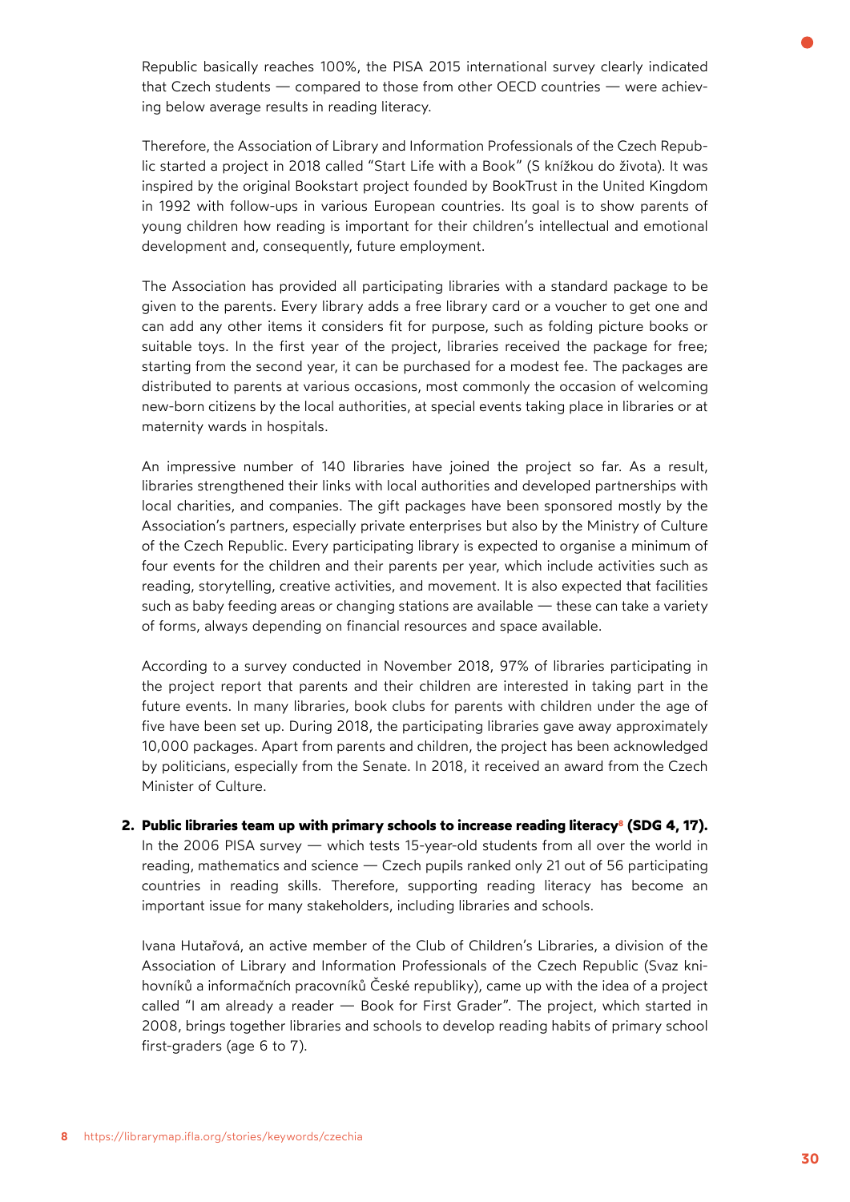Republic basically reaches 100%, the PISA 2015 international survey clearly indicated that Czech students — compared to those from other OECD countries — were achieving below average results in reading literacy.

Therefore, the Association of Library and Information Professionals of the Czech Republic started a project in 2018 called "Start Life with a Book" (S knížkou do života). It was inspired by the original Bookstart project founded by BookTrust in the United Kingdom in 1992 with follow-ups in various European countries. Its goal is to show parents of young children how reading is important for their children's intellectual and emotional development and, consequently, future employment.

The Association has provided all participating libraries with a standard package to be given to the parents. Every library adds a free library card or a voucher to get one and can add any other items it considers fit for purpose, such as folding picture books or suitable toys. In the first year of the project, libraries received the package for free; starting from the second year, it can be purchased for a modest fee. The packages are distributed to parents at various occasions, most commonly the occasion of welcoming new-born citizens by the local authorities, at special events taking place in libraries or at maternity wards in hospitals.

An impressive number of 140 libraries have joined the project so far. As a result, libraries strengthened their links with local authorities and developed partnerships with local charities, and companies. The gift packages have been sponsored mostly by the Association's partners, especially private enterprises but also by the Ministry of Culture of the Czech Republic. Every participating library is expected to organise a minimum of four events for the children and their parents per year, which include activities such as reading, storytelling, creative activities, and movement. It is also expected that facilities such as baby feeding areas or changing stations are available — these can take a variety of forms, always depending on financial resources and space available.

According to a survey conducted in November 2018, 97% of libraries participating in the project report that parents and their children are interested in taking part in the future events. In many libraries, book clubs for parents with children under the age of five have been set up. During 2018, the participating libraries gave away approximately 10,000 packages. Apart from parents and children, the project has been acknowledged by politicians, especially from the Senate. In 2018, it received an award from the Czech Minister of Culture.

2. **Public libraries team up with primary schools to increase reading literacy[8] (SDG 4, 17).** In the 2006 PISA survey — which tests 15-year-old students from all over the world in reading, mathematics and science — Czech pupils ranked only 21 out of 56 participating countries in reading skills. Therefore, supporting reading literacy has become an important issue for many stakeholders, including libraries and schools.

   Ivana Hutařová, an active member of the Club of Children's Libraries, a division of the Association of Library and Information Professionals of the Czech Republic (Svaz knihovníků a informačních pracovníků České republiky), came up with the idea of a project called "I am already a reader — Book for First Grader". The project, which started in 2008, brings together libraries and schools to develop reading habits of primary school first-graders (age 6 to 7).

8 https://librarymap.ifla.org/stories/keywords/czechia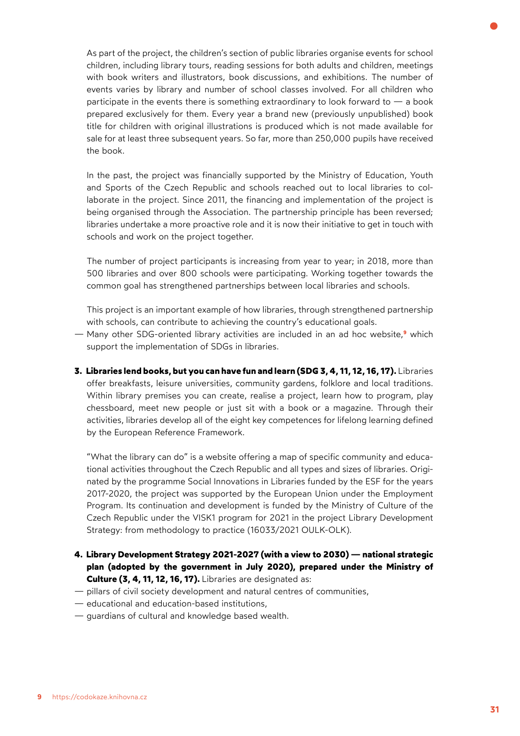As part of the project, the children's section of public libraries organise events for school children, including library tours, reading sessions for both adults and children, meetings with book writers and illustrators, book discussions, and exhibitions. The number of events varies by library and number of school classes involved. For all children who participate in the events there is something extraordinary to look forward to — a book prepared exclusively for them. Every year a brand new (previously unpublished) book title for children with original illustrations is produced which is not made available for sale for at least three subsequent years. So far, more than 250,000 pupils have received the book.

In the past, the project was financially supported by the Ministry of Education, Youth and Sports of the Czech Republic and schools reached out to local libraries to collaborate in the project. Since 2011, the financing and implementation of the project is being organised through the Association. The partnership principle has been reversed; libraries undertake a more proactive role and it is now their initiative to get in touch with schools and work on the project together.

The number of project participants is increasing from year to year; in 2018, more than 500 libraries and over 800 schools were participating. Working together towards the common goal has strengthened partnerships between local libraries and schools.

This project is an important example of how libraries, through strengthened partnership with schools, can contribute to achieving the country's educational goals.

— Many other SDG-oriented library activities are included in an ad hoc website,[9] which support the implementation of SDGs in libraries.

3. **Libraries lend books, but you can have fun and learn (SDG 3, 4, 11, 12, 16, 17).** Libraries offer breakfasts, leisure universities, community gardens, folklore and local traditions. Within library premises you can create, realise a project, learn how to program, play chessboard, meet new people or just sit with a book or a magazine. Through their activities, libraries develop all of the eight key competences for lifelong learning defined by the European Reference Framework.

   "What the library can do" is a website offering a map of specific community and educational activities throughout the Czech Republic and all types and sizes of libraries. Originated by the programme Social Innovations in Libraries funded by the ESF for the years 2017-2020, the project was supported by the European Union under the Employment Program. Its continuation and development is funded by the Ministry of Culture of the Czech Republic under the VISK1 program for 2021 in the project Library Development Strategy: from methodology to practice (16033/2021 OULK-OLK).

4. **Library Development Strategy 2021-2027 (with a view to 2030) — national strategic plan (adopted by the government in July 2020), prepared under the Ministry of Culture (3, 4, 11, 12, 16, 17).** Libraries are designated as:

— pillars of civil society development and natural centres of communities,
— educational and education-based institutions,
— guardians of cultural and knowledge based wealth.

9 https://codokaze.knihovna.cz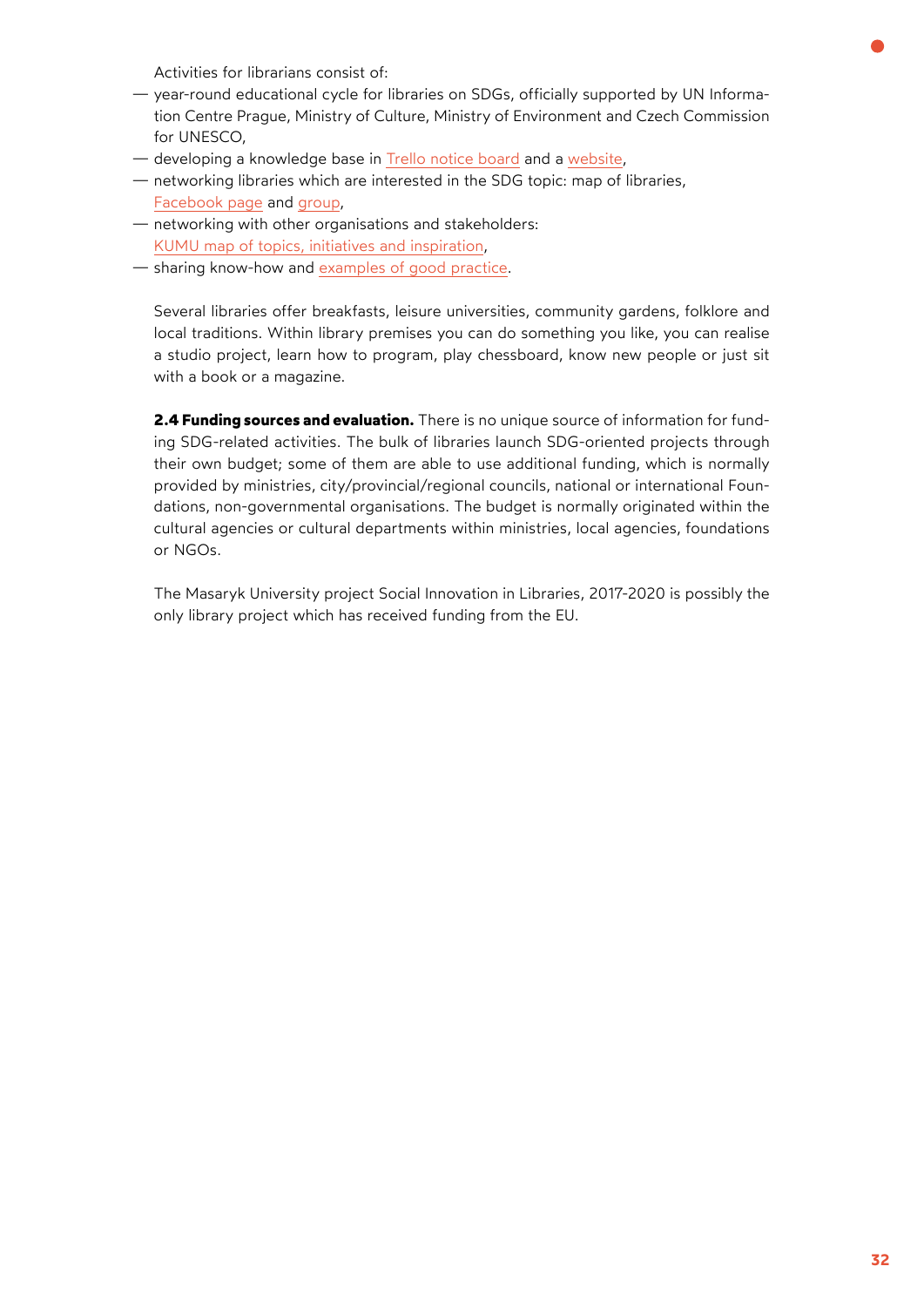Activities for librarians consist of:

- year-round educational cycle for libraries on SDGs, officially supported by UN Information Centre Prague, Ministry of Culture, Ministry of Environment and Czech Commission for UNESCO,
- developing a knowledge base in Trello notice board and a website,
- networking libraries which are interested in the SDG topic: map of libraries, Facebook page and group,
- networking with other organisations and stakeholders: KUMU map of topics, initiatives and inspiration,
- sharing know-how and examples of good practice.

Several libraries offer breakfasts, leisure universities, community gardens, folklore and local traditions. Within library premises you can do something you like, you can realise a studio project, learn how to program, play chessboard, know new people or just sit with a book or a magazine.

**2.4 Funding sources and evaluation.** There is no unique source of information for funding SDG-related activities. The bulk of libraries launch SDG-oriented projects through their own budget; some of them are able to use additional funding, which is normally provided by ministries, city/provincial/regional councils, national or international Foundations, non-governmental organisations. The budget is normally originated within the cultural agencies or cultural departments within ministries, local agencies, foundations or NGOs.

The Masaryk University project Social Innovation in Libraries, 2017-2020 is possibly the only library project which has received funding from the EU.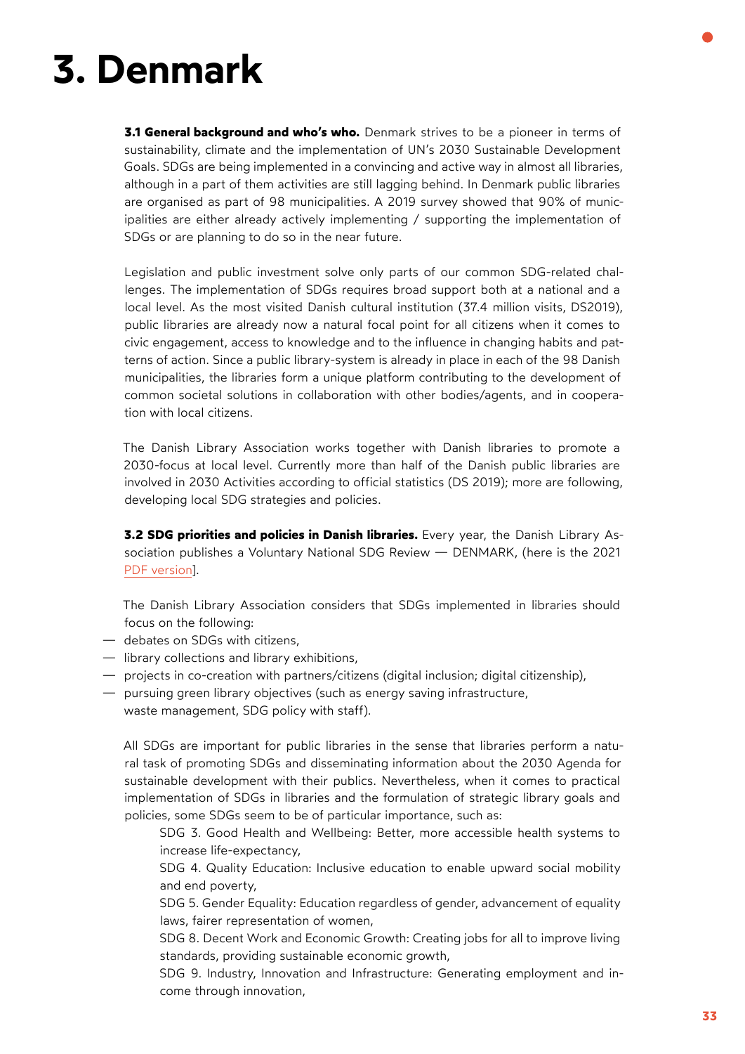# 3. Denmark

**3.1 General background and who's who.** Denmark strives to be a pioneer in terms of sustainability, climate and the implementation of UN's 2030 Sustainable Development Goals. SDGs are being implemented in a convincing and active way in almost all libraries, although in a part of them activities are still lagging behind. In Denmark public libraries are organised as part of 98 municipalities. A 2019 survey showed that 90% of municipalities are either already actively implementing / supporting the implementation of SDGs or are planning to do so in the near future.

Legislation and public investment solve only parts of our common SDG-related challenges. The implementation of SDGs requires broad support both at a national and a local level. As the most visited Danish cultural institution (37.4 million visits, DS2019), public libraries are already now a natural focal point for all citizens when it comes to civic engagement, access to knowledge and to the influence in changing habits and patterns of action. Since a public library-system is already in place in each of the 98 Danish municipalities, the libraries form a unique platform contributing to the development of common societal solutions in collaboration with other bodies/agents, and in cooperation with local citizens.

The Danish Library Association works together with Danish libraries to promote a 2030-focus at local level. Currently more than half of the Danish public libraries are involved in 2030 Activities according to official statistics (DS 2019); more are following, developing local SDG strategies and policies.

**3.2 SDG priorities and policies in Danish libraries.** Every year, the Danish Library Association publishes a Voluntary National SDG Review — DENMARK, (here is the 2021 PDF version].

The Danish Library Association considers that SDGs implemented in libraries should focus on the following:

- debates on SDGs with citizens,
- library collections and library exhibitions,
- projects in co-creation with partners/citizens (digital inclusion; digital citizenship),
- pursuing green library objectives (such as energy saving infrastructure, waste management, SDG policy with staff).

All SDGs are important for public libraries in the sense that libraries perform a natural task of promoting SDGs and disseminating information about the 2030 Agenda for sustainable development with their publics. Nevertheless, when it comes to practical implementation of SDGs in libraries and the formulation of strategic library goals and policies, some SDGs seem to be of particular importance, such as:

SDG 3. Good Health and Wellbeing: Better, more accessible health systems to increase life-expectancy,

SDG 4. Quality Education: Inclusive education to enable upward social mobility and end poverty,

SDG 5. Gender Equality: Education regardless of gender, advancement of equality laws, fairer representation of women,

SDG 8. Decent Work and Economic Growth: Creating jobs for all to improve living standards, providing sustainable economic growth,

SDG 9. Industry, Innovation and Infrastructure: Generating employment and income through innovation,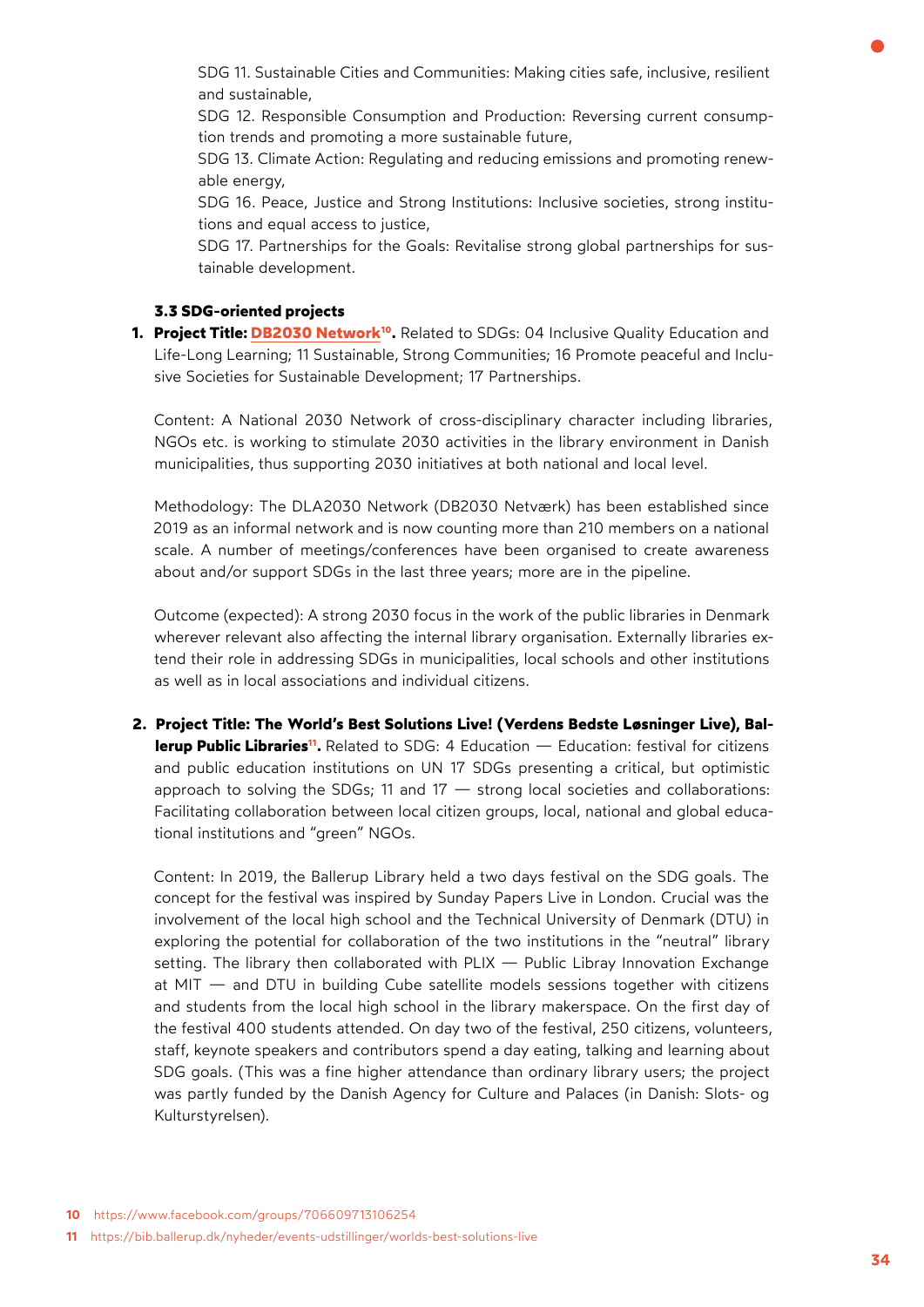SDG 11. Sustainable Cities and Communities: Making cities safe, inclusive, resilient and sustainable,

SDG 12. Responsible Consumption and Production: Reversing current consumption trends and promoting a more sustainable future,

SDG 13. Climate Action: Regulating and reducing emissions and promoting renewable energy,

SDG 16. Peace, Justice and Strong Institutions: Inclusive societies, strong institutions and equal access to justice,

SDG 17. Partnerships for the Goals: Revitalise strong global partnerships for sustainable development.

### 3.3 SDG-oriented projects

1. **Project Title: DB2030 Network[10].** Related to SDGs: 04 Inclusive Quality Education and Life-Long Learning; 11 Sustainable, Strong Communities; 16 Promote peaceful and Inclusive Societies for Sustainable Development; 17 Partnerships.

   Content: A National 2030 Network of cross-disciplinary character including libraries, NGOs etc. is working to stimulate 2030 activities in the library environment in Danish municipalities, thus supporting 2030 initiatives at both national and local level.

   Methodology: The DLA2030 Network (DB2030 Netværk) has been established since 2019 as an informal network and is now counting more than 210 members on a national scale. A number of meetings/conferences have been organised to create awareness about and/or support SDGs in the last three years; more are in the pipeline.

   Outcome (expected): A strong 2030 focus in the work of the public libraries in Denmark wherever relevant also affecting the internal library organisation. Externally libraries extend their role in addressing SDGs in municipalities, local schools and other institutions as well as in local associations and individual citizens.

2. **Project Title: The World's Best Solutions Live! (Verdens Bedste Løsninger Live), Ballerup Public Libraries[11].** Related to SDG: 4 Education — Education: festival for citizens and public education institutions on UN 17 SDGs presenting a critical, but optimistic approach to solving the SDGs; 11 and 17 — strong local societies and collaborations: Facilitating collaboration between local citizen groups, local, national and global educational institutions and "green" NGOs.

   Content: In 2019, the Ballerup Library held a two days festival on the SDG goals. The concept for the festival was inspired by Sunday Papers Live in London. Crucial was the involvement of the local high school and the Technical University of Denmark (DTU) in exploring the potential for collaboration of the two institutions in the "neutral" library setting. The library then collaborated with PLIX — Public Libray Innovation Exchange at MIT — and DTU in building Cube satellite models sessions together with citizens and students from the local high school in the library makerspace. On the first day of the festival 400 students attended. On day two of the festival, 250 citizens, volunteers, staff, keynote speakers and contributors spend a day eating, talking and learning about SDG goals. (This was a fine higher attendance than ordinary library users; the project was partly funded by the Danish Agency for Culture and Palaces (in Danish: Slots- og Kulturstyrelsen).

10 https://www.facebook.com/groups/706609713106254

11 https://bib.ballerup.dk/nyheder/events-udstillinger/worlds-best-solutions-live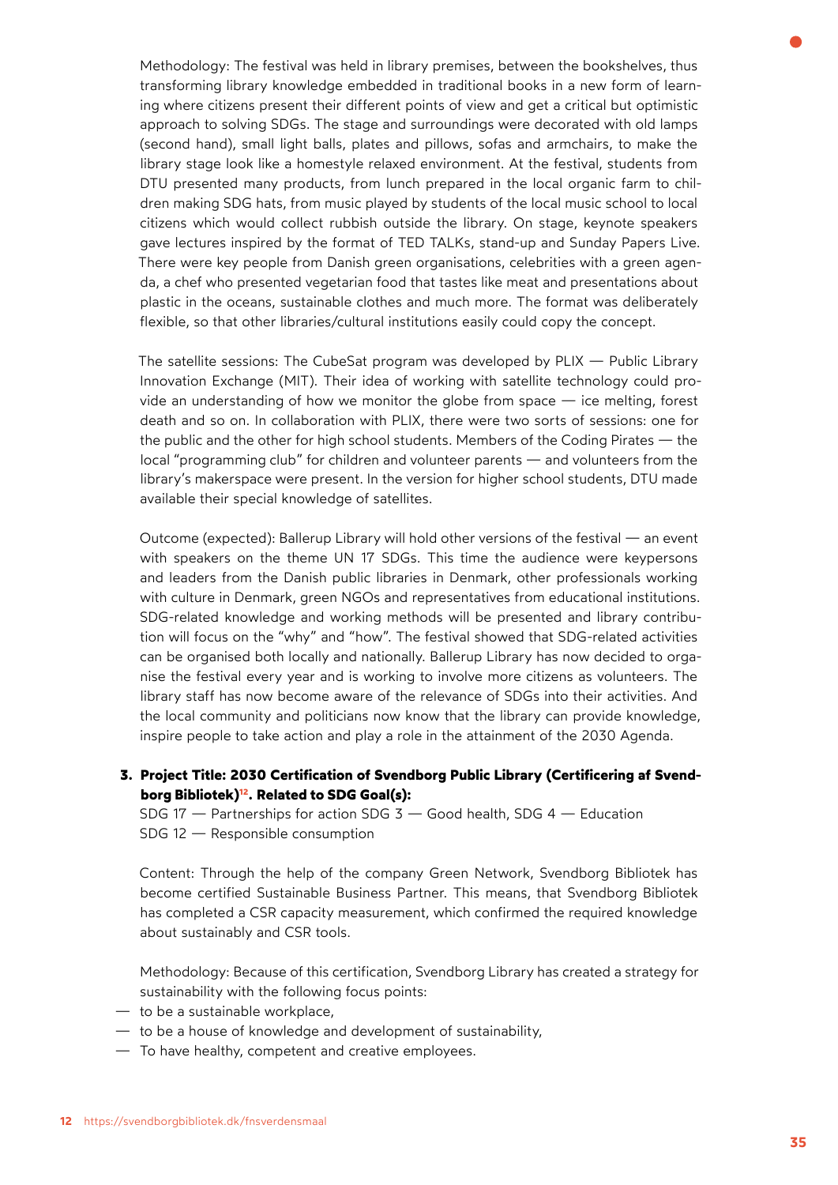Methodology: The festival was held in library premises, between the bookshelves, thus transforming library knowledge embedded in traditional books in a new form of learning where citizens present their different points of view and get a critical but optimistic approach to solving SDGs. The stage and surroundings were decorated with old lamps (second hand), small light balls, plates and pillows, sofas and armchairs, to make the library stage look like a homestyle relaxed environment. At the festival, students from DTU presented many products, from lunch prepared in the local organic farm to children making SDG hats, from music played by students of the local music school to local citizens which would collect rubbish outside the library. On stage, keynote speakers gave lectures inspired by the format of TED TALKs, stand-up and Sunday Papers Live. There were key people from Danish green organisations, celebrities with a green agenda, a chef who presented vegetarian food that tastes like meat and presentations about plastic in the oceans, sustainable clothes and much more. The format was deliberately flexible, so that other libraries/cultural institutions easily could copy the concept.

The satellite sessions: The CubeSat program was developed by PLIX — Public Library Innovation Exchange (MIT). Their idea of working with satellite technology could provide an understanding of how we monitor the globe from space — ice melting, forest death and so on. In collaboration with PLIX, there were two sorts of sessions: one for the public and the other for high school students. Members of the Coding Pirates — the local "programming club" for children and volunteer parents — and volunteers from the library's makerspace were present. In the version for higher school students, DTU made available their special knowledge of satellites.

Outcome (expected): Ballerup Library will hold other versions of the festival — an event with speakers on the theme UN 17 SDGs. This time the audience were keypersons and leaders from the Danish public libraries in Denmark, other professionals working with culture in Denmark, green NGOs and representatives from educational institutions. SDG-related knowledge and working methods will be presented and library contribution will focus on the "why" and "how". The festival showed that SDG-related activities can be organised both locally and nationally. Ballerup Library has now decided to organise the festival every year and is working to involve more citizens as volunteers. The library staff has now become aware of the relevance of SDGs into their activities. And the local community and politicians now know that the library can provide knowledge, inspire people to take action and play a role in the attainment of the 2030 Agenda.

3. **Project Title: 2030 Certification of Svendborg Public Library (Certificering af Svendborg Bibliotek)[12]. Related to SDG Goal(s):**

SDG 17 — Partnerships for action SDG 3 — Good health, SDG 4 — Education
SDG 12 — Responsible consumption

Content: Through the help of the company Green Network, Svendborg Bibliotek has become certified Sustainable Business Partner. This means, that Svendborg Bibliotek has completed a CSR capacity measurement, which confirmed the required knowledge about sustainably and CSR tools.

Methodology: Because of this certification, Svendborg Library has created a strategy for sustainability with the following focus points:

- to be a sustainable workplace,
- to be a house of knowledge and development of sustainability,
- To have healthy, competent and creative employees.

[12] https://svendborgbibliotek.dk/fnsverdensmaal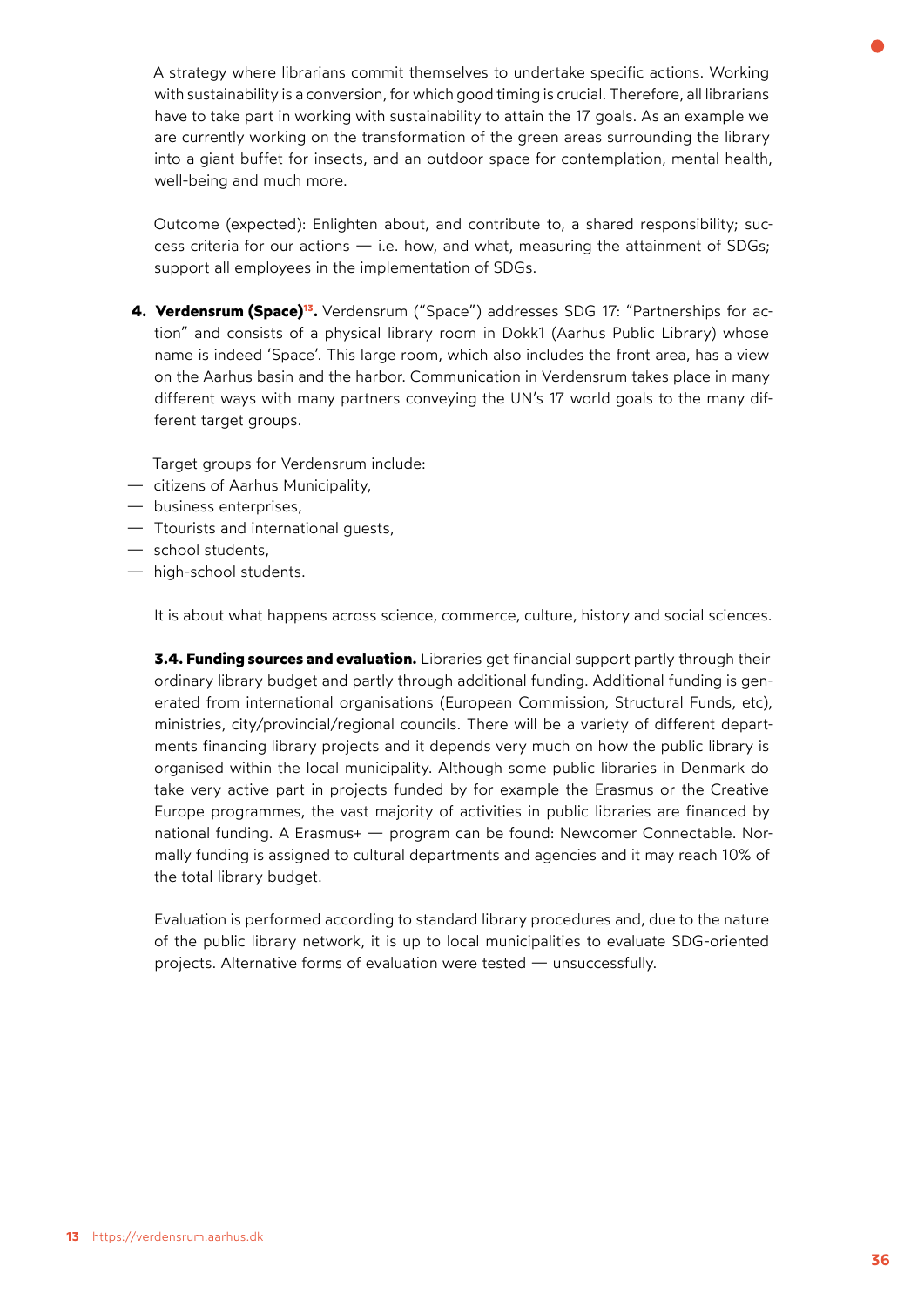A strategy where librarians commit themselves to undertake specific actions. Working with sustainability is a conversion, for which good timing is crucial. Therefore, all librarians have to take part in working with sustainability to attain the 17 goals. As an example we are currently working on the transformation of the green areas surrounding the library into a giant buffet for insects, and an outdoor space for contemplation, mental health, well-being and much more.

Outcome (expected): Enlighten about, and contribute to, a shared responsibility; success criteria for our actions — i.e. how, and what, measuring the attainment of SDGs; support all employees in the implementation of SDGs.

4. **Verdensrum (Space)**[13]**.** Verdensrum ("Space") addresses SDG 17: "Partnerships for action" and consists of a physical library room in Dokk1 (Aarhus Public Library) whose name is indeed 'Space'. This large room, which also includes the front area, has a view on the Aarhus basin and the harbor. Communication in Verdensrum takes place in many different ways with many partners conveying the UN's 17 world goals to the many different target groups.

Target groups for Verdensrum include:

— citizens of Aarhus Municipality,
— business enterprises,
— Ttourists and international guests,
— school students,
— high-school students.

It is about what happens across science, commerce, culture, history and social sciences.

**3.4. Funding sources and evaluation.** Libraries get financial support partly through their ordinary library budget and partly through additional funding. Additional funding is generated from international organisations (European Commission, Structural Funds, etc), ministries, city/provincial/regional councils. There will be a variety of different departments financing library projects and it depends very much on how the public library is organised within the local municipality. Although some public libraries in Denmark do take very active part in projects funded by for example the Erasmus or the Creative Europe programmes, the vast majority of activities in public libraries are financed by national funding. A Erasmus+ — program can be found: Newcomer Connectable. Normally funding is assigned to cultural departments and agencies and it may reach 10% of the total library budget.

Evaluation is performed according to standard library procedures and, due to the nature of the public library network, it is up to local municipalities to evaluate SDG-oriented projects. Alternative forms of evaluation were tested — unsuccessfully.

13 https://verdensrum.aarhus.dk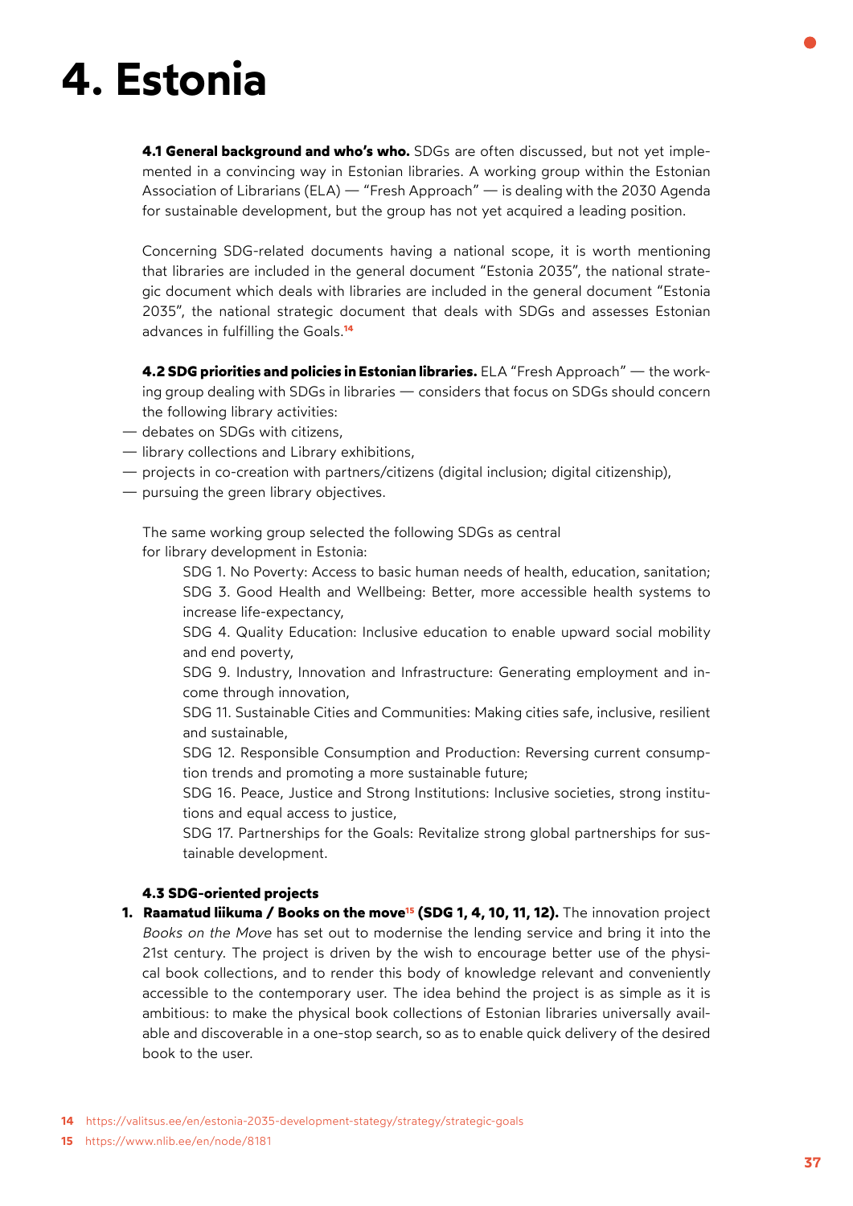# 4. Estonia

**4.1 General background and who's who.** SDGs are often discussed, but not yet implemented in a convincing way in Estonian libraries. A working group within the Estonian Association of Librarians (ELA) — "Fresh Approach" — is dealing with the 2030 Agenda for sustainable development, but the group has not yet acquired a leading position.

Concerning SDG-related documents having a national scope, it is worth mentioning that libraries are included in the general document "Estonia 2035", the national strategic document which deals with libraries are included in the general document "Estonia 2035", the national strategic document that deals with SDGs and assesses Estonian advances in fulfilling the Goals.[14]

**4.2 SDG priorities and policies in Estonian libraries.** ELA "Fresh Approach" — the working group dealing with SDGs in libraries — considers that focus on SDGs should concern the following library activities:

- debates on SDGs with citizens,
- library collections and Library exhibitions,
- projects in co-creation with partners/citizens (digital inclusion; digital citizenship),
- pursuing the green library objectives.

The same working group selected the following SDGs as central for library development in Estonia:

SDG 1. No Poverty: Access to basic human needs of health, education, sanitation;
SDG 3. Good Health and Wellbeing: Better, more accessible health systems to increase life-expectancy,
SDG 4. Quality Education: Inclusive education to enable upward social mobility and end poverty,
SDG 9. Industry, Innovation and Infrastructure: Generating employment and income through innovation,
SDG 11. Sustainable Cities and Communities: Making cities safe, inclusive, resilient and sustainable,
SDG 12. Responsible Consumption and Production: Reversing current consumption trends and promoting a more sustainable future;
SDG 16. Peace, Justice and Strong Institutions: Inclusive societies, strong institutions and equal access to justice,
SDG 17. Partnerships for the Goals: Revitalize strong global partnerships for sustainable development.

**4.3 SDG-oriented projects**

1. **Raamatud liikuma / Books on the move[15] (SDG 1, 4, 10, 11, 12).** The innovation project *Books on the Move* has set out to modernise the lending service and bring it into the 21st century. The project is driven by the wish to encourage better use of the physical book collections, and to render this body of knowledge relevant and conveniently accessible to the contemporary user. The idea behind the project is as simple as it is ambitious: to make the physical book collections of Estonian libraries universally available and discoverable in a one-stop search, so as to enable quick delivery of the desired book to the user.

14 https://valitsus.ee/en/estonia-2035-development-stategy/strategy/strategic-goals

15 https://www.nlib.ee/en/node/8181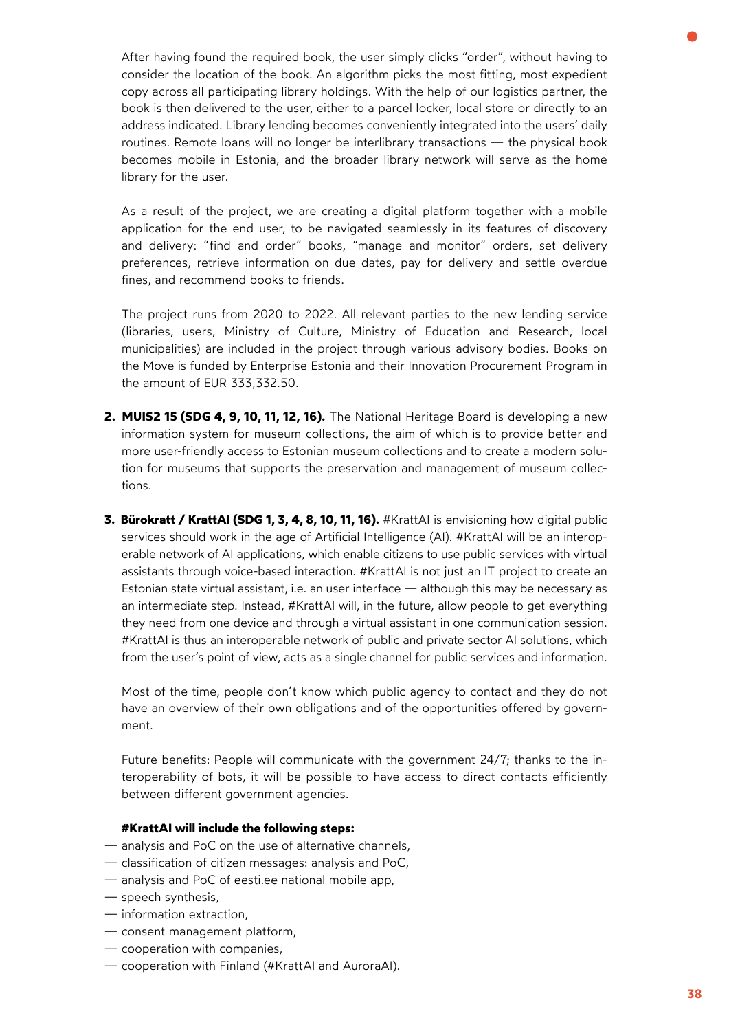After having found the required book, the user simply clicks "order", without having to consider the location of the book. An algorithm picks the most fitting, most expedient copy across all participating library holdings. With the help of our logistics partner, the book is then delivered to the user, either to a parcel locker, local store or directly to an address indicated. Library lending becomes conveniently integrated into the users' daily routines. Remote loans will no longer be interlibrary transactions — the physical book becomes mobile in Estonia, and the broader library network will serve as the home library for the user.

As a result of the project, we are creating a digital platform together with a mobile application for the end user, to be navigated seamlessly in its features of discovery and delivery: "find and order" books, "manage and monitor" orders, set delivery preferences, retrieve information on due dates, pay for delivery and settle overdue fines, and recommend books to friends.

The project runs from 2020 to 2022. All relevant parties to the new lending service (libraries, users, Ministry of Culture, Ministry of Education and Research, local municipalities) are included in the project through various advisory bodies. Books on the Move is funded by Enterprise Estonia and their Innovation Procurement Program in the amount of EUR 333,332.50.

2. **MUIS2 15 (SDG 4, 9, 10, 11, 12, 16).** The National Heritage Board is developing a new information system for museum collections, the aim of which is to provide better and more user-friendly access to Estonian museum collections and to create a modern solution for museums that supports the preservation and management of museum collections.

3. **Bürokratt / KrattAI (SDG 1, 3, 4, 8, 10, 11, 16).** #KrattAI is envisioning how digital public services should work in the age of Artificial Intelligence (AI). #KrattAI will be an interoperable network of AI applications, which enable citizens to use public services with virtual assistants through voice-based interaction. #KrattAI is not just an IT project to create an Estonian state virtual assistant, i.e. an user interface — although this may be necessary as an intermediate step. Instead, #KrattAI will, in the future, allow people to get everything they need from one device and through a virtual assistant in one communication session. #KrattAI is thus an interoperable network of public and private sector AI solutions, which from the user's point of view, acts as a single channel for public services and information.

   Most of the time, people don't know which public agency to contact and they do not have an overview of their own obligations and of the opportunities offered by government.

   Future benefits: People will communicate with the government 24/7; thanks to the interoperability of bots, it will be possible to have access to direct contacts efficiently between different government agencies.

   **#KrattAI will include the following steps:**

— analysis and PoC on the use of alternative channels,
— classification of citizen messages: analysis and PoC,
— analysis and PoC of eesti.ee national mobile app,
— speech synthesis,
— information extraction,
— consent management platform,
— cooperation with companies,
— cooperation with Finland (#KrattAI and AuroraAI).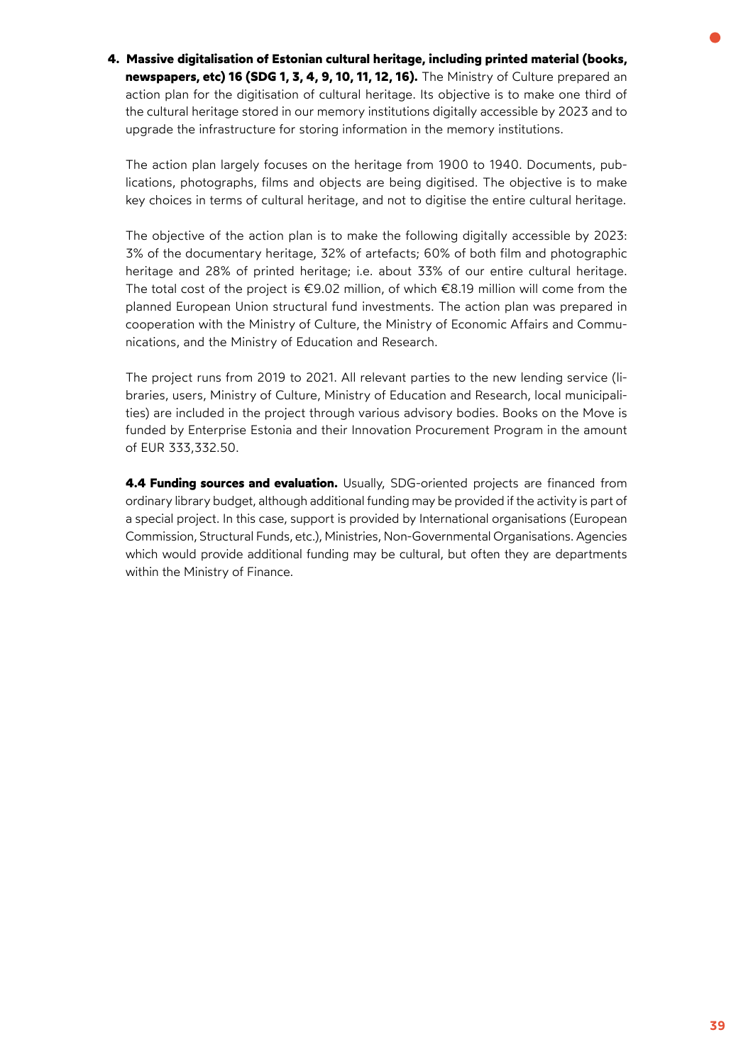4. **Massive digitalisation of Estonian cultural heritage, including printed material (books, newspapers, etc) 16 (SDG 1, 3, 4, 9, 10, 11, 12, 16).** The Ministry of Culture prepared an action plan for the digitisation of cultural heritage. Its objective is to make one third of the cultural heritage stored in our memory institutions digitally accessible by 2023 and to upgrade the infrastructure for storing information in the memory institutions.

   The action plan largely focuses on the heritage from 1900 to 1940. Documents, publications, photographs, films and objects are being digitised. The objective is to make key choices in terms of cultural heritage, and not to digitise the entire cultural heritage.

   The objective of the action plan is to make the following digitally accessible by 2023: 3% of the documentary heritage, 32% of artefacts; 60% of both film and photographic heritage and 28% of printed heritage; i.e. about 33% of our entire cultural heritage. The total cost of the project is €9.02 million, of which €8.19 million will come from the planned European Union structural fund investments. The action plan was prepared in cooperation with the Ministry of Culture, the Ministry of Economic Affairs and Communications, and the Ministry of Education and Research.

   The project runs from 2019 to 2021. All relevant parties to the new lending service (libraries, users, Ministry of Culture, Ministry of Education and Research, local municipalities) are included in the project through various advisory bodies. Books on the Move is funded by Enterprise Estonia and their Innovation Procurement Program in the amount of EUR 333,332.50.

**4.4 Funding sources and evaluation.** Usually, SDG-oriented projects are financed from ordinary library budget, although additional funding may be provided if the activity is part of a special project. In this case, support is provided by International organisations (European Commission, Structural Funds, etc.), Ministries, Non-Governmental Organisations. Agencies which would provide additional funding may be cultural, but often they are departments within the Ministry of Finance.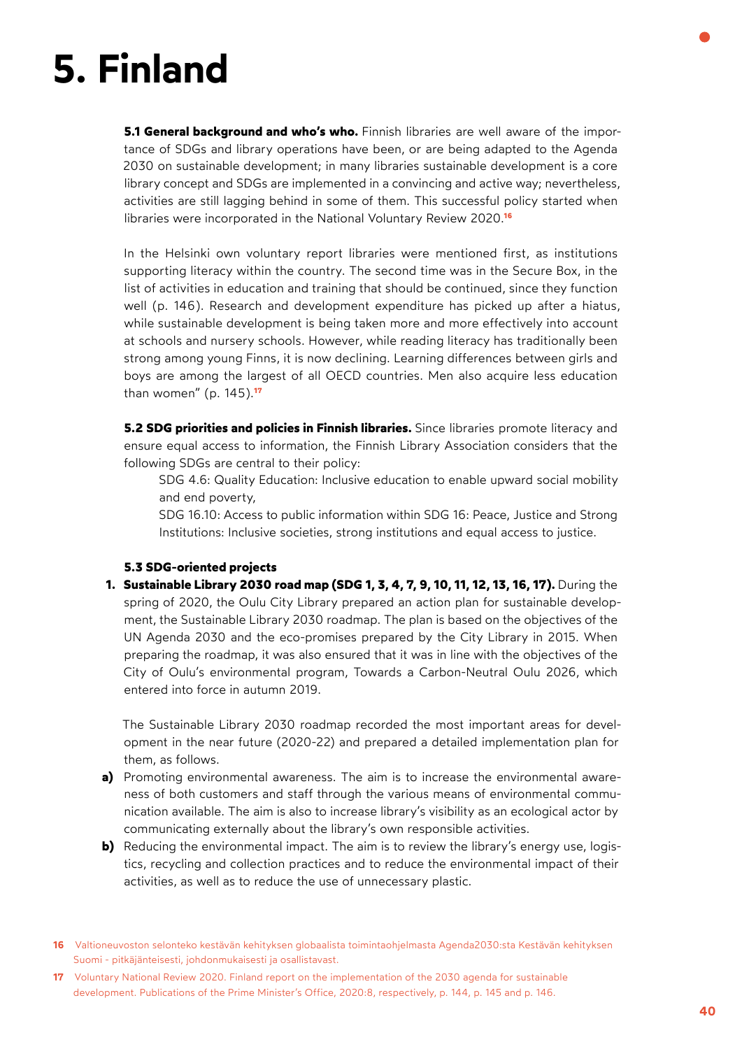# 5. Finland

**5.1 General background and who's who.** Finnish libraries are well aware of the importance of SDGs and library operations have been, or are being adapted to the Agenda 2030 on sustainable development; in many libraries sustainable development is a core library concept and SDGs are implemented in a convincing and active way; nevertheless, activities are still lagging behind in some of them. This successful policy started when libraries were incorporated in the National Voluntary Review 2020.[16]

In the Helsinki own voluntary report libraries were mentioned first, as institutions supporting literacy within the country. The second time was in the Secure Box, in the list of activities in education and training that should be continued, since they function well (p. 146). Research and development expenditure has picked up after a hiatus, while sustainable development is being taken more and more effectively into account at schools and nursery schools. However, while reading literacy has traditionally been strong among young Finns, it is now declining. Learning differences between girls and boys are among the largest of all OECD countries. Men also acquire less education than women" (p. 145).[17]

**5.2 SDG priorities and policies in Finnish libraries.** Since libraries promote literacy and ensure equal access to information, the Finnish Library Association considers that the following SDGs are central to their policy:

SDG 4.6: Quality Education: Inclusive education to enable upward social mobility and end poverty,

SDG 16.10: Access to public information within SDG 16: Peace, Justice and Strong Institutions: Inclusive societies, strong institutions and equal access to justice.

**5.3 SDG-oriented projects**

1. **Sustainable Library 2030 road map (SDG 1, 3, 4, 7, 9, 10, 11, 12, 13, 16, 17).** During the spring of 2020, the Oulu City Library prepared an action plan for sustainable development, the Sustainable Library 2030 roadmap. The plan is based on the objectives of the UN Agenda 2030 and the eco-promises prepared by the City Library in 2015. When preparing the roadmap, it was also ensured that it was in line with the objectives of the City of Oulu's environmental program, Towards a Carbon-Neutral Oulu 2026, which entered into force in autumn 2019.

   The Sustainable Library 2030 roadmap recorded the most important areas for development in the near future (2020-22) and prepared a detailed implementation plan for them, as follows.

   **a)** Promoting environmental awareness. The aim is to increase the environmental awareness of both customers and staff through the various means of environmental communication available. The aim is also to increase library's visibility as an ecological actor by communicating externally about the library's own responsible activities.

   **b)** Reducing the environmental impact. The aim is to review the library's energy use, logistics, recycling and collection practices and to reduce the environmental impact of their activities, as well as to reduce the use of unnecessary plastic.

---

16 Valtioneuvoston selonteko kestävän kehityksen globaalista toimintaohjelmasta Agenda2030:sta Kestävän kehityksen Suomi - pitkäjänteisesti, johdonmukaisesti ja osallistavast.

17 Voluntary National Review 2020. Finland report on the implementation of the 2030 agenda for sustainable development. Publications of the Prime Minister's Office, 2020:8, respectively, p. 144, p. 145 and p. 146.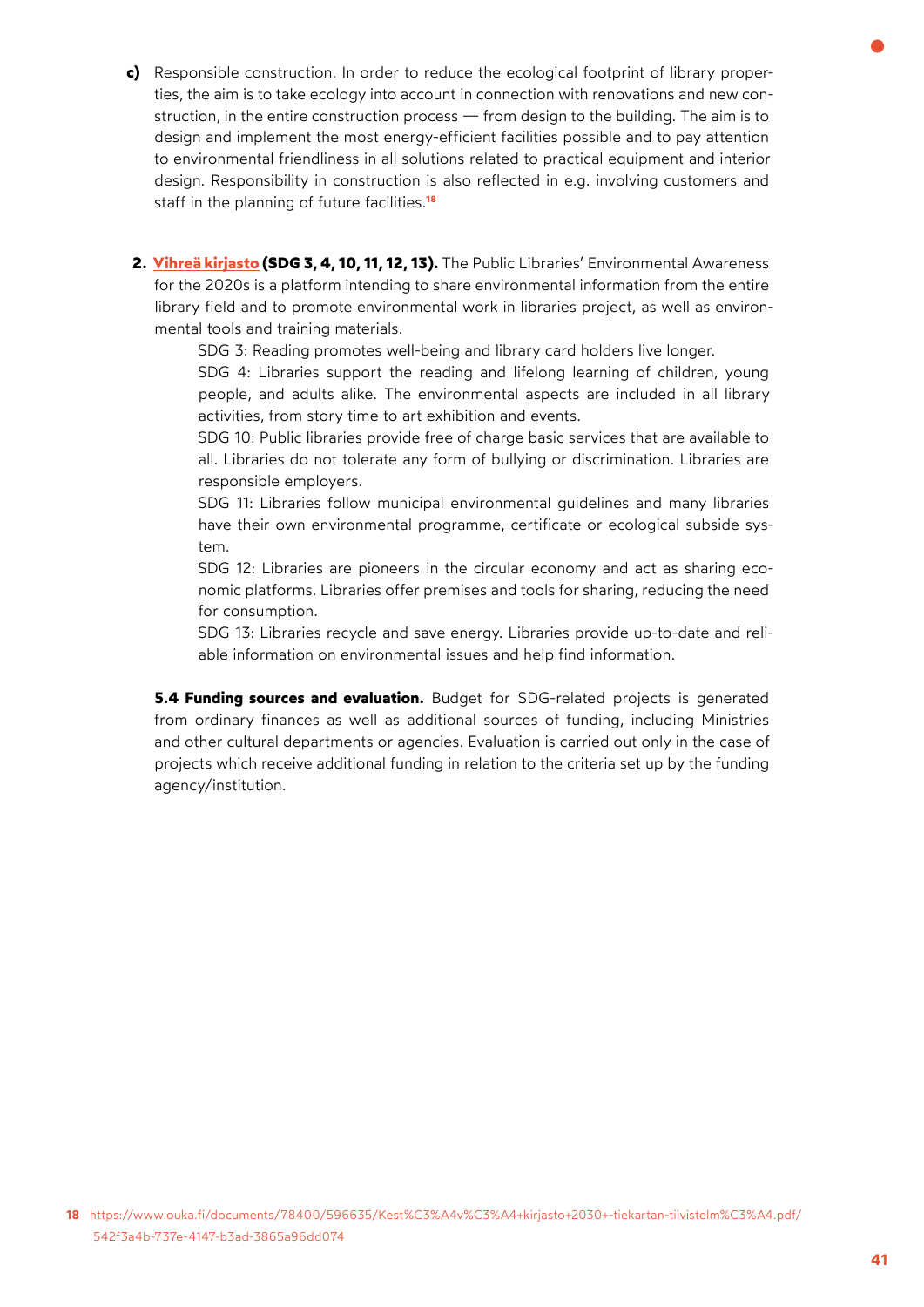**c)** Responsible construction. In order to reduce the ecological footprint of library properties, the aim is to take ecology into account in connection with renovations and new construction, in the entire construction process — from design to the building. The aim is to design and implement the most energy-efficient facilities possible and to pay attention to environmental friendliness in all solutions related to practical equipment and interior design. Responsibility in construction is also reflected in e.g. involving customers and staff in the planning of future facilities.[18]

**2. Vihreä kirjasto (SDG 3, 4, 10, 11, 12, 13).** The Public Libraries' Environmental Awareness for the 2020s is a platform intending to share environmental information from the entire library field and to promote environmental work in libraries project, as well as environmental tools and training materials.

SDG 3: Reading promotes well-being and library card holders live longer.

SDG 4: Libraries support the reading and lifelong learning of children, young people, and adults alike. The environmental aspects are included in all library activities, from story time to art exhibition and events.

SDG 10: Public libraries provide free of charge basic services that are available to all. Libraries do not tolerate any form of bullying or discrimination. Libraries are responsible employers.

SDG 11: Libraries follow municipal environmental guidelines and many libraries have their own environmental programme, certificate or ecological subside system.

SDG 12: Libraries are pioneers in the circular economy and act as sharing economic platforms. Libraries offer premises and tools for sharing, reducing the need for consumption.

SDG 13: Libraries recycle and save energy. Libraries provide up-to-date and reliable information on environmental issues and help find information.

**5.4 Funding sources and evaluation.** Budget for SDG-related projects is generated from ordinary finances as well as additional sources of funding, including Ministries and other cultural departments or agencies. Evaluation is carried out only in the case of projects which receive additional funding in relation to the criteria set up by the funding agency/institution.

18 https://www.ouka.fi/documents/78400/596635/Kest%C3%A4v%C3%A4+kirjasto+2030+-tiekartan-tiivistelm%C3%A4.pdf/542f3a4b-737e-4147-b3ad-3865a96dd074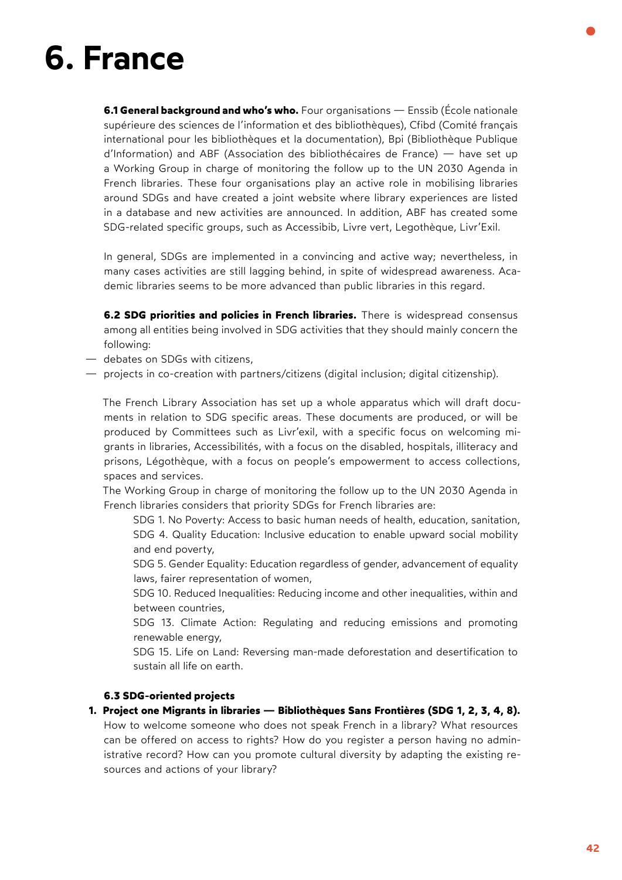# 6. France

**6.1 General background and who's who.** Four organisations — Enssib (École nationale supérieure des sciences de l'information et des bibliothèques), Cfibd (Comité français international pour les bibliothèques et la documentation), Bpi (Bibliothèque Publique d'Information) and ABF (Association des bibliothécaires de France) — have set up a Working Group in charge of monitoring the follow up to the UN 2030 Agenda in French libraries. These four organisations play an active role in mobilising libraries around SDGs and have created a joint website where library experiences are listed in a database and new activities are announced. In addition, ABF has created some SDG-related specific groups, such as Accessibib, Livre vert, Legothèque, Livr'Exil.

In general, SDGs are implemented in a convincing and active way; nevertheless, in many cases activities are still lagging behind, in spite of widespread awareness. Academic libraries seems to be more advanced than public libraries in this regard.

**6.2 SDG priorities and policies in French libraries.** There is widespread consensus among all entities being involved in SDG activities that they should mainly concern the following:

- debates on SDGs with citizens,
- projects in co-creation with partners/citizens (digital inclusion; digital citizenship).

The French Library Association has set up a whole apparatus which will draft documents in relation to SDG specific areas. These documents are produced, or will be produced by Committees such as Livr'exil, with a specific focus on welcoming migrants in libraries, Accessibilités, with a focus on the disabled, hospitals, illiteracy and prisons, Légothèque, with a focus on people's empowerment to access collections, spaces and services.

The Working Group in charge of monitoring the follow up to the UN 2030 Agenda in French libraries considers that priority SDGs for French libraries are:

SDG 1. No Poverty: Access to basic human needs of health, education, sanitation,

SDG 4. Quality Education: Inclusive education to enable upward social mobility and end poverty,

SDG 5. Gender Equality: Education regardless of gender, advancement of equality laws, fairer representation of women,

SDG 10. Reduced Inequalities: Reducing income and other inequalities, within and between countries,

SDG 13. Climate Action: Regulating and reducing emissions and promoting renewable energy,

SDG 15. Life on Land: Reversing man-made deforestation and desertification to sustain all life on earth.

**6.3 SDG-oriented projects**

1. **Project one Migrants in libraries — Bibliothèques Sans Frontières (SDG 1, 2, 3, 4, 8).** How to welcome someone who does not speak French in a library? What resources can be offered on access to rights? How do you register a person having no administrative record? How can you promote cultural diversity by adapting the existing resources and actions of your library?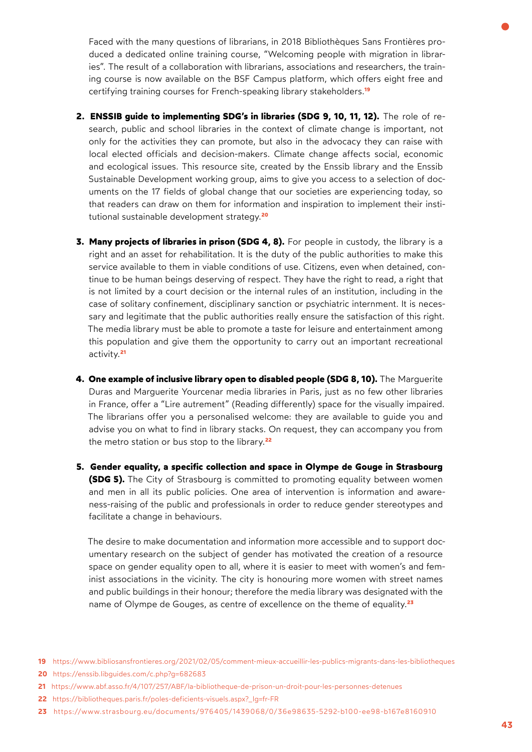Faced with the many questions of librarians, in 2018 Bibliothèques Sans Frontières produced a dedicated online training course, "Welcoming people with migration in libraries". The result of a collaboration with librarians, associations and researchers, the training course is now available on the BSF Campus platform, which offers eight free and certifying training courses for French-speaking library stakeholders.[19]

2. **ENSSIB guide to implementing SDG's in libraries (SDG 9, 10, 11, 12).** The role of research, public and school libraries in the context of climate change is important, not only for the activities they can promote, but also in the advocacy they can raise with local elected officials and decision-makers. Climate change affects social, economic and ecological issues. This resource site, created by the Enssib library and the Enssib Sustainable Development working group, aims to give you access to a selection of documents on the 17 fields of global change that our societies are experiencing today, so that readers can draw on them for information and inspiration to implement their institutional sustainable development strategy.[20]

3. **Many projects of libraries in prison (SDG 4, 8).** For people in custody, the library is a right and an asset for rehabilitation. It is the duty of the public authorities to make this service available to them in viable conditions of use. Citizens, even when detained, continue to be human beings deserving of respect. They have the right to read, a right that is not limited by a court decision or the internal rules of an institution, including in the case of solitary confinement, disciplinary sanction or psychiatric internment. It is necessary and legitimate that the public authorities really ensure the satisfaction of this right. The media library must be able to promote a taste for leisure and entertainment among this population and give them the opportunity to carry out an important recreational activity.[21]

4. **One example of inclusive library open to disabled people (SDG 8, 10).** The Marguerite Duras and Marguerite Yourcenar media libraries in Paris, just as no few other libraries in France, offer a "Lire autrement" (Reading differently) space for the visually impaired. The librarians offer you a personalised welcome: they are available to guide you and advise you on what to find in library stacks. On request, they can accompany you from the metro station or bus stop to the library.[22]

5. **Gender equality, a specific collection and space in Olympe de Gouge in Strasbourg (SDG 5).** The City of Strasbourg is committed to promoting equality between women and men in all its public policies. One area of intervention is information and awareness-raising of the public and professionals in order to reduce gender stereotypes and facilitate a change in behaviours.

   The desire to make documentation and information more accessible and to support documentary research on the subject of gender has motivated the creation of a resource space on gender equality open to all, where it is easier to meet with women's and feminist associations in the vicinity. The city is honouring more women with street names and public buildings in their honour; therefore the media library was designated with the name of Olympe de Gouges, as centre of excellence on the theme of equality.[23]

---

19 https://www.bibliosansfrontieres.org/2021/02/05/comment-mieux-accueillir-les-publics-migrants-dans-les-bibliotheques

20 https://enssib.libguides.com/c.php?g=682683

21 https://www.abf.asso.fr/4/107/257/ABF/la-bibliotheque-de-prison-un-droit-pour-les-personnes-detenues

22 https://bibliotheques.paris.fr/poles-deficients-visuels.aspx?_lg=fr-FR

23 https://www.strasbourg.eu/documents/976405/1439068/0/36e98635-5292-b100-ee98-b167e8160910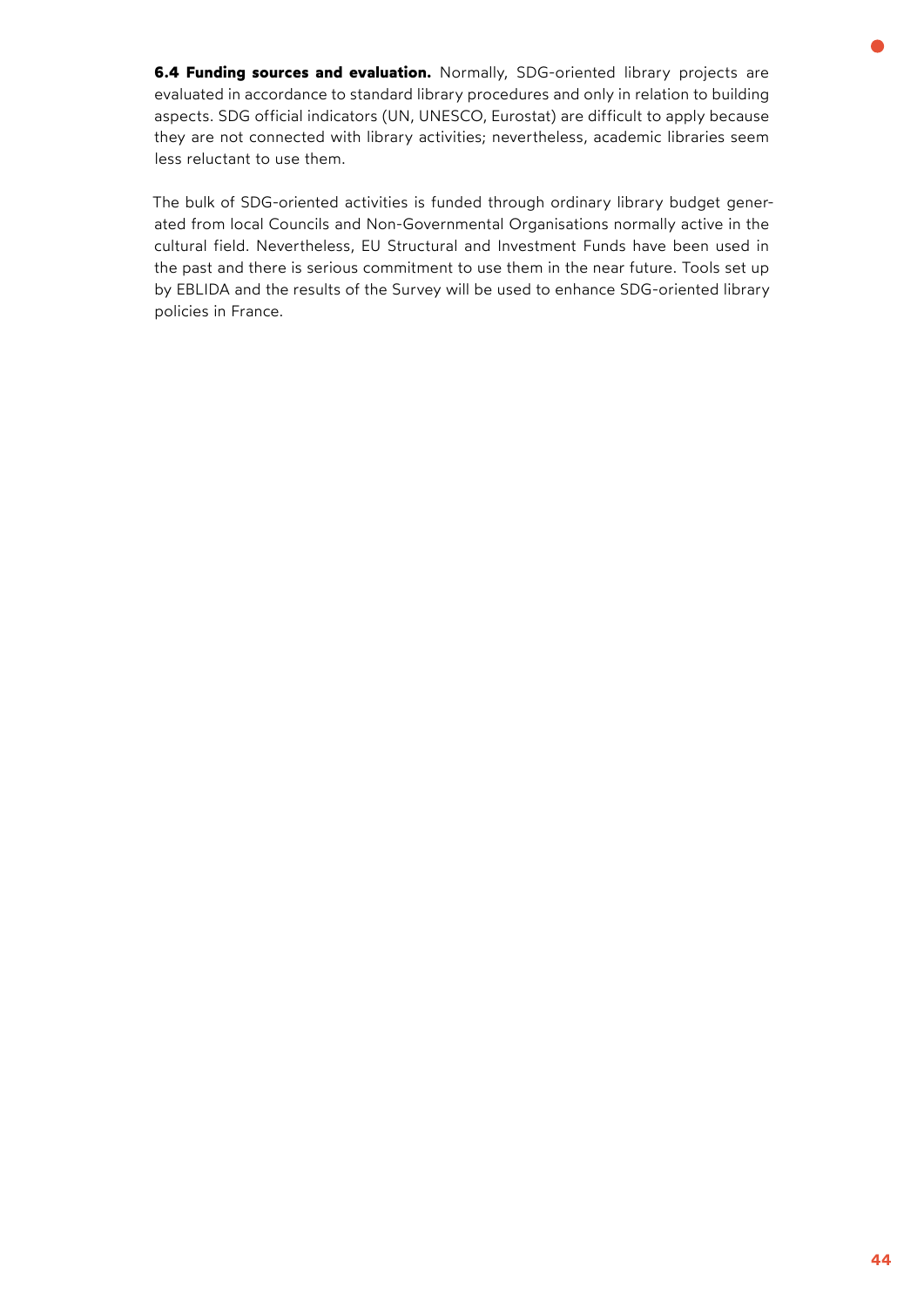**6.4 Funding sources and evaluation.** Normally, SDG-oriented library projects are evaluated in accordance to standard library procedures and only in relation to building aspects. SDG official indicators (UN, UNESCO, Eurostat) are difficult to apply because they are not connected with library activities; nevertheless, academic libraries seem less reluctant to use them.

The bulk of SDG-oriented activities is funded through ordinary library budget generated from local Councils and Non-Governmental Organisations normally active in the cultural field. Nevertheless, EU Structural and Investment Funds have been used in the past and there is serious commitment to use them in the near future. Tools set up by EBLIDA and the results of the Survey will be used to enhance SDG-oriented library policies in France.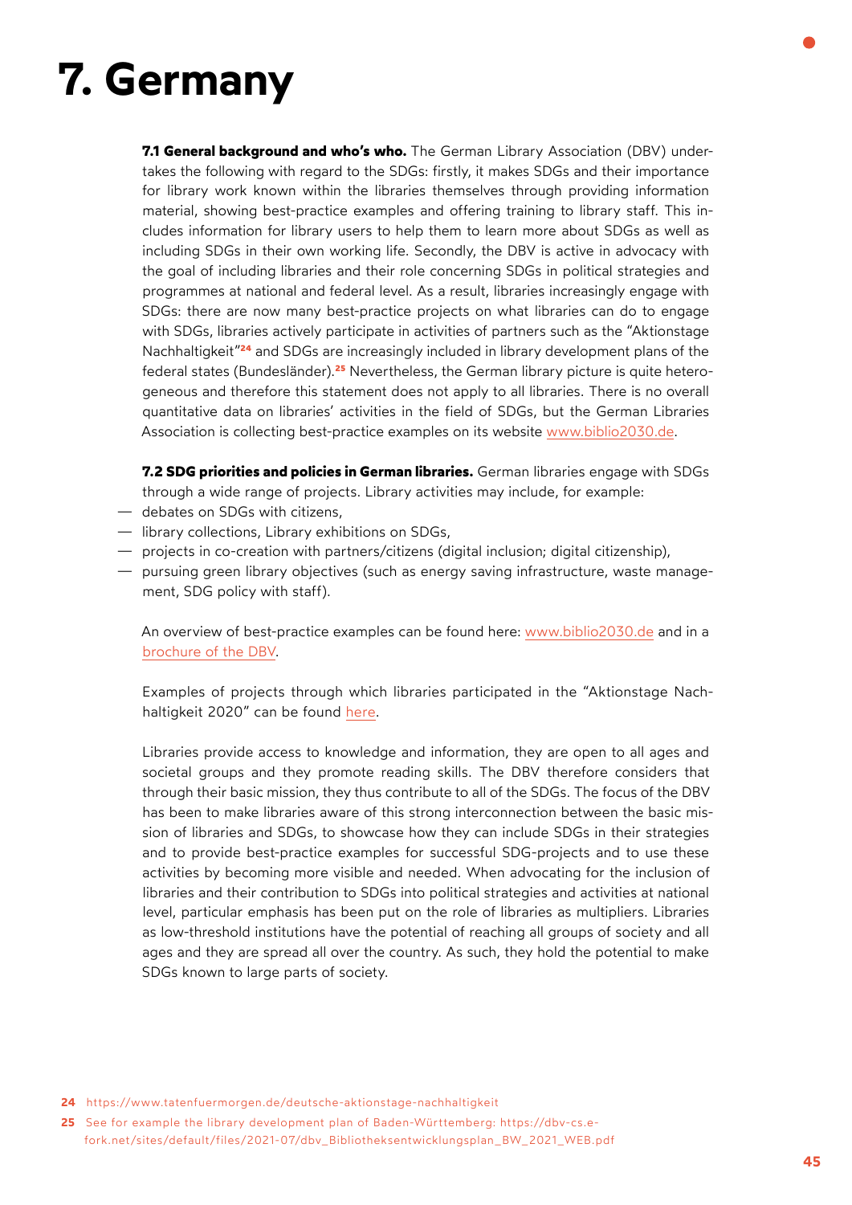# 7. Germany

**7.1 General background and who's who.** The German Library Association (DBV) undertakes the following with regard to the SDGs: firstly, it makes SDGs and their importance for library work known within the libraries themselves through providing information material, showing best-practice examples and offering training to library staff. This includes information for library users to help them to learn more about SDGs as well as including SDGs in their own working life. Secondly, the DBV is active in advocacy with the goal of including libraries and their role concerning SDGs in political strategies and programmes at national and federal level. As a result, libraries increasingly engage with SDGs: there are now many best-practice projects on what libraries can do to engage with SDGs, libraries actively participate in activities of partners such as the "Aktionstage Nachhaltigkeit"[24] and SDGs are increasingly included in library development plans of the federal states (Bundesländer).[25] Nevertheless, the German library picture is quite heterogeneous and therefore this statement does not apply to all libraries. There is no overall quantitative data on libraries' activities in the field of SDGs, but the German Libraries Association is collecting best-practice examples on its website www.biblio2030.de.

**7.2 SDG priorities and policies in German libraries.** German libraries engage with SDGs through a wide range of projects. Library activities may include, for example:

- debates on SDGs with citizens,
- library collections, Library exhibitions on SDGs,
- projects in co-creation with partners/citizens (digital inclusion; digital citizenship),
- pursuing green library objectives (such as energy saving infrastructure, waste management, SDG policy with staff).

An overview of best-practice examples can be found here: www.biblio2030.de and in a brochure of the DBV.

Examples of projects through which libraries participated in the "Aktionstage Nachhaltigkeit 2020" can be found here.

Libraries provide access to knowledge and information, they are open to all ages and societal groups and they promote reading skills. The DBV therefore considers that through their basic mission, they thus contribute to all of the SDGs. The focus of the DBV has been to make libraries aware of this strong interconnection between the basic mission of libraries and SDGs, to showcase how they can include SDGs in their strategies and to provide best-practice examples for successful SDG-projects and to use these activities by becoming more visible and needed. When advocating for the inclusion of libraries and their contribution to SDGs into political strategies and activities at national level, particular emphasis has been put on the role of libraries as multipliers. Libraries as low-threshold institutions have the potential of reaching all groups of society and all ages and they are spread all over the country. As such, they hold the potential to make SDGs known to large parts of society.

---

24 https://www.tatenfuermorgen.de/deutsche-aktionstage-nachhaltigkeit

25 See for example the library development plan of Baden-Württemberg: https://dbv-cs.e-fork.net/sites/default/files/2021-07/dbv_Bibliotheksentwicklungsplan_BW_2021_WEB.pdf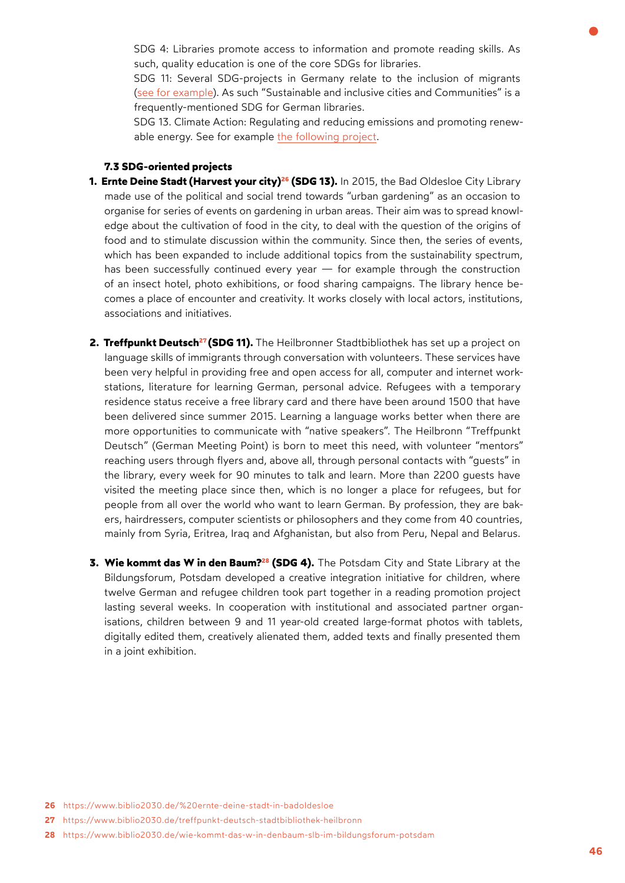SDG 4: Libraries promote access to information and promote reading skills. As such, quality education is one of the core SDGs for libraries.

SDG 11: Several SDG-projects in Germany relate to the inclusion of migrants (see for example). As such "Sustainable and inclusive cities and Communities" is a frequently-mentioned SDG for German libraries.

SDG 13. Climate Action: Regulating and reducing emissions and promoting renewable energy. See for example the following project.

### 7.3 SDG-oriented projects

1. **Ernte Deine Stadt (Harvest your city)[26] (SDG 13).** In 2015, the Bad Oldesloe City Library made use of the political and social trend towards "urban gardening" as an occasion to organise for series of events on gardening in urban areas. Their aim was to spread knowledge about the cultivation of food in the city, to deal with the question of the origins of food and to stimulate discussion within the community. Since then, the series of events, which has been expanded to include additional topics from the sustainability spectrum, has been successfully continued every year — for example through the construction of an insect hotel, photo exhibitions, or food sharing campaigns. The library hence becomes a place of encounter and creativity. It works closely with local actors, institutions, associations and initiatives.

2. **Treffpunkt Deutsch[27] (SDG 11).** The Heilbronner Stadtbibliothek has set up a project on language skills of immigrants through conversation with volunteers. These services have been very helpful in providing free and open access for all, computer and internet workstations, literature for learning German, personal advice. Refugees with a temporary residence status receive a free library card and there have been around 1500 that have been delivered since summer 2015. Learning a language works better when there are more opportunities to communicate with "native speakers". The Heilbronn "Treffpunkt Deutsch" (German Meeting Point) is born to meet this need, with volunteer "mentors" reaching users through flyers and, above all, through personal contacts with "guests" in the library, every week for 90 minutes to talk and learn. More than 2200 guests have visited the meeting place since then, which is no longer a place for refugees, but for people from all over the world who want to learn German. By profession, they are bakers, hairdressers, computer scientists or philosophers and they come from 40 countries, mainly from Syria, Eritrea, Iraq and Afghanistan, but also from Peru, Nepal and Belarus.

3. **Wie kommt das W in den Baum?[28] (SDG 4).** The Potsdam City and State Library at the Bildungsforum, Potsdam developed a creative integration initiative for children, where twelve German and refugee children took part together in a reading promotion project lasting several weeks. In cooperation with institutional and associated partner organisations, children between 9 and 11 year-old created large-format photos with tablets, digitally edited them, creatively alienated them, added texts and finally presented them in a joint exhibition.

26 https://www.biblio2030.de/%20ernte-deine-stadt-in-badoldesloe

27 https://www.biblio2030.de/treffpunkt-deutsch-stadtbibliothek-heilbronn

28 https://www.biblio2030.de/wie-kommt-das-w-in-denbaum-slb-im-bildungsforum-potsdam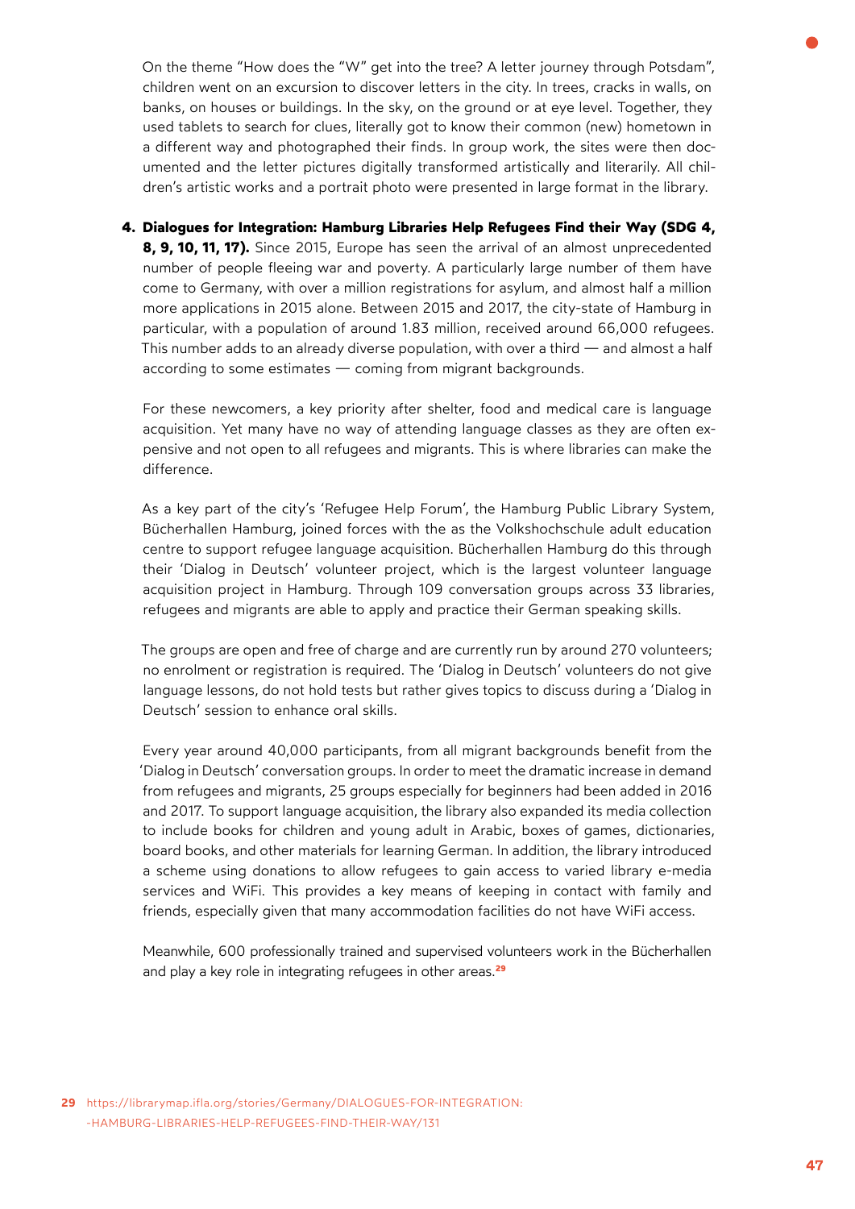On the theme "How does the "W" get into the tree? A letter journey through Potsdam", children went on an excursion to discover letters in the city. In trees, cracks in walls, on banks, on houses or buildings. In the sky, on the ground or at eye level. Together, they used tablets to search for clues, literally got to know their common (new) hometown in a different way and photographed their finds. In group work, the sites were then documented and the letter pictures digitally transformed artistically and literarily. All children's artistic works and a portrait photo were presented in large format in the library.

4. **Dialogues for Integration: Hamburg Libraries Help Refugees Find their Way (SDG 4, 8, 9, 10, 11, 17).** Since 2015, Europe has seen the arrival of an almost unprecedented number of people fleeing war and poverty. A particularly large number of them have come to Germany, with over a million registrations for asylum, and almost half a million more applications in 2015 alone. Between 2015 and 2017, the city-state of Hamburg in particular, with a population of around 1.83 million, received around 66,000 refugees. This number adds to an already diverse population, with over a third — and almost a half according to some estimates — coming from migrant backgrounds.

   For these newcomers, a key priority after shelter, food and medical care is language acquisition. Yet many have no way of attending language classes as they are often expensive and not open to all refugees and migrants. This is where libraries can make the difference.

   As a key part of the city's 'Refugee Help Forum', the Hamburg Public Library System, Bücherhallen Hamburg, joined forces with the as the Volkshochschule adult education centre to support refugee language acquisition. Bücherhallen Hamburg do this through their 'Dialog in Deutsch' volunteer project, which is the largest volunteer language acquisition project in Hamburg. Through 109 conversation groups across 33 libraries, refugees and migrants are able to apply and practice their German speaking skills.

   The groups are open and free of charge and are currently run by around 270 volunteers; no enrolment or registration is required. The 'Dialog in Deutsch' volunteers do not give language lessons, do not hold tests but rather gives topics to discuss during a 'Dialog in Deutsch' session to enhance oral skills.

   Every year around 40,000 participants, from all migrant backgrounds benefit from the 'Dialog in Deutsch' conversation groups. In order to meet the dramatic increase in demand from refugees and migrants, 25 groups especially for beginners had been added in 2016 and 2017. To support language acquisition, the library also expanded its media collection to include books for children and young adult in Arabic, boxes of games, dictionaries, board books, and other materials for learning German. In addition, the library introduced a scheme using donations to allow refugees to gain access to varied library e-media services and WiFi. This provides a key means of keeping in contact with family and friends, especially given that many accommodation facilities do not have WiFi access.

   Meanwhile, 600 professionally trained and supervised volunteers work in the Bücherhallen and play a key role in integrating refugees in other areas.[29]

[29] https://librarymap.ifla.org/stories/Germany/DIALOGUES-FOR-INTEGRATION:-HAMBURG-LIBRARIES-HELP-REFUGEES-FIND-THEIR-WAY/131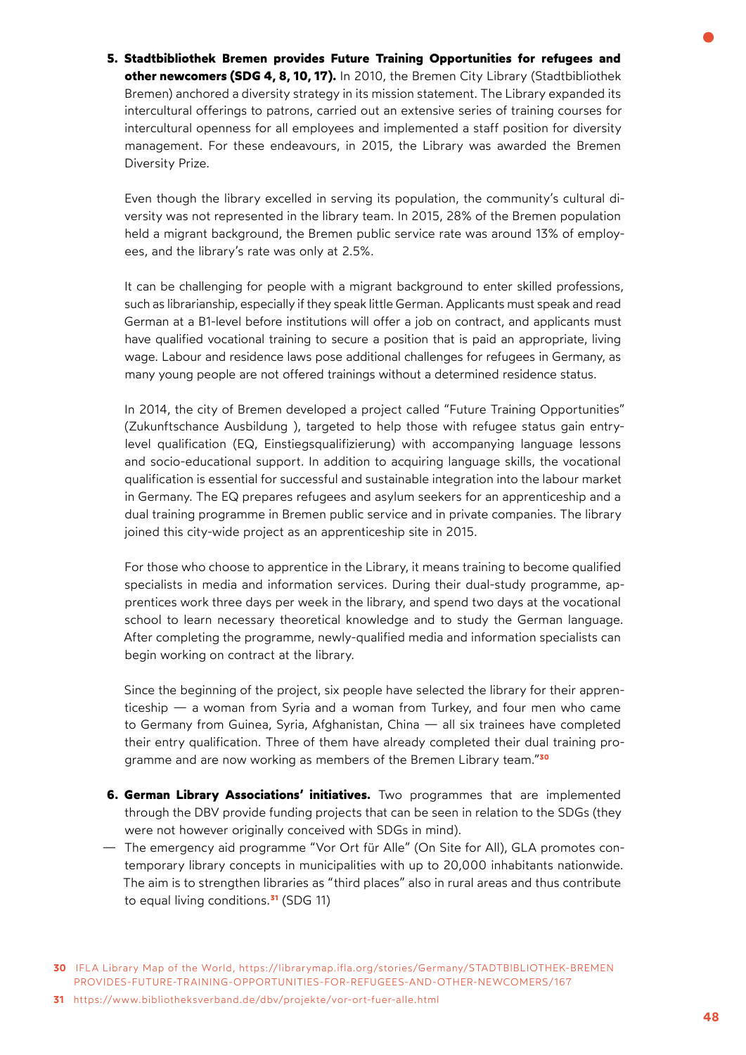5. **Stadtbibliothek Bremen provides Future Training Opportunities for refugees and other newcomers (SDG 4, 8, 10, 17).** In 2010, the Bremen City Library (Stadtbibliothek Bremen) anchored a diversity strategy in its mission statement. The Library expanded its intercultural offerings to patrons, carried out an extensive series of training courses for intercultural openness for all employees and implemented a staff position for diversity management. For these endeavours, in 2015, the Library was awarded the Bremen Diversity Prize.

   Even though the library excelled in serving its population, the community's cultural diversity was not represented in the library team. In 2015, 28% of the Bremen population held a migrant background, the Bremen public service rate was around 13% of employees, and the library's rate was only at 2.5%.

   It can be challenging for people with a migrant background to enter skilled professions, such as librarianship, especially if they speak little German. Applicants must speak and read German at a B1-level before institutions will offer a job on contract, and applicants must have qualified vocational training to secure a position that is paid an appropriate, living wage. Labour and residence laws pose additional challenges for refugees in Germany, as many young people are not offered trainings without a determined residence status.

   In 2014, the city of Bremen developed a project called "Future Training Opportunities" (Zukunftschance Ausbildung ), targeted to help those with refugee status gain entry-level qualification (EQ, Einstiegsqualifizierung) with accompanying language lessons and socio-educational support. In addition to acquiring language skills, the vocational qualification is essential for successful and sustainable integration into the labour market in Germany. The EQ prepares refugees and asylum seekers for an apprenticeship and a dual training programme in Bremen public service and in private companies. The library joined this city-wide project as an apprenticeship site in 2015.

   For those who choose to apprentice in the Library, it means training to become qualified specialists in media and information services. During their dual-study programme, apprentices work three days per week in the library, and spend two days at the vocational school to learn necessary theoretical knowledge and to study the German language. After completing the programme, newly-qualified media and information specialists can begin working on contract at the library.

   Since the beginning of the project, six people have selected the library for their apprenticeship — a woman from Syria and a woman from Turkey, and four men who came to Germany from Guinea, Syria, Afghanistan, China — all six trainees have completed their entry qualification. Three of them have already completed their dual training programme and are now working as members of the Bremen Library team."[30]

6. **German Library Associations' initiatives.** Two programmes that are implemented through the DBV provide funding projects that can be seen in relation to the SDGs (they were not however originally conceived with SDGs in mind).

— The emergency aid programme "Vor Ort für Alle" (On Site for All), GLA promotes contemporary library concepts in municipalities with up to 20,000 inhabitants nationwide. The aim is to strengthen libraries as "third places" also in rural areas and thus contribute to equal living conditions.[31] (SDG 11)

---

30 IFLA Library Map of the World, https://librarymap.ifla.org/stories/Germany/STADTBIBLIOTHEK-BREMEN PROVIDES-FUTURE-TRAINING-OPPORTUNITIES-FOR-REFUGEES-AND-OTHER-NEWCOMERS/167

31 https://www.bibliotheksverband.de/dbv/projekte/vor-ort-fuer-alle.html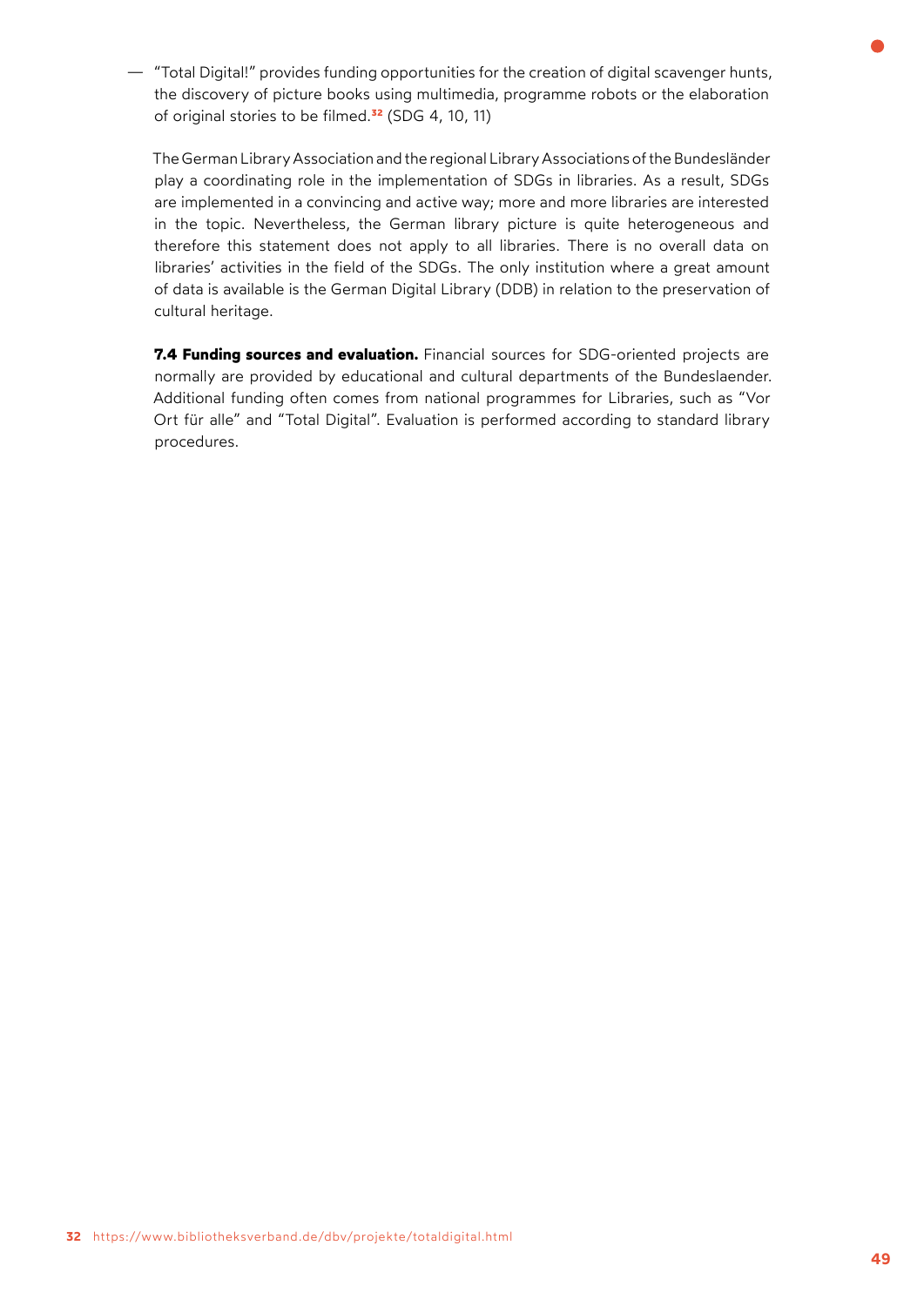— "Total Digital!" provides funding opportunities for the creation of digital scavenger hunts, the discovery of picture books using multimedia, programme robots or the elaboration of original stories to be filmed.[32] (SDG 4, 10, 11)

The German Library Association and the regional Library Associations of the Bundesländer play a coordinating role in the implementation of SDGs in libraries. As a result, SDGs are implemented in a convincing and active way; more and more libraries are interested in the topic. Nevertheless, the German library picture is quite heterogeneous and therefore this statement does not apply to all libraries. There is no overall data on libraries' activities in the field of the SDGs. The only institution where a great amount of data is available is the German Digital Library (DDB) in relation to the preservation of cultural heritage.

**7.4 Funding sources and evaluation.** Financial sources for SDG-oriented projects are normally are provided by educational and cultural departments of the Bundeslaender. Additional funding often comes from national programmes for Libraries, such as "Vor Ort für alle" and "Total Digital". Evaluation is performed according to standard library procedures.

32 https://www.bibliotheksverband.de/dbv/projekte/totaldigital.html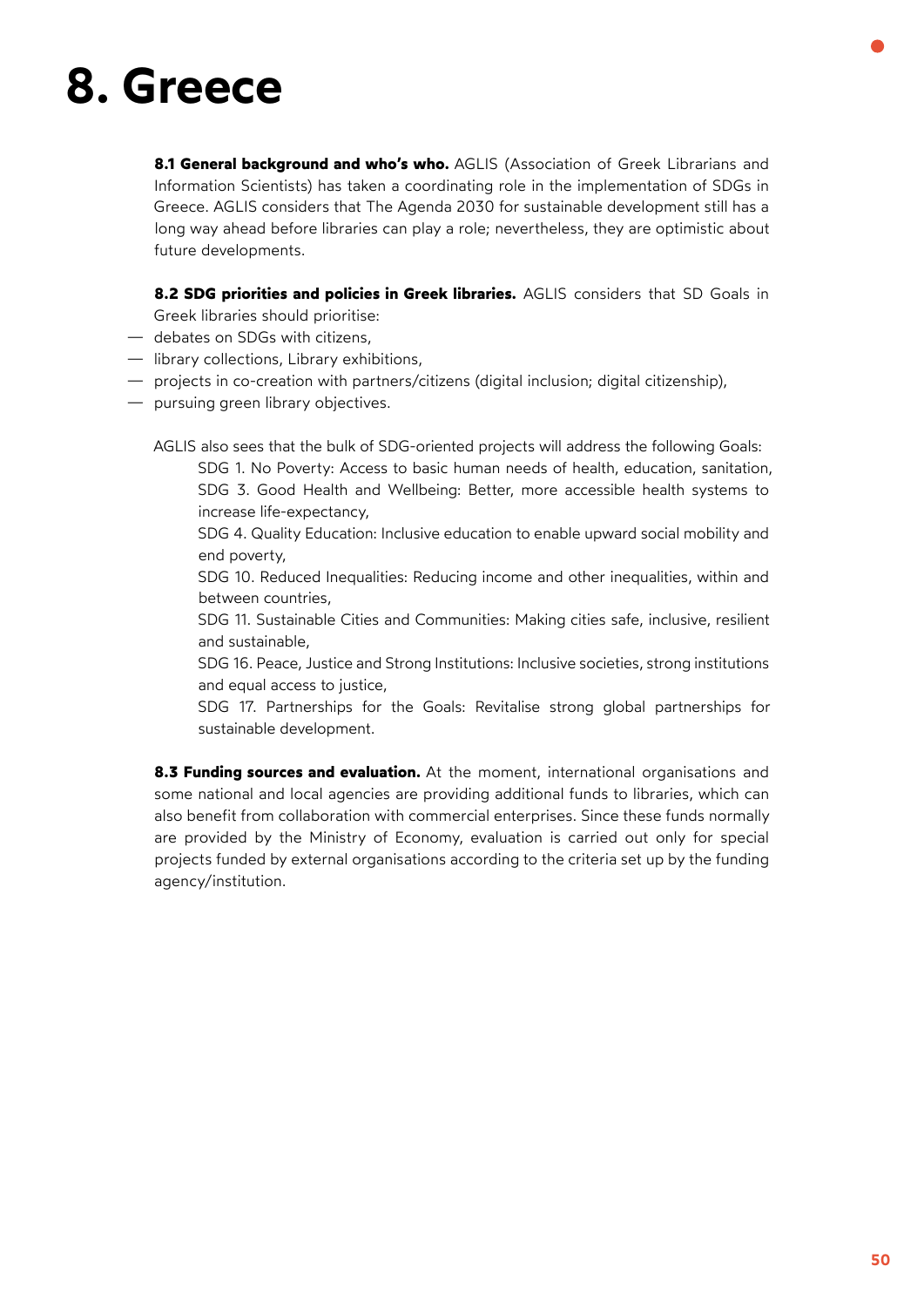# 8. Greece

**8.1 General background and who's who.** AGLIS (Association of Greek Librarians and Information Scientists) has taken a coordinating role in the implementation of SDGs in Greece. AGLIS considers that The Agenda 2030 for sustainable development still has a long way ahead before libraries can play a role; nevertheless, they are optimistic about future developments.

**8.2 SDG priorities and policies in Greek libraries.** AGLIS considers that SD Goals in Greek libraries should prioritise:

- debates on SDGs with citizens,
- library collections, Library exhibitions,
- projects in co-creation with partners/citizens (digital inclusion; digital citizenship),
- pursuing green library objectives.

AGLIS also sees that the bulk of SDG-oriented projects will address the following Goals:

SDG 1. No Poverty: Access to basic human needs of health, education, sanitation,
SDG 3. Good Health and Wellbeing: Better, more accessible health systems to increase life-expectancy,
SDG 4. Quality Education: Inclusive education to enable upward social mobility and end poverty,
SDG 10. Reduced Inequalities: Reducing income and other inequalities, within and between countries,
SDG 11. Sustainable Cities and Communities: Making cities safe, inclusive, resilient and sustainable,
SDG 16. Peace, Justice and Strong Institutions: Inclusive societies, strong institutions and equal access to justice,
SDG 17. Partnerships for the Goals: Revitalise strong global partnerships for sustainable development.

**8.3 Funding sources and evaluation.** At the moment, international organisations and some national and local agencies are providing additional funds to libraries, which can also benefit from collaboration with commercial enterprises. Since these funds normally are provided by the Ministry of Economy, evaluation is carried out only for special projects funded by external organisations according to the criteria set up by the funding agency/institution.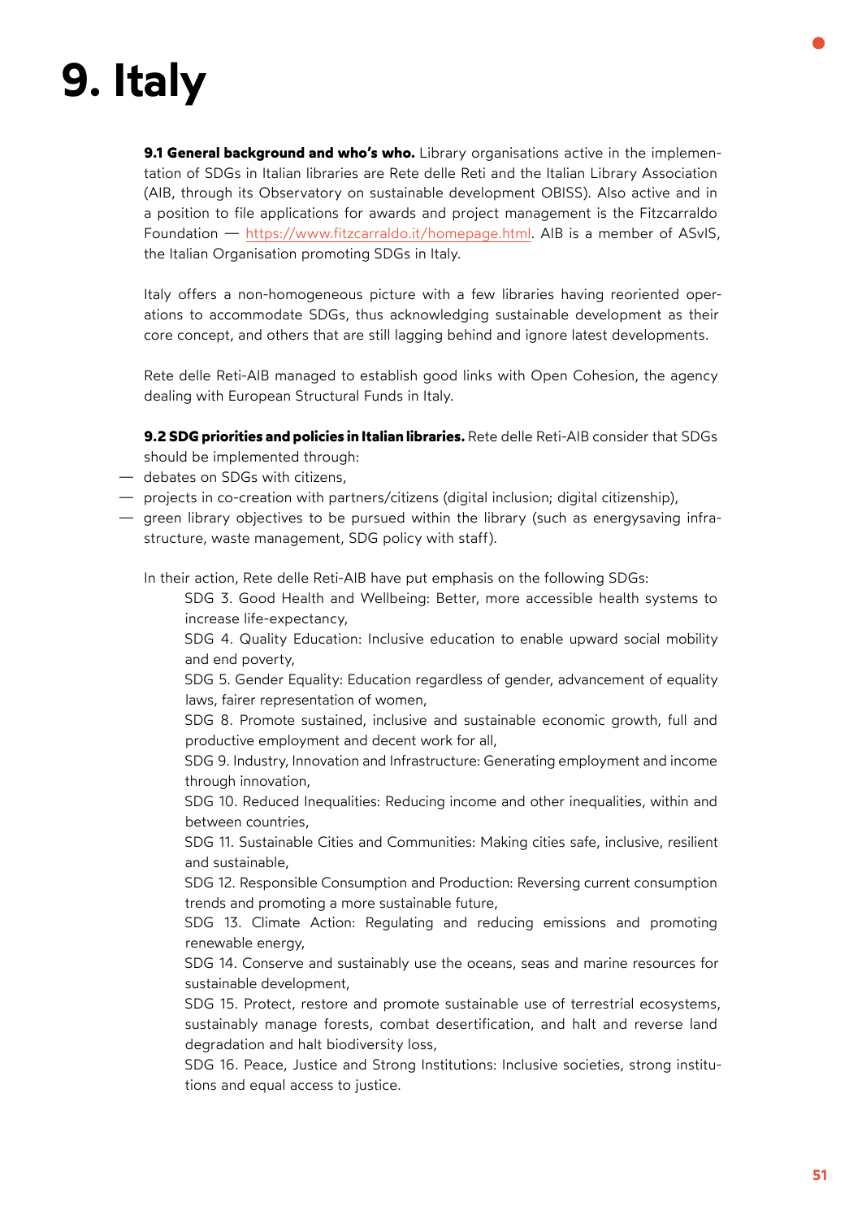# 9. Italy

**9.1 General background and who's who.** Library organisations active in the implementation of SDGs in Italian libraries are Rete delle Reti and the Italian Library Association (AIB, through its Observatory on sustainable development OBISS). Also active and in a position to file applications for awards and project management is the Fitzcarraldo Foundation — https://www.fitzcarraldo.it/homepage.html. AIB is a member of ASvIS, the Italian Organisation promoting SDGs in Italy.

Italy offers a non-homogeneous picture with a few libraries having reoriented operations to accommodate SDGs, thus acknowledging sustainable development as their core concept, and others that are still lagging behind and ignore latest developments.

Rete delle Reti-AIB managed to establish good links with Open Cohesion, the agency dealing with European Structural Funds in Italy.

**9.2 SDG priorities and policies in Italian libraries.** Rete delle Reti-AIB consider that SDGs should be implemented through:

- debates on SDGs with citizens,
- projects in co-creation with partners/citizens (digital inclusion; digital citizenship),
- green library objectives to be pursued within the library (such as energysaving infrastructure, waste management, SDG policy with staff).

In their action, Rete delle Reti-AIB have put emphasis on the following SDGs:

SDG 3. Good Health and Wellbeing: Better, more accessible health systems to increase life-expectancy,

SDG 4. Quality Education: Inclusive education to enable upward social mobility and end poverty,

SDG 5. Gender Equality: Education regardless of gender, advancement of equality laws, fairer representation of women,

SDG 8. Promote sustained, inclusive and sustainable economic growth, full and productive employment and decent work for all,

SDG 9. Industry, Innovation and Infrastructure: Generating employment and income through innovation,

SDG 10. Reduced Inequalities: Reducing income and other inequalities, within and between countries,

SDG 11. Sustainable Cities and Communities: Making cities safe, inclusive, resilient and sustainable,

SDG 12. Responsible Consumption and Production: Reversing current consumption trends and promoting a more sustainable future,

SDG 13. Climate Action: Regulating and reducing emissions and promoting renewable energy,

SDG 14. Conserve and sustainably use the oceans, seas and marine resources for sustainable development,

SDG 15. Protect, restore and promote sustainable use of terrestrial ecosystems, sustainably manage forests, combat desertification, and halt and reverse land degradation and halt biodiversity loss,

SDG 16. Peace, Justice and Strong Institutions: Inclusive societies, strong institutions and equal access to justice.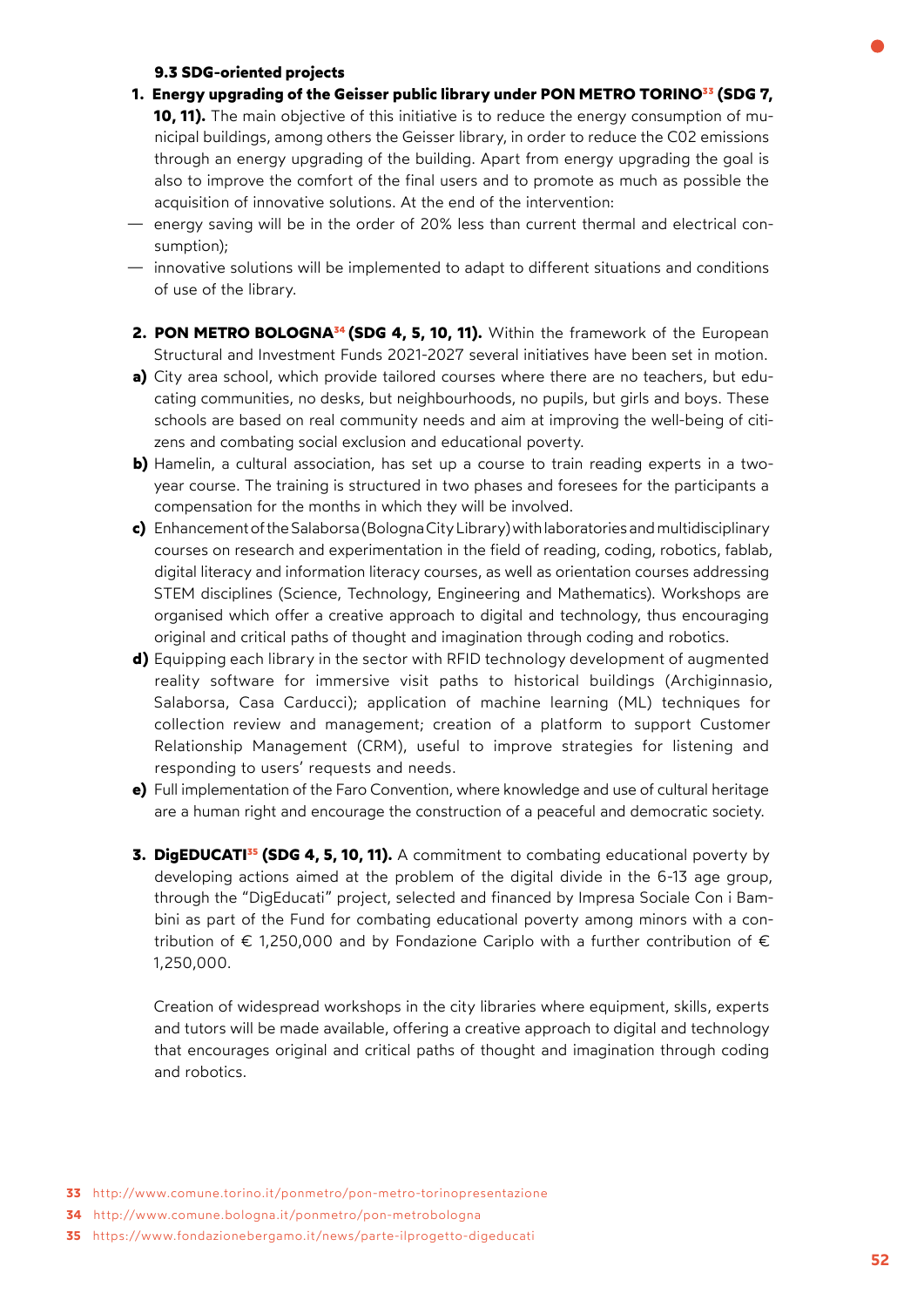### 9.3 SDG-oriented projects

1. **Energy upgrading of the Geisser public library under PON METRO TORINO[33] (SDG 7, 10, 11).** The main objective of this initiative is to reduce the energy consumption of municipal buildings, among others the Geisser library, in order to reduce the C02 emissions through an energy upgrading of the building. Apart from energy upgrading the goal is also to improve the comfort of the final users and to promote as much as possible the acquisition of innovative solutions. At the end of the intervention:

— energy saving will be in the order of 20% less than current thermal and electrical consumption);

— innovative solutions will be implemented to adapt to different situations and conditions of use of the library.

2. **PON METRO BOLOGNA[34] (SDG 4, 5, 10, 11).** Within the framework of the European Structural and Investment Funds 2021-2027 several initiatives have been set in motion.

**a)** City area school, which provide tailored courses where there are no teachers, but educating communities, no desks, but neighbourhoods, no pupils, but girls and boys. These schools are based on real community needs and aim at improving the well-being of citizens and combating social exclusion and educational poverty.

**b)** Hamelin, a cultural association, has set up a course to train reading experts in a two-year course. The training is structured in two phases and foresees for the participants a compensation for the months in which they will be involved.

**c)** Enhancement of the Salaborsa (Bologna City Library) with laboratories and multidisciplinary courses on research and experimentation in the field of reading, coding, robotics, fablab, digital literacy and information literacy courses, as well as orientation courses addressing STEM disciplines (Science, Technology, Engineering and Mathematics). Workshops are organised which offer a creative approach to digital and technology, thus encouraging original and critical paths of thought and imagination through coding and robotics.

**d)** Equipping each library in the sector with RFID technology development of augmented reality software for immersive visit paths to historical buildings (Archiginnasio, Salaborsa, Casa Carducci); application of machine learning (ML) techniques for collection review and management; creation of a platform to support Customer Relationship Management (CRM), useful to improve strategies for listening and responding to users' requests and needs.

**e)** Full implementation of the Faro Convention, where knowledge and use of cultural heritage are a human right and encourage the construction of a peaceful and democratic society.

3. **DigEDUCATI[35] (SDG 4, 5, 10, 11).** A commitment to combating educational poverty by developing actions aimed at the problem of the digital divide in the 6-13 age group, through the "DigEducati" project, selected and financed by Impresa Sociale Con i Bambini as part of the Fund for combating educational poverty among minors with a contribution of € 1,250,000 and by Fondazione Cariplo with a further contribution of € 1,250,000.

   Creation of widespread workshops in the city libraries where equipment, skills, experts and tutors will be made available, offering a creative approach to digital and technology that encourages original and critical paths of thought and imagination through coding and robotics.

33 http://www.comune.torino.it/ponmetro/pon-metro-torinopresentazione

34 http://www.comune.bologna.it/ponmetro/pon-metrobologna

35 https://www.fondazionebergamo.it/news/parte-ilprogetto-digeducati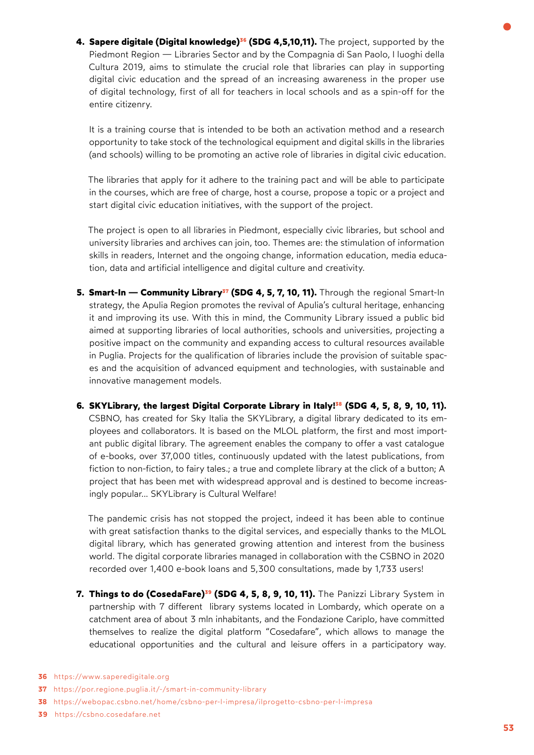4. **Sapere digitale (Digital knowledge)[36] (SDG 4,5,10,11).** The project, supported by the Piedmont Region — Libraries Sector and by the Compagnia di San Paolo, I luoghi della Cultura 2019, aims to stimulate the crucial role that libraries can play in supporting digital civic education and the spread of an increasing awareness in the proper use of digital technology, first of all for teachers in local schools and as a spin-off for the entire citizenry.

   It is a training course that is intended to be both an activation method and a research opportunity to take stock of the technological equipment and digital skills in the libraries (and schools) willing to be promoting an active role of libraries in digital civic education.

   The libraries that apply for it adhere to the training pact and will be able to participate in the courses, which are free of charge, host a course, propose a topic or a project and start digital civic education initiatives, with the support of the project.

   The project is open to all libraries in Piedmont, especially civic libraries, but school and university libraries and archives can join, too. Themes are: the stimulation of information skills in readers, Internet and the ongoing change, information education, media education, data and artificial intelligence and digital culture and creativity.

5. **Smart-In — Community Library[37] (SDG 4, 5, 7, 10, 11).** Through the regional Smart-In strategy, the Apulia Region promotes the revival of Apulia's cultural heritage, enhancing it and improving its use. With this in mind, the Community Library issued a public bid aimed at supporting libraries of local authorities, schools and universities, projecting a positive impact on the community and expanding access to cultural resources available in Puglia. Projects for the qualification of libraries include the provision of suitable spaces and the acquisition of advanced equipment and technologies, with sustainable and innovative management models.

6. **SKYLibrary, the largest Digital Corporate Library in Italy![38] (SDG 4, 5, 8, 9, 10, 11).** CSBNO, has created for Sky Italia the SKYLibrary, a digital library dedicated to its employees and collaborators. It is based on the MLOL platform, the first and most important public digital library. The agreement enables the company to offer a vast catalogue of e-books, over 37,000 titles, continuously updated with the latest publications, from fiction to non-fiction, to fairy tales.; a true and complete library at the click of a button; A project that has been met with widespread approval and is destined to become increasingly popular... SKYLibrary is Cultural Welfare!

   The pandemic crisis has not stopped the project, indeed it has been able to continue with great satisfaction thanks to the digital services, and especially thanks to the MLOL digital library, which has generated growing attention and interest from the business world. The digital corporate libraries managed in collaboration with the CSBNO in 2020 recorded over 1,400 e-book loans and 5,300 consultations, made by 1,733 users!

7. **Things to do (CosedaFare)[39] (SDG 4, 5, 8, 9, 10, 11).** The Panizzi Library System in partnership with 7 different library systems located in Lombardy, which operate on a catchment area of about 3 mln inhabitants, and the Fondazione Cariplo, have committed themselves to realize the digital platform "Cosedafare", which allows to manage the educational opportunities and the cultural and leisure offers in a participatory way.

---

36 https://www.saperedigitale.org

37 https://por.regione.puglia.it/-/smart-in-community-library

38 https://webopac.csbno.net/home/csbno-per-l-impresa/ilprogetto-csbno-per-l-impresa

39 https://csbno.cosedafare.net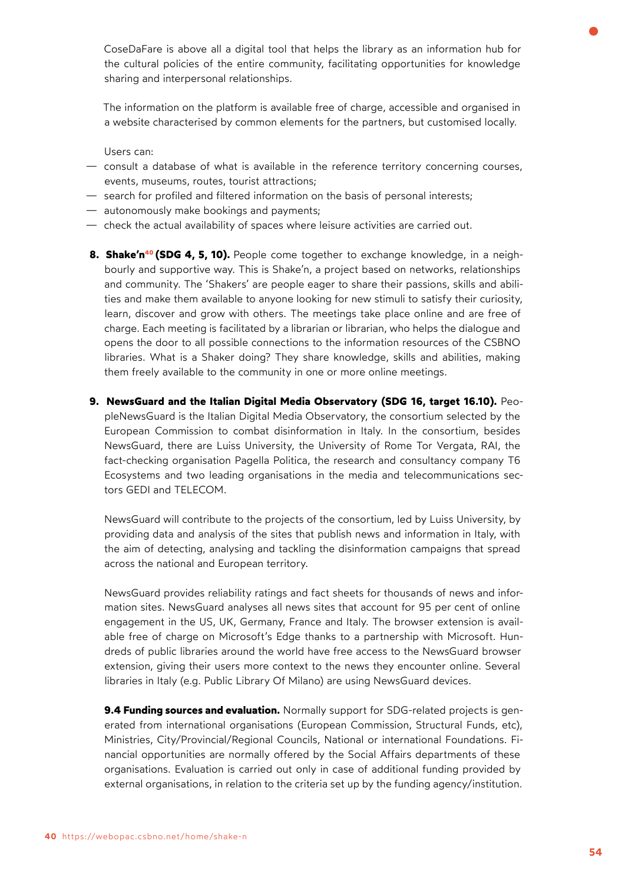CoseDaFare is above all a digital tool that helps the library as an information hub for the cultural policies of the entire community, facilitating opportunities for knowledge sharing and interpersonal relationships.

The information on the platform is available free of charge, accessible and organised in a website characterised by common elements for the partners, but customised locally.

Users can:

- consult a database of what is available in the reference territory concerning courses, events, museums, routes, tourist attractions;
- search for profiled and filtered information on the basis of personal interests;
- autonomously make bookings and payments;
- check the actual availability of spaces where leisure activities are carried out.

8. **Shake'n[40] (SDG 4, 5, 10).** People come together to exchange knowledge, in a neighbourly and supportive way. This is Shake'n, a project based on networks, relationships and community. The 'Shakers' are people eager to share their passions, skills and abilities and make them available to anyone looking for new stimuli to satisfy their curiosity, learn, discover and grow with others. The meetings take place online and are free of charge. Each meeting is facilitated by a librarian or librarian, who helps the dialogue and opens the door to all possible connections to the information resources of the CSBNO libraries. What is a Shaker doing? They share knowledge, skills and abilities, making them freely available to the community in one or more online meetings.

9. **NewsGuard and the Italian Digital Media Observatory (SDG 16, target 16.10).** PeopleNewsGuard is the Italian Digital Media Observatory, the consortium selected by the European Commission to combat disinformation in Italy. In the consortium, besides NewsGuard, there are Luiss University, the University of Rome Tor Vergata, RAI, the fact-checking organisation Pagella Politica, the research and consultancy company T6 Ecosystems and two leading organisations in the media and telecommunications sectors GEDI and TELECOM.

   NewsGuard will contribute to the projects of the consortium, led by Luiss University, by providing data and analysis of the sites that publish news and information in Italy, with the aim of detecting, analysing and tackling the disinformation campaigns that spread across the national and European territory.

   NewsGuard provides reliability ratings and fact sheets for thousands of news and information sites. NewsGuard analyses all news sites that account for 95 per cent of online engagement in the US, UK, Germany, France and Italy. The browser extension is available free of charge on Microsoft's Edge thanks to a partnership with Microsoft. Hundreds of public libraries around the world have free access to the NewsGuard browser extension, giving their users more context to the news they encounter online. Several libraries in Italy (e.g. Public Library Of Milano) are using NewsGuard devices.

**9.4 Funding sources and evaluation.** Normally support for SDG-related projects is generated from international organisations (European Commission, Structural Funds, etc), Ministries, City/Provincial/Regional Councils, National or international Foundations. Financial opportunities are normally offered by the Social Affairs departments of these organisations. Evaluation is carried out only in case of additional funding provided by external organisations, in relation to the criteria set up by the funding agency/institution.

[40] https://webopac.csbno.net/home/shake-n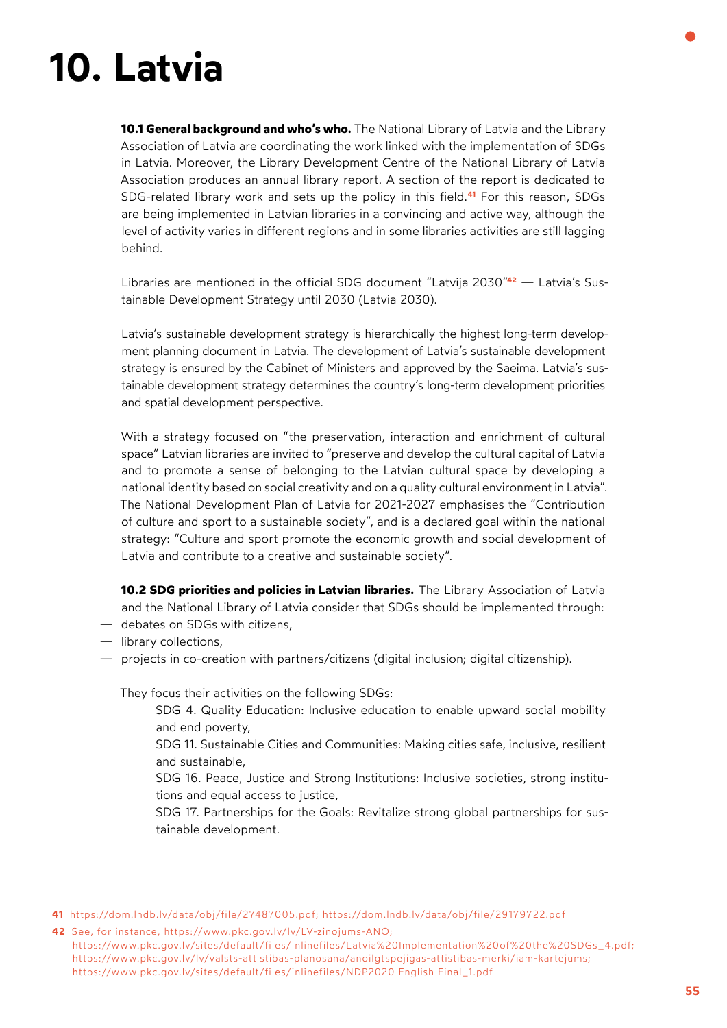# 10. Latvia

**10.1 General background and who's who.** The National Library of Latvia and the Library Association of Latvia are coordinating the work linked with the implementation of SDGs in Latvia. Moreover, the Library Development Centre of the National Library of Latvia Association produces an annual library report. A section of the report is dedicated to SDG-related library work and sets up the policy in this field.[41] For this reason, SDGs are being implemented in Latvian libraries in a convincing and active way, although the level of activity varies in different regions and in some libraries activities are still lagging behind.

Libraries are mentioned in the official SDG document "Latvija 2030"[42] — Latvia's Sustainable Development Strategy until 2030 (Latvia 2030).

Latvia's sustainable development strategy is hierarchically the highest long-term development planning document in Latvia. The development of Latvia's sustainable development strategy is ensured by the Cabinet of Ministers and approved by the Saeima. Latvia's sustainable development strategy determines the country's long-term development priorities and spatial development perspective.

With a strategy focused on "the preservation, interaction and enrichment of cultural space" Latvian libraries are invited to "preserve and develop the cultural capital of Latvia and to promote a sense of belonging to the Latvian cultural space by developing a national identity based on social creativity and on a quality cultural environment in Latvia". The National Development Plan of Latvia for 2021-2027 emphasises the "Contribution of culture and sport to a sustainable society", and is a declared goal within the national strategy: "Culture and sport promote the economic growth and social development of Latvia and contribute to a creative and sustainable society".

**10.2 SDG priorities and policies in Latvian libraries.** The Library Association of Latvia and the National Library of Latvia consider that SDGs should be implemented through:

- debates on SDGs with citizens,
- library collections,
- projects in co-creation with partners/citizens (digital inclusion; digital citizenship).

They focus their activities on the following SDGs:

SDG 4. Quality Education: Inclusive education to enable upward social mobility and end poverty,

SDG 11. Sustainable Cities and Communities: Making cities safe, inclusive, resilient and sustainable,

SDG 16. Peace, Justice and Strong Institutions: Inclusive societies, strong institutions and equal access to justice,

SDG 17. Partnerships for the Goals: Revitalize strong global partnerships for sustainable development.

41 https://dom.lndb.lv/data/obj/file/27487005.pdf; https://dom.lndb.lv/data/obj/file/29179722.pdf

42 See, for instance, https://www.pkc.gov.lv/lv/LV-zinojums-ANO; https://www.pkc.gov.lv/sites/default/files/inlinefiles/Latvia%20Implementation%20of%20the%20SDGs_4.pdf; https://www.pkc.gov.lv/lv/valsts-attistibas-planosana/anoilgtspejigas-attistibas-merki/iam-kartejums; https://www.pkc.gov.lv/sites/default/files/inlinefiles/NDP2020 English Final_1.pdf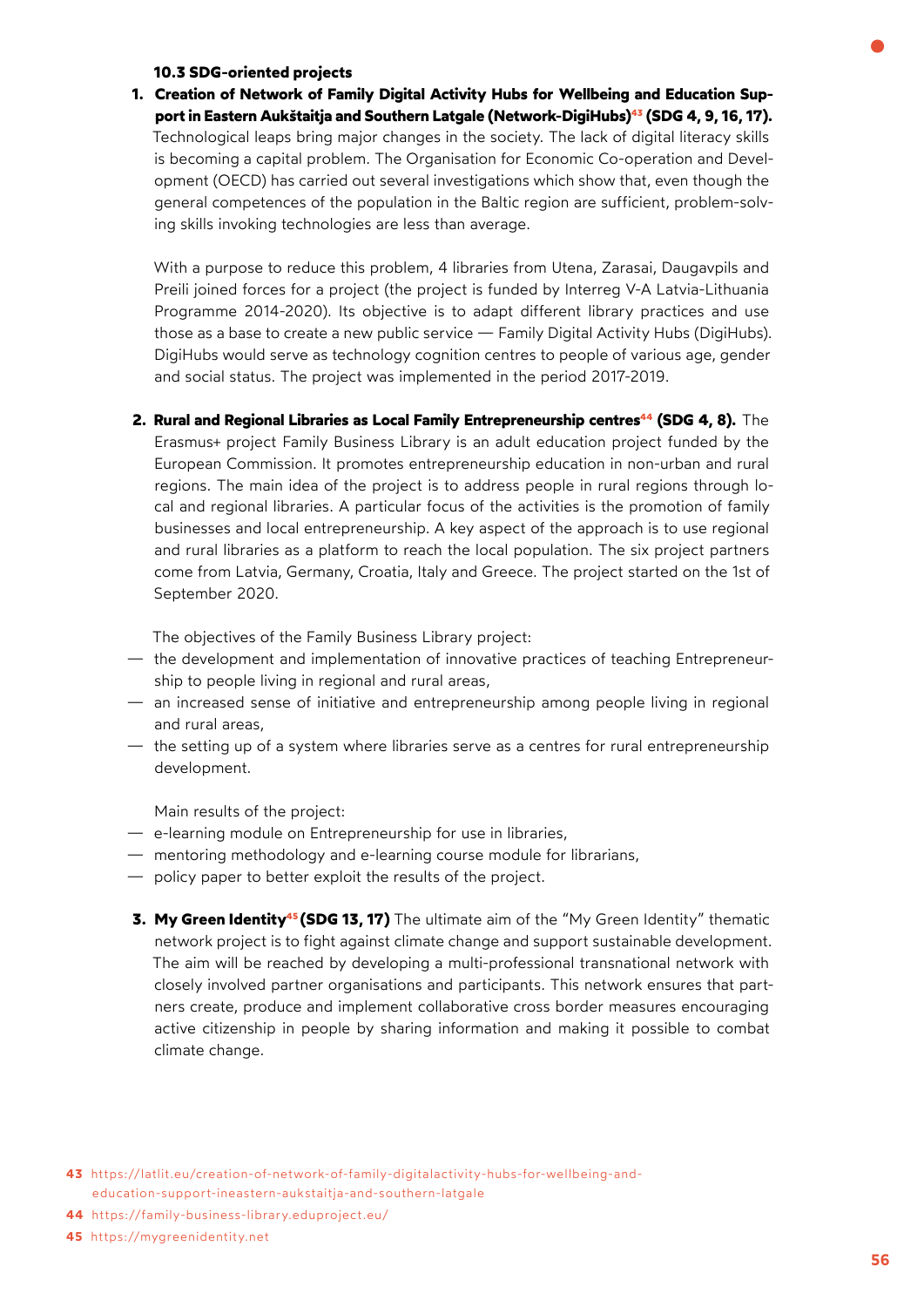### 10.3 SDG-oriented projects

1. **Creation of Network of Family Digital Activity Hubs for Wellbeing and Education Support in Eastern Aukštaitja and Southern Latgale (Network-DigiHubs)[43] (SDG 4, 9, 16, 17).** Technological leaps bring major changes in the society. The lack of digital literacy skills is becoming a capital problem. The Organisation for Economic Co-operation and Development (OECD) has carried out several investigations which show that, even though the general competences of the population in the Baltic region are sufficient, problem-solving skills invoking technologies are less than average.

   With a purpose to reduce this problem, 4 libraries from Utena, Zarasai, Daugavpils and Preili joined forces for a project (the project is funded by Interreg V-A Latvia-Lithuania Programme 2014-2020). Its objective is to adapt different library practices and use those as a base to create a new public service — Family Digital Activity Hubs (DigiHubs). DigiHubs would serve as technology cognition centres to people of various age, gender and social status. The project was implemented in the period 2017-2019.

2. **Rural and Regional Libraries as Local Family Entrepreneurship centres[44] (SDG 4, 8).** The Erasmus+ project Family Business Library is an adult education project funded by the European Commission. It promotes entrepreneurship education in non-urban and rural regions. The main idea of the project is to address people in rural regions through local and regional libraries. A particular focus of the activities is the promotion of family businesses and local entrepreneurship. A key aspect of the approach is to use regional and rural libraries as a platform to reach the local population. The six project partners come from Latvia, Germany, Croatia, Italy and Greece. The project started on the 1st of September 2020.

   The objectives of the Family Business Library project:

   — the development and implementation of innovative practices of teaching Entrepreneurship to people living in regional and rural areas,
   — an increased sense of initiative and entrepreneurship among people living in regional and rural areas,
   — the setting up of a system where libraries serve as a centres for rural entrepreneurship development.

   Main results of the project:

   — e-learning module on Entrepreneurship for use in libraries,
   — mentoring methodology and e-learning course module for librarians,
   — policy paper to better exploit the results of the project.

3. **My Green Identity[45] (SDG 13, 17)** The ultimate aim of the "My Green Identity" thematic network project is to fight against climate change and support sustainable development. The aim will be reached by developing a multi-professional transnational network with closely involved partner organisations and participants. This network ensures that partners create, produce and implement collaborative cross border measures encouraging active citizenship in people by sharing information and making it possible to combat climate change.

---

43 https://latlit.eu/creation-of-network-of-family-digitalactivity-hubs-for-wellbeing-and-education-support-ineastern-aukstaitja-and-southern-latgale

44 https://family-business-library.eduproject.eu/

45 https://mygreenidentity.net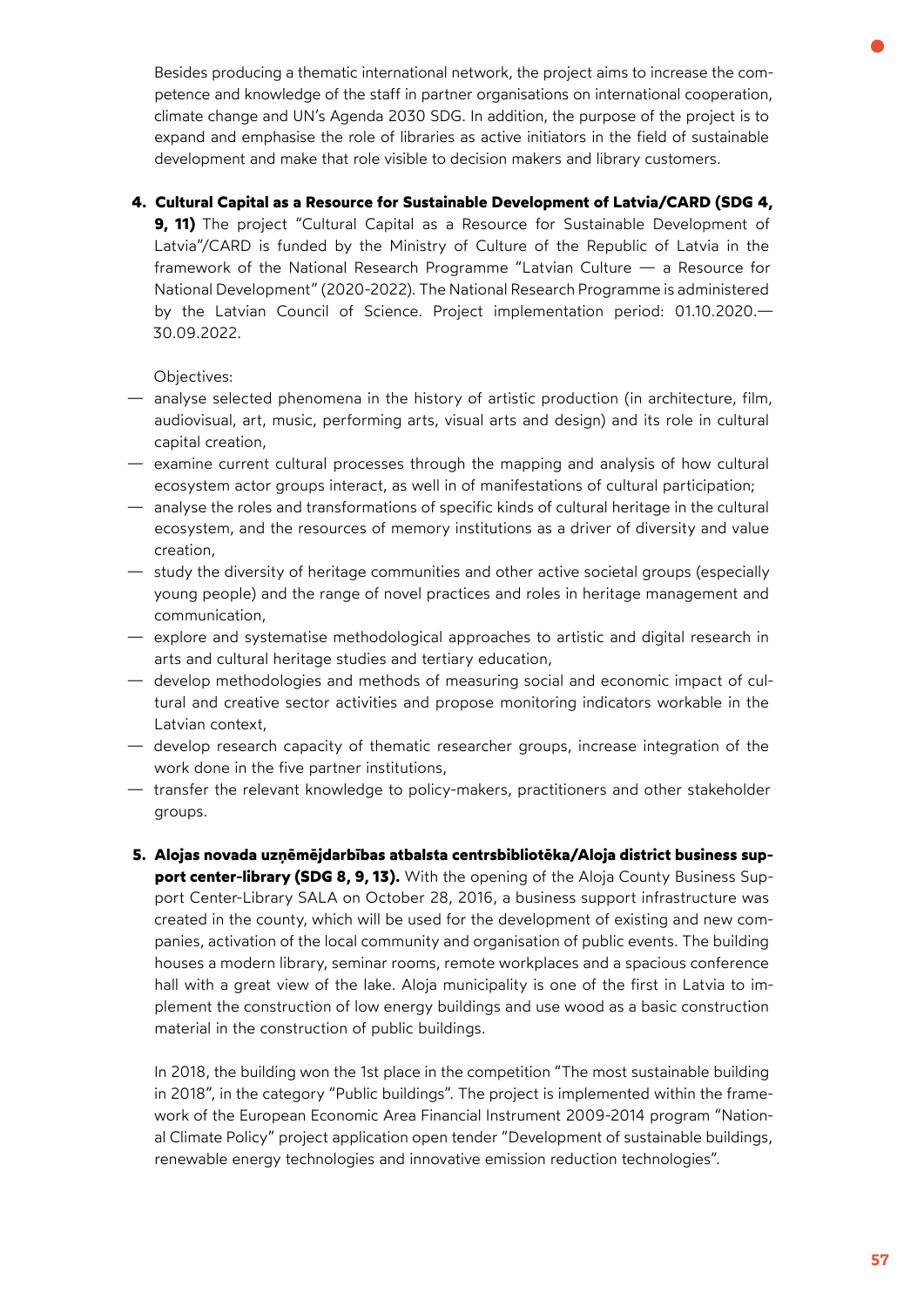Besides producing a thematic international network, the project aims to increase the competence and knowledge of the staff in partner organisations on international cooperation, climate change and UN's Agenda 2030 SDG. In addition, the purpose of the project is to expand and emphasise the role of libraries as active initiators in the field of sustainable development and make that role visible to decision makers and library customers.

4. **Cultural Capital as a Resource for Sustainable Development of Latvia/CARD (SDG 4, 9, 11)** The project "Cultural Capital as a Resource for Sustainable Development of Latvia"/CARD is funded by the Ministry of Culture of the Republic of Latvia in the framework of the National Research Programme "Latvian Culture — a Resource for National Development" (2020-2022). The National Research Programme is administered by the Latvian Council of Science. Project implementation period: 01.10.2020.—30.09.2022.

   Objectives:

   — analyse selected phenomena in the history of artistic production (in architecture, film, audiovisual, art, music, performing arts, visual arts and design) and its role in cultural capital creation,
   — examine current cultural processes through the mapping and analysis of how cultural ecosystem actor groups interact, as well in of manifestations of cultural participation;
   — analyse the roles and transformations of specific kinds of cultural heritage in the cultural ecosystem, and the resources of memory institutions as a driver of diversity and value creation,
   — study the diversity of heritage communities and other active societal groups (especially young people) and the range of novel practices and roles in heritage management and communication,
   — explore and systematise methodological approaches to artistic and digital research in arts and cultural heritage studies and tertiary education,
   — develop methodologies and methods of measuring social and economic impact of cultural and creative sector activities and propose monitoring indicators workable in the Latvian context,
   — develop research capacity of thematic researcher groups, increase integration of the work done in the five partner institutions,
   — transfer the relevant knowledge to policy-makers, practitioners and other stakeholder groups.

5. **Alojas novada uzņēmējdarbības atbalsta centrsbibliotēka/Aloja district business support center-library (SDG 8, 9, 13).** With the opening of the Aloja County Business Support Center-Library SALA on October 28, 2016, a business support infrastructure was created in the county, which will be used for the development of existing and new companies, activation of the local community and organisation of public events. The building houses a modern library, seminar rooms, remote workplaces and a spacious conference hall with a great view of the lake. Aloja municipality is one of the first in Latvia to implement the construction of low energy buildings and use wood as a basic construction material in the construction of public buildings.

   In 2018, the building won the 1st place in the competition "The most sustainable building in 2018", in the category "Public buildings". The project is implemented within the framework of the European Economic Area Financial Instrument 2009-2014 program "National Climate Policy" project application open tender "Development of sustainable buildings, renewable energy technologies and innovative emission reduction technologies".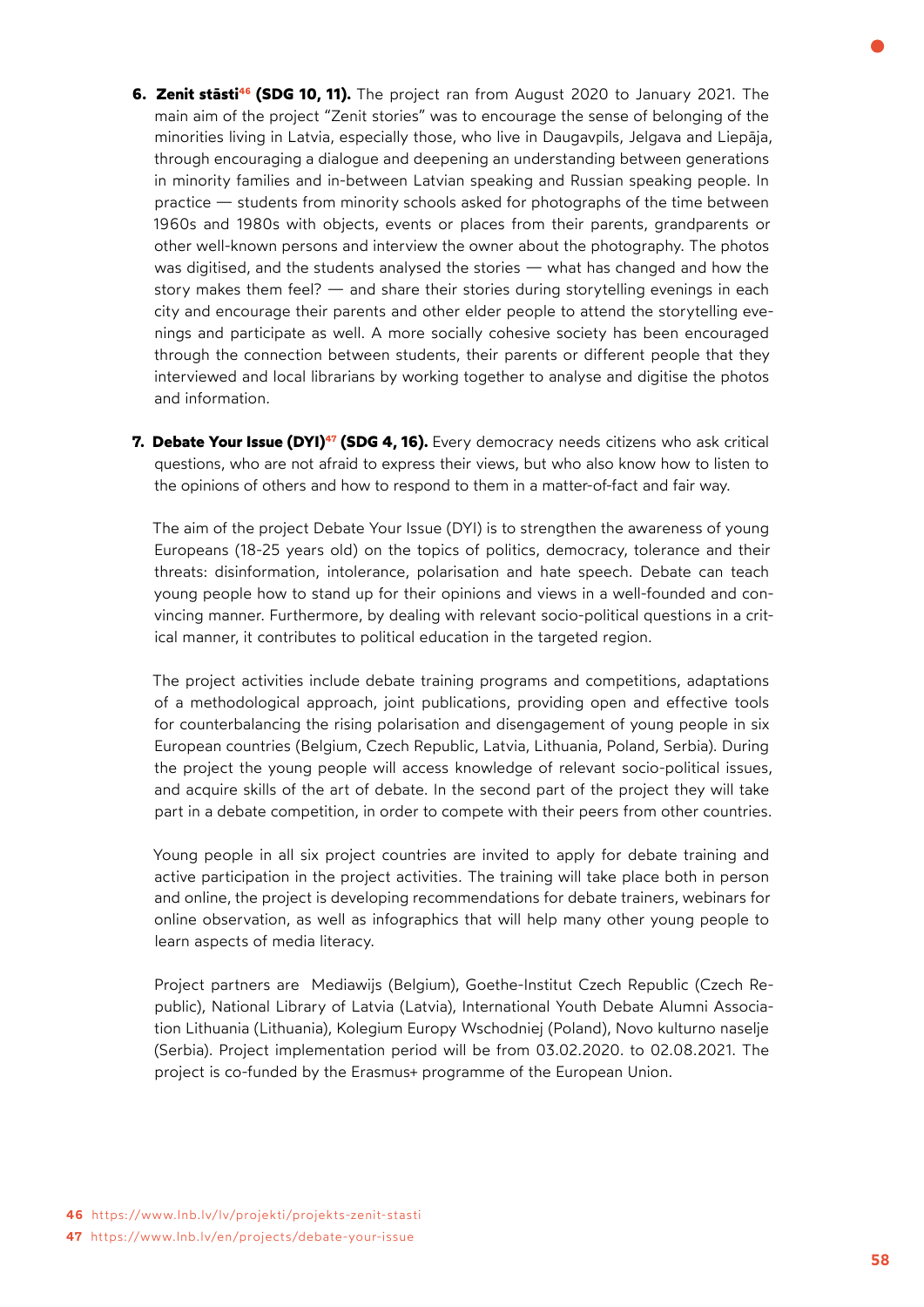6. **Zenit stāsti[46] (SDG 10, 11).** The project ran from August 2020 to January 2021. The main aim of the project "Zenit stories" was to encourage the sense of belonging of the minorities living in Latvia, especially those, who live in Daugavpils, Jelgava and Liepāja, through encouraging a dialogue and deepening an understanding between generations in minority families and in-between Latvian speaking and Russian speaking people. In practice — students from minority schools asked for photographs of the time between 1960s and 1980s with objects, events or places from their parents, grandparents or other well-known persons and interview the owner about the photography. The photos was digitised, and the students analysed the stories — what has changed and how the story makes them feel? — and share their stories during storytelling evenings in each city and encourage their parents and other elder people to attend the storytelling evenings and participate as well. A more socially cohesive society has been encouraged through the connection between students, their parents or different people that they interviewed and local librarians by working together to analyse and digitise the photos and information.

7. **Debate Your Issue (DYI)[47] (SDG 4, 16).** Every democracy needs citizens who ask critical questions, who are not afraid to express their views, but who also know how to listen to the opinions of others and how to respond to them in a matter-of-fact and fair way.

   The aim of the project Debate Your Issue (DYI) is to strengthen the awareness of young Europeans (18-25 years old) on the topics of politics, democracy, tolerance and their threats: disinformation, intolerance, polarisation and hate speech. Debate can teach young people how to stand up for their opinions and views in a well-founded and convincing manner. Furthermore, by dealing with relevant socio-political questions in a critical manner, it contributes to political education in the targeted region.

   The project activities include debate training programs and competitions, adaptations of a methodological approach, joint publications, providing open and effective tools for counterbalancing the rising polarisation and disengagement of young people in six European countries (Belgium, Czech Republic, Latvia, Lithuania, Poland, Serbia). During the project the young people will access knowledge of relevant socio-political issues, and acquire skills of the art of debate. In the second part of the project they will take part in a debate competition, in order to compete with their peers from other countries.

   Young people in all six project countries are invited to apply for debate training and active participation in the project activities. The training will take place both in person and online, the project is developing recommendations for debate trainers, webinars for online observation, as well as infographics that will help many other young people to learn aspects of media literacy.

   Project partners are Mediawijs (Belgium), Goethe-Institut Czech Republic (Czech Republic), National Library of Latvia (Latvia), International Youth Debate Alumni Association Lithuania (Lithuania), Kolegium Europy Wschodniej (Poland), Novo kulturno naselje (Serbia). Project implementation period will be from 03.02.2020. to 02.08.2021. The project is co-funded by the Erasmus+ programme of the European Union.

**46** https://www.lnb.lv/lv/projekti/projekts-zenit-stasti
**47** https://www.lnb.lv/en/projects/debate-your-issue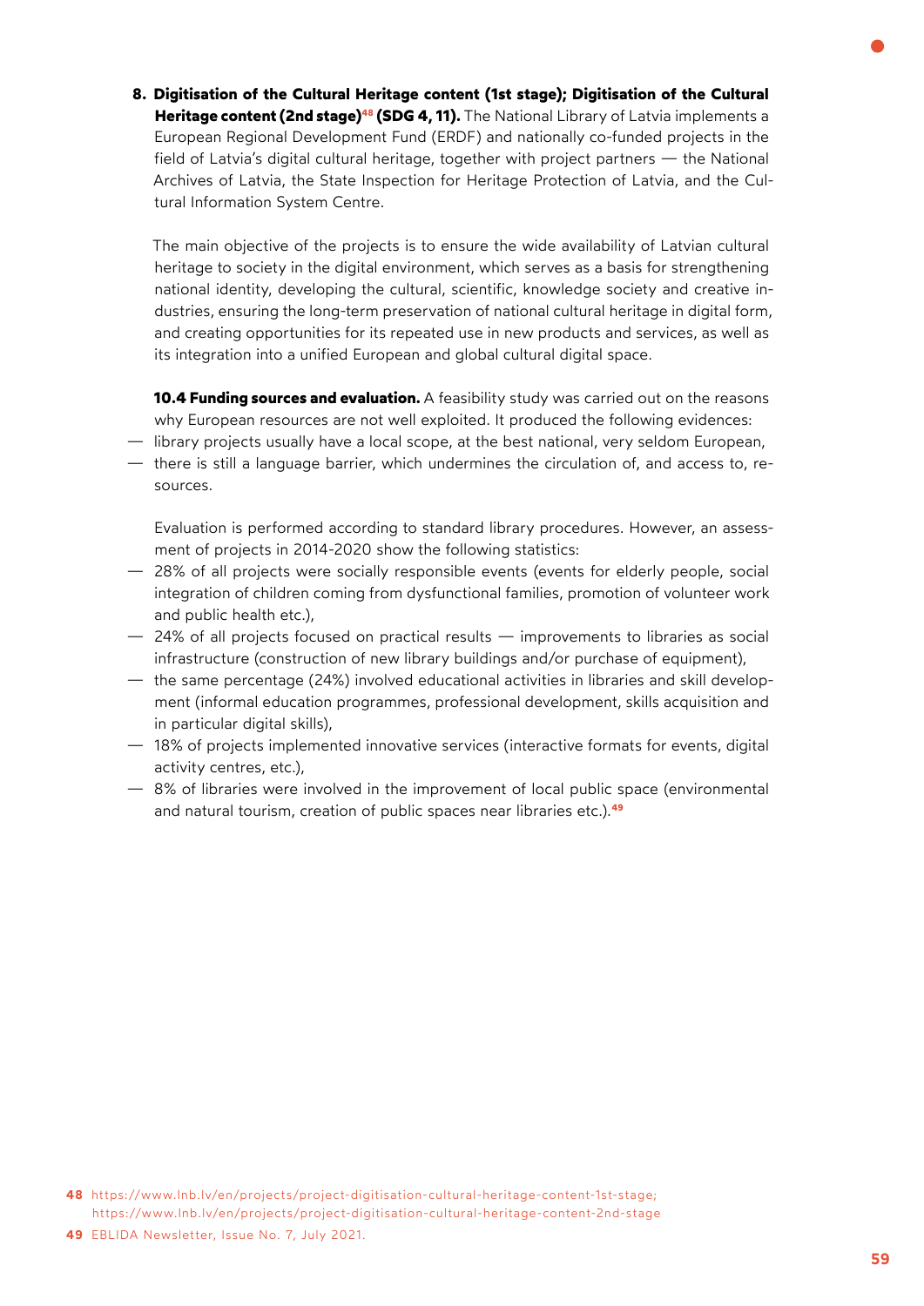8. **Digitisation of the Cultural Heritage content (1st stage); Digitisation of the Cultural Heritage content (2nd stage)[48] (SDG 4, 11).** The National Library of Latvia implements a European Regional Development Fund (ERDF) and nationally co-funded projects in the field of Latvia's digital cultural heritage, together with project partners — the National Archives of Latvia, the State Inspection for Heritage Protection of Latvia, and the Cultural Information System Centre.

   The main objective of the projects is to ensure the wide availability of Latvian cultural heritage to society in the digital environment, which serves as a basis for strengthening national identity, developing the cultural, scientific, knowledge society and creative industries, ensuring the long-term preservation of national cultural heritage in digital form, and creating opportunities for its repeated use in new products and services, as well as its integration into a unified European and global cultural digital space.

**10.4 Funding sources and evaluation.** A feasibility study was carried out on the reasons why European resources are not well exploited. It produced the following evidences:

- library projects usually have a local scope, at the best national, very seldom European,
- there is still a language barrier, which undermines the circulation of, and access to, resources.

Evaluation is performed according to standard library procedures. However, an assessment of projects in 2014-2020 show the following statistics:

- 28% of all projects were socially responsible events (events for elderly people, social integration of children coming from dysfunctional families, promotion of volunteer work and public health etc.),
- 24% of all projects focused on practical results — improvements to libraries as social infrastructure (construction of new library buildings and/or purchase of equipment),
- the same percentage (24%) involved educational activities in libraries and skill development (informal education programmes, professional development, skills acquisition and in particular digital skills),
- 18% of projects implemented innovative services (interactive formats for events, digital activity centres, etc.),
- 8% of libraries were involved in the improvement of local public space (environmental and natural tourism, creation of public spaces near libraries etc.).[49]

48 https://www.lnb.lv/en/projects/project-digitisation-cultural-heritage-content-1st-stage; https://www.lnb.lv/en/projects/project-digitisation-cultural-heritage-content-2nd-stage

49 EBLIDA Newsletter, Issue No. 7, July 2021.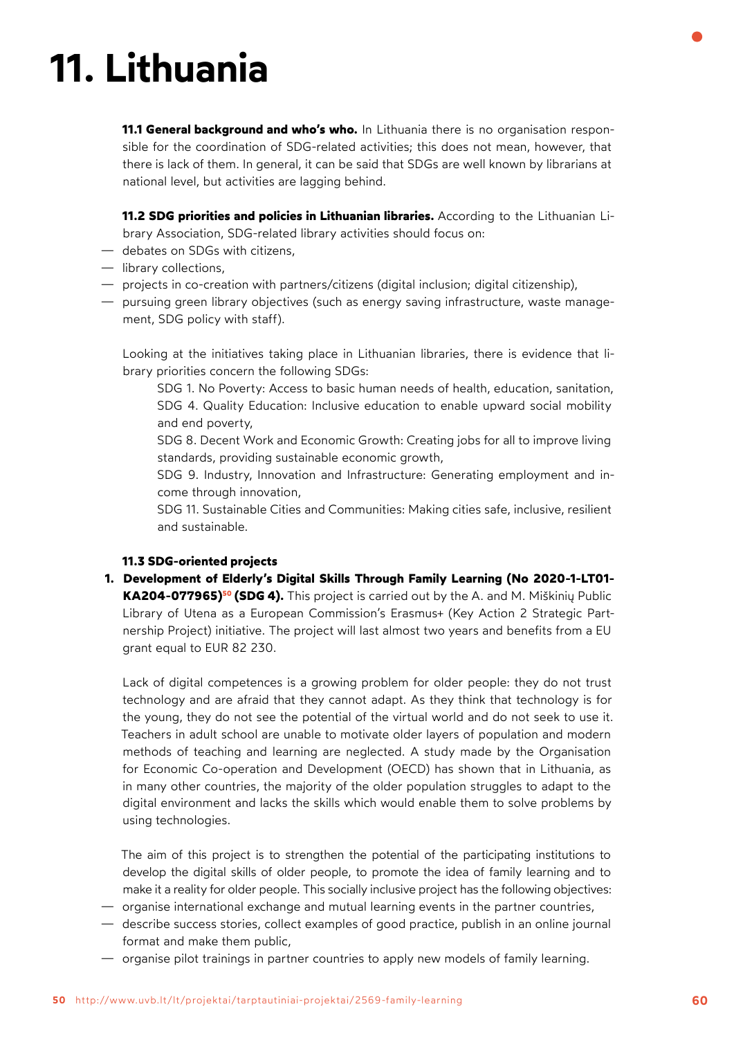# 11. Lithuania

**11.1 General background and who's who.** In Lithuania there is no organisation responsible for the coordination of SDG-related activities; this does not mean, however, that there is lack of them. In general, it can be said that SDGs are well known by librarians at national level, but activities are lagging behind.

**11.2 SDG priorities and policies in Lithuanian libraries.** According to the Lithuanian Library Association, SDG-related library activities should focus on:

- debates on SDGs with citizens,
- library collections,
- projects in co-creation with partners/citizens (digital inclusion; digital citizenship),
- pursuing green library objectives (such as energy saving infrastructure, waste management, SDG policy with staff).

Looking at the initiatives taking place in Lithuanian libraries, there is evidence that library priorities concern the following SDGs:

SDG 1. No Poverty: Access to basic human needs of health, education, sanitation,
SDG 4. Quality Education: Inclusive education to enable upward social mobility and end poverty,
SDG 8. Decent Work and Economic Growth: Creating jobs for all to improve living standards, providing sustainable economic growth,
SDG 9. Industry, Innovation and Infrastructure: Generating employment and income through innovation,
SDG 11. Sustainable Cities and Communities: Making cities safe, inclusive, resilient and sustainable.

**11.3 SDG-oriented projects**

1. **Development of Elderly's Digital Skills Through Family Learning (No 2020-1-LT01-KA204-077965)[50] (SDG 4).** This project is carried out by the A. and M. Miškinių Public Library of Utena as a European Commission's Erasmus+ (Key Action 2 Strategic Partnership Project) initiative. The project will last almost two years and benefits from a EU grant equal to EUR 82 230.

Lack of digital competences is a growing problem for older people: they do not trust technology and are afraid that they cannot adapt. As they think that technology is for the young, they do not see the potential of the virtual world and do not seek to use it. Teachers in adult school are unable to motivate older layers of population and modern methods of teaching and learning are neglected. A study made by the Organisation for Economic Co-operation and Development (OECD) has shown that in Lithuania, as in many other countries, the majority of the older population struggles to adapt to the digital environment and lacks the skills which would enable them to solve problems by using technologies.

The aim of this project is to strengthen the potential of the participating institutions to develop the digital skills of older people, to promote the idea of family learning and to make it a reality for older people. This socially inclusive project has the following objectives:

- organise international exchange and mutual learning events in the partner countries,
- describe success stories, collect examples of good practice, publish in an online journal format and make them public,
- organise pilot trainings in partner countries to apply new models of family learning.

[50] http://www.uvb.lt/lt/projektai/tarptautiniai-projektai/2569-family-learning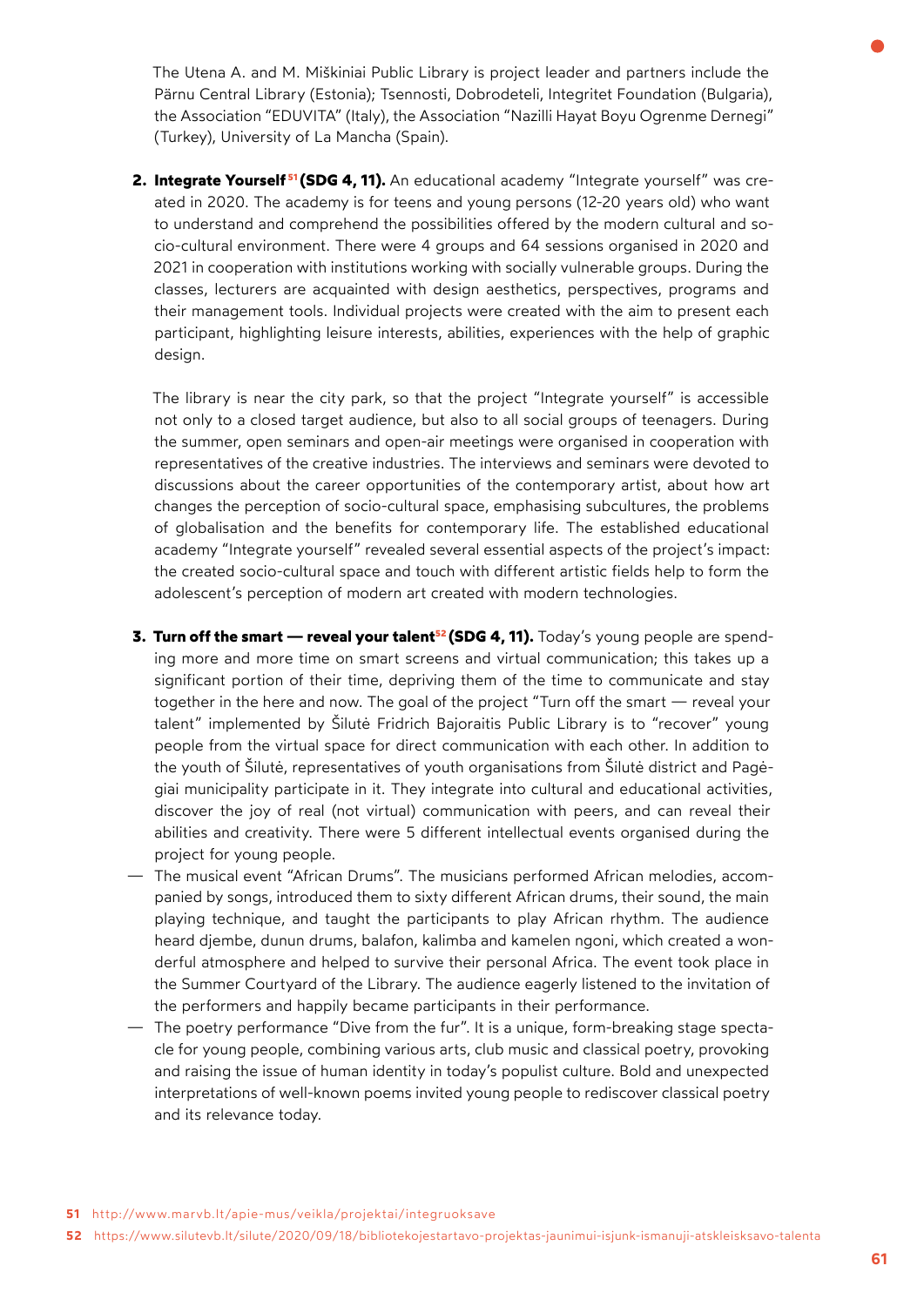The Utena A. and M. Miškiniai Public Library is project leader and partners include the Pärnu Central Library (Estonia); Tsennosti, Dobrodeteli, Integritet Foundation (Bulgaria), the Association "EDUVITA" (Italy), the Association "Nazilli Hayat Boyu Ogrenme Dernegi" (Turkey), University of La Mancha (Spain).

2. **Integrate Yourself**[51] **(SDG 4, 11).** An educational academy "Integrate yourself" was created in 2020. The academy is for teens and young persons (12-20 years old) who want to understand and comprehend the possibilities offered by the modern cultural and socio-cultural environment. There were 4 groups and 64 sessions organised in 2020 and 2021 in cooperation with institutions working with socially vulnerable groups. During the classes, lecturers are acquainted with design aesthetics, perspectives, programs and their management tools. Individual projects were created with the aim to present each participant, highlighting leisure interests, abilities, experiences with the help of graphic design.

   The library is near the city park, so that the project "Integrate yourself" is accessible not only to a closed target audience, but also to all social groups of teenagers. During the summer, open seminars and open-air meetings were organised in cooperation with representatives of the creative industries. The interviews and seminars were devoted to discussions about the career opportunities of the contemporary artist, about how art changes the perception of socio-cultural space, emphasising subcultures, the problems of globalisation and the benefits for contemporary life. The established educational academy "Integrate yourself" revealed several essential aspects of the project's impact: the created socio-cultural space and touch with different artistic fields help to form the adolescent's perception of modern art created with modern technologies.

3. **Turn off the smart — reveal your talent**[52] **(SDG 4, 11).** Today's young people are spending more and more time on smart screens and virtual communication; this takes up a significant portion of their time, depriving them of the time to communicate and stay together in the here and now. The goal of the project "Turn off the smart — reveal your talent" implemented by Šilutė Fridrich Bajoraitis Public Library is to "recover" young people from the virtual space for direct communication with each other. In addition to the youth of Šilutė, representatives of youth organisations from Šilutė district and Pagėgiai municipality participate in it. They integrate into cultural and educational activities, discover the joy of real (not virtual) communication with peers, and can reveal their abilities and creativity. There were 5 different intellectual events organised during the project for young people.

— The musical event "African Drums". The musicians performed African melodies, accompanied by songs, introduced them to sixty different African drums, their sound, the main playing technique, and taught the participants to play African rhythm. The audience heard djembe, dunun drums, balafon, kalimba and kamelen ngoni, which created a wonderful atmosphere and helped to survive their personal Africa. The event took place in the Summer Courtyard of the Library. The audience eagerly listened to the invitation of the performers and happily became participants in their performance.

— The poetry performance "Dive from the fur". It is a unique, form-breaking stage spectacle for young people, combining various arts, club music and classical poetry, provoking and raising the issue of human identity in today's populist culture. Bold and unexpected interpretations of well-known poems invited young people to rediscover classical poetry and its relevance today.

51 http://www.marvb.lt/apie-mus/veikla/projektai/integruoksave

52 https://www.silutevb.lt/silute/2020/09/18/bibliotekojestartavo-projektas-jaunimui-isjunk-ismanuji-atskleisksavo-talenta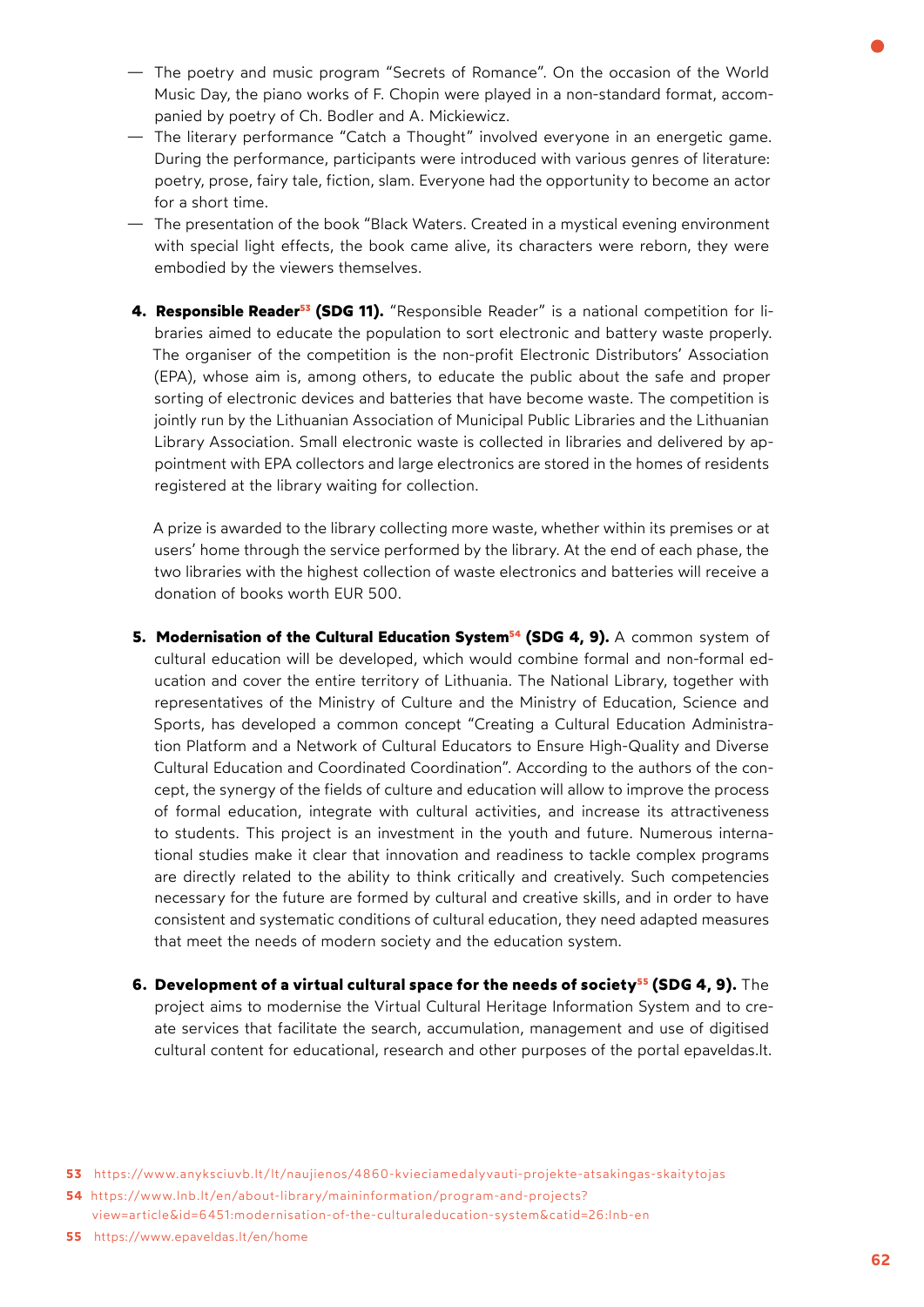— The poetry and music program "Secrets of Romance". On the occasion of the World Music Day, the piano works of F. Chopin were played in a non-standard format, accompanied by poetry of Ch. Bodler and A. Mickiewicz.

— The literary performance "Catch a Thought" involved everyone in an energetic game. During the performance, participants were introduced with various genres of literature: poetry, prose, fairy tale, fiction, slam. Everyone had the opportunity to become an actor for a short time.

— The presentation of the book "Black Waters. Created in a mystical evening environment with special light effects, the book came alive, its characters were reborn, they were embodied by the viewers themselves.

4. **Responsible Reader[53] (SDG 11).** "Responsible Reader" is a national competition for libraries aimed to educate the population to sort electronic and battery waste properly. The organiser of the competition is the non-profit Electronic Distributors' Association (EPA), whose aim is, among others, to educate the public about the safe and proper sorting of electronic devices and batteries that have become waste. The competition is jointly run by the Lithuanian Association of Municipal Public Libraries and the Lithuanian Library Association. Small electronic waste is collected in libraries and delivered by appointment with EPA collectors and large electronics are stored in the homes of residents registered at the library waiting for collection.

   A prize is awarded to the library collecting more waste, whether within its premises or at users' home through the service performed by the library. At the end of each phase, the two libraries with the highest collection of waste electronics and batteries will receive a donation of books worth EUR 500.

5. **Modernisation of the Cultural Education System[54] (SDG 4, 9).** A common system of cultural education will be developed, which would combine formal and non-formal education and cover the entire territory of Lithuania. The National Library, together with representatives of the Ministry of Culture and the Ministry of Education, Science and Sports, has developed a common concept "Creating a Cultural Education Administration Platform and a Network of Cultural Educators to Ensure High-Quality and Diverse Cultural Education and Coordinated Coordination". According to the authors of the concept, the synergy of the fields of culture and education will allow to improve the process of formal education, integrate with cultural activities, and increase its attractiveness to students. This project is an investment in the youth and future. Numerous international studies make it clear that innovation and readiness to tackle complex programs are directly related to the ability to think critically and creatively. Such competencies necessary for the future are formed by cultural and creative skills, and in order to have consistent and systematic conditions of cultural education, they need adapted measures that meet the needs of modern society and the education system.

6. **Development of a virtual cultural space for the needs of society[55] (SDG 4, 9).** The project aims to modernise the Virtual Cultural Heritage Information System and to create services that facilitate the search, accumulation, management and use of digitised cultural content for educational, research and other purposes of the portal epaveldas.lt.

---

**53** https://www.anyksciuvb.lt/lt/naujienos/4860-kvieciamedalyvauti-projekte-atsakingas-skaitytojas

**54** https://www.lnb.lt/en/about-library/maininformation/program-and-projects?view=article&id=6451:modernisation-of-the-culturaleducation-system&catid=26:lnb-en

**55** https://www.epaveldas.lt/en/home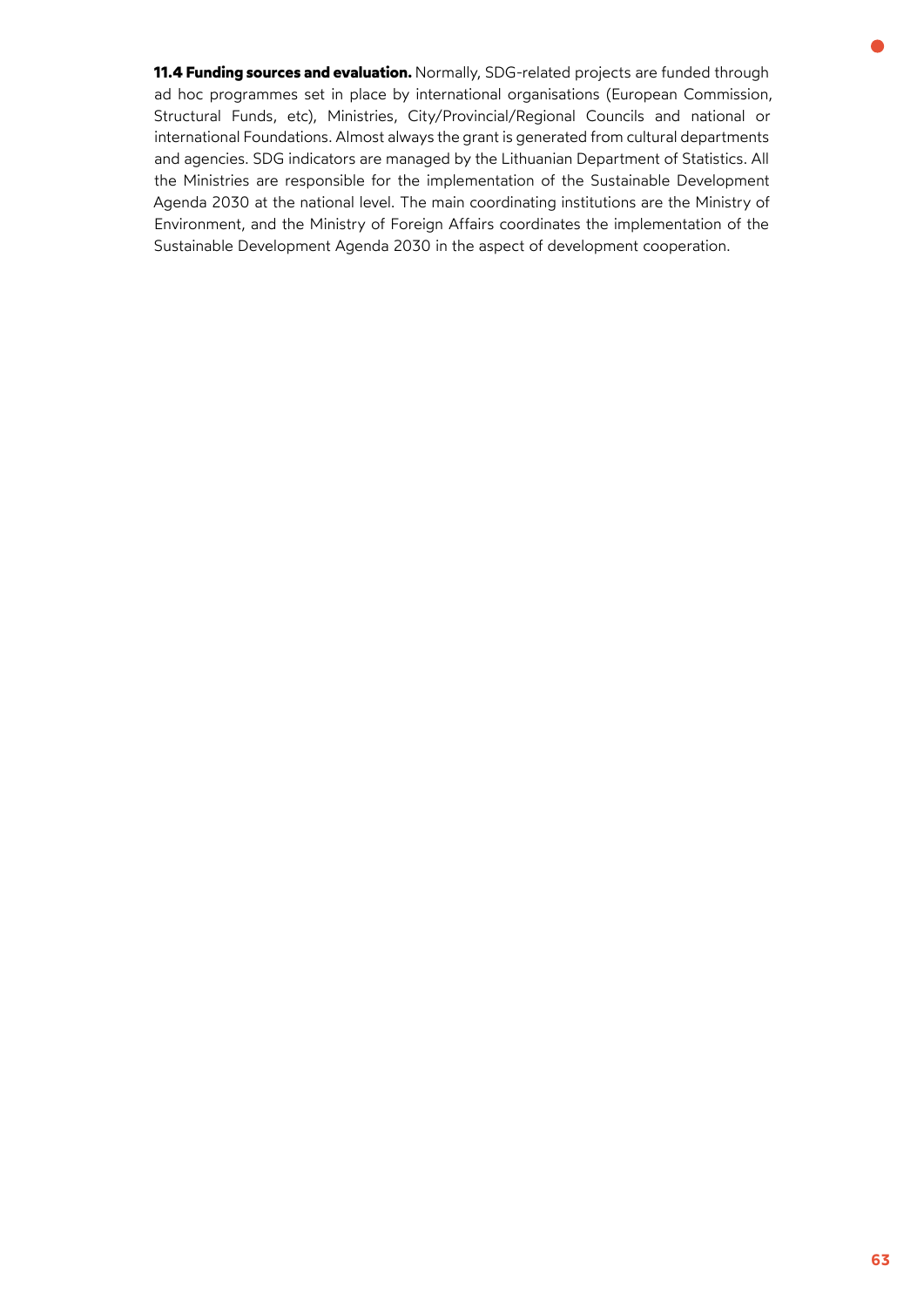**11.4 Funding sources and evaluation.** Normally, SDG-related projects are funded through ad hoc programmes set in place by international organisations (European Commission, Structural Funds, etc), Ministries, City/Provincial/Regional Councils and national or international Foundations. Almost always the grant is generated from cultural departments and agencies. SDG indicators are managed by the Lithuanian Department of Statistics. All the Ministries are responsible for the implementation of the Sustainable Development Agenda 2030 at the national level. The main coordinating institutions are the Ministry of Environment, and the Ministry of Foreign Affairs coordinates the implementation of the Sustainable Development Agenda 2030 in the aspect of development cooperation.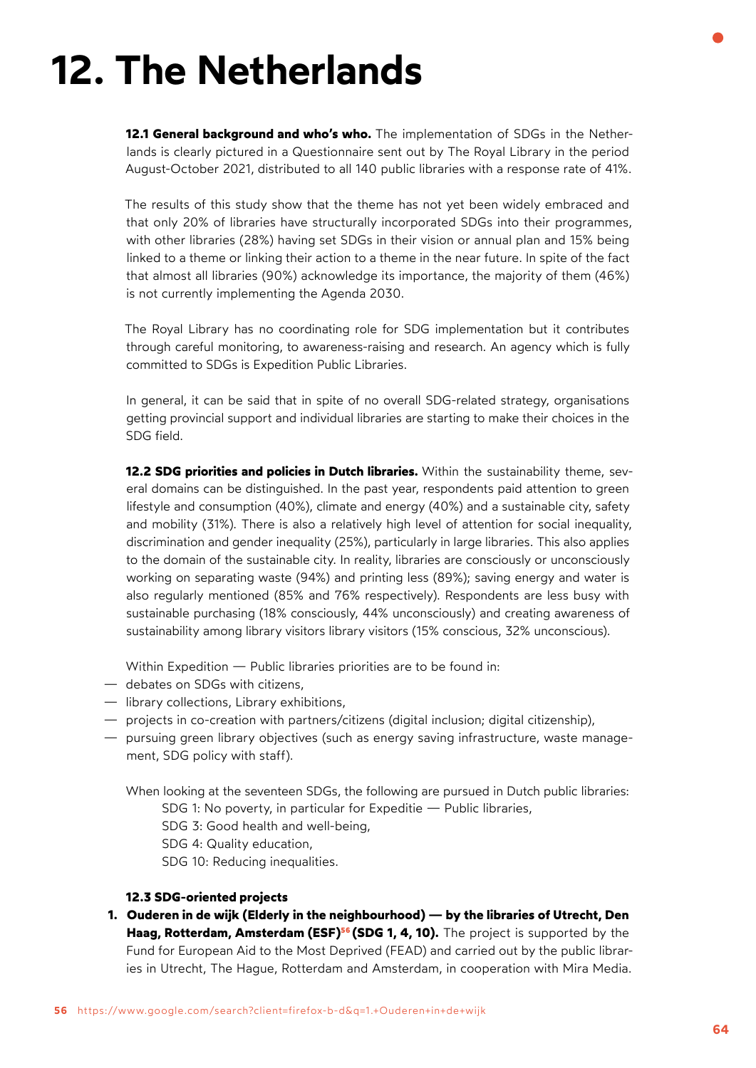# 12. The Netherlands

**12.1 General background and who's who.** The implementation of SDGs in the Netherlands is clearly pictured in a Questionnaire sent out by The Royal Library in the period August-October 2021, distributed to all 140 public libraries with a response rate of 41%.

The results of this study show that the theme has not yet been widely embraced and that only 20% of libraries have structurally incorporated SDGs into their programmes, with other libraries (28%) having set SDGs in their vision or annual plan and 15% being linked to a theme or linking their action to a theme in the near future. In spite of the fact that almost all libraries (90%) acknowledge its importance, the majority of them (46%) is not currently implementing the Agenda 2030.

The Royal Library has no coordinating role for SDG implementation but it contributes through careful monitoring, to awareness-raising and research. An agency which is fully committed to SDGs is Expedition Public Libraries.

In general, it can be said that in spite of no overall SDG-related strategy, organisations getting provincial support and individual libraries are starting to make their choices in the SDG field.

**12.2 SDG priorities and policies in Dutch libraries.** Within the sustainability theme, several domains can be distinguished. In the past year, respondents paid attention to green lifestyle and consumption (40%), climate and energy (40%) and a sustainable city, safety and mobility (31%). There is also a relatively high level of attention for social inequality, discrimination and gender inequality (25%), particularly in large libraries. This also applies to the domain of the sustainable city. In reality, libraries are consciously or unconsciously working on separating waste (94%) and printing less (89%); saving energy and water is also regularly mentioned (85% and 76% respectively). Respondents are less busy with sustainable purchasing (18% consciously, 44% unconsciously) and creating awareness of sustainability among library visitors library visitors (15% conscious, 32% unconscious).

Within Expedition — Public libraries priorities are to be found in:

- debates on SDGs with citizens,
- library collections, Library exhibitions,
- projects in co-creation with partners/citizens (digital inclusion; digital citizenship),
- pursuing green library objectives (such as energy saving infrastructure, waste management, SDG policy with staff).

When looking at the seventeen SDGs, the following are pursued in Dutch public libraries:

- SDG 1: No poverty, in particular for Expeditie — Public libraries,
- SDG 3: Good health and well-being,
- SDG 4: Quality education,
- SDG 10: Reducing inequalities.

**12.3 SDG-oriented projects**

1. **Ouderen in de wijk (Elderly in the neighbourhood) — by the libraries of Utrecht, Den Haag, Rotterdam, Amsterdam (ESF)[56] (SDG 1, 4, 10).** The project is supported by the Fund for European Aid to the Most Deprived (FEAD) and carried out by the public libraries in Utrecht, The Hague, Rotterdam and Amsterdam, in cooperation with Mira Media.

56 https://www.google.com/search?client=firefox-b-d&q=1.+Ouderen+in+de+wijk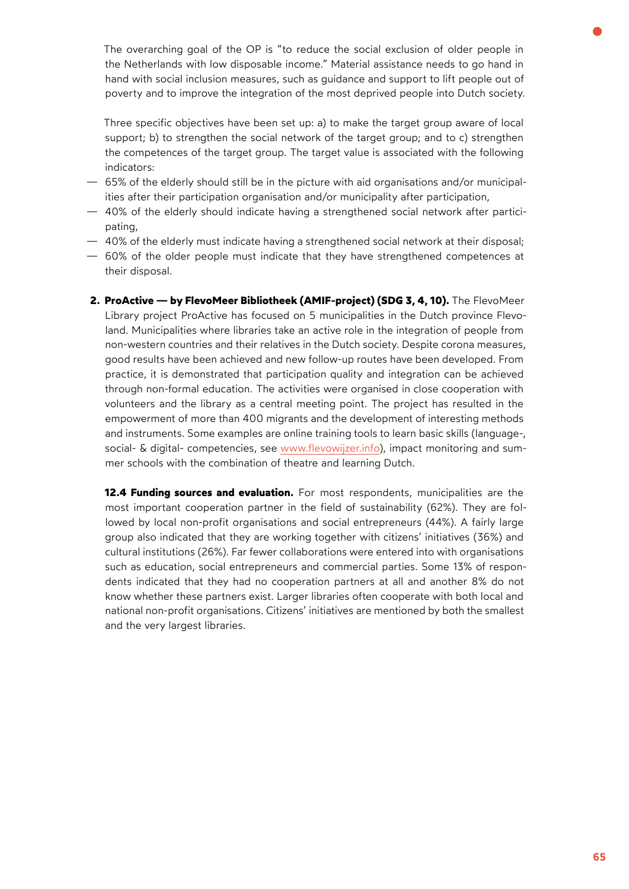The overarching goal of the OP is "to reduce the social exclusion of older people in the Netherlands with low disposable income." Material assistance needs to go hand in hand with social inclusion measures, such as guidance and support to lift people out of poverty and to improve the integration of the most deprived people into Dutch society.

Three specific objectives have been set up: a) to make the target group aware of local support; b) to strengthen the social network of the target group; and to c) strengthen the competences of the target group. The target value is associated with the following indicators:

- 65% of the elderly should still be in the picture with aid organisations and/or municipalities after their participation organisation and/or municipality after participation,
- 40% of the elderly should indicate having a strengthened social network after participating,
- 40% of the elderly must indicate having a strengthened social network at their disposal;
- 60% of the older people must indicate that they have strengthened competences at their disposal.

2. **ProActive — by FlevoMeer Bibliotheek (AMIF-project) (SDG 3, 4, 10).** The FlevoMeer Library project ProActive has focused on 5 municipalities in the Dutch province Flevoland. Municipalities where libraries take an active role in the integration of people from non-western countries and their relatives in the Dutch society. Despite corona measures, good results have been achieved and new follow-up routes have been developed. From practice, it is demonstrated that participation quality and integration can be achieved through non-formal education. The activities were organised in close cooperation with volunteers and the library as a central meeting point. The project has resulted in the empowerment of more than 400 migrants and the development of interesting methods and instruments. Some examples are online training tools to learn basic skills (language-, social- & digital- competencies, see www.flevowijzer.info), impact monitoring and summer schools with the combination of theatre and learning Dutch.

**12.4 Funding sources and evaluation.** For most respondents, municipalities are the most important cooperation partner in the field of sustainability (62%). They are followed by local non-profit organisations and social entrepreneurs (44%). A fairly large group also indicated that they are working together with citizens' initiatives (36%) and cultural institutions (26%). Far fewer collaborations were entered into with organisations such as education, social entrepreneurs and commercial parties. Some 13% of respondents indicated that they had no cooperation partners at all and another 8% do not know whether these partners exist. Larger libraries often cooperate with both local and national non-profit organisations. Citizens' initiatives are mentioned by both the smallest and the very largest libraries.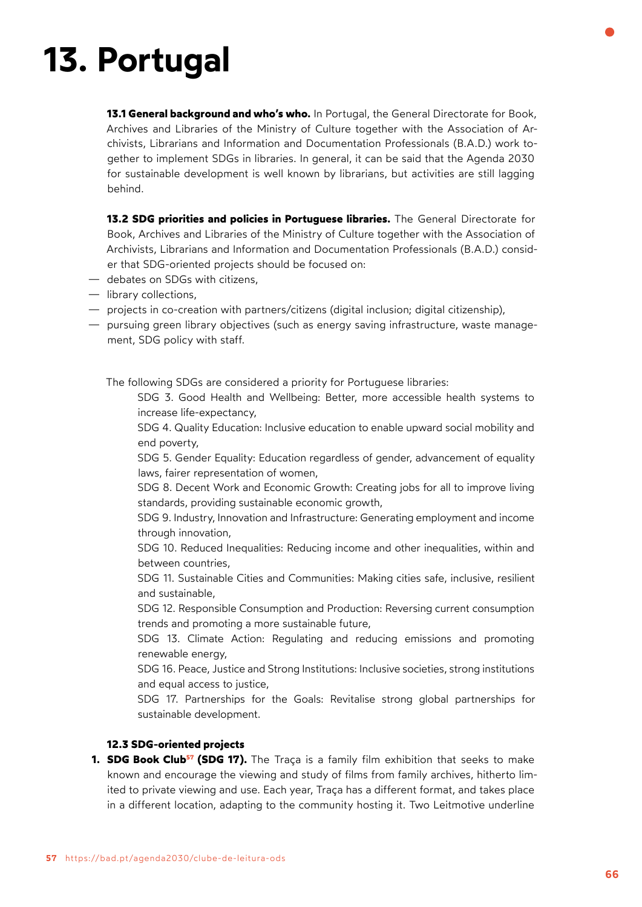# 13. Portugal

**13.1 General background and who's who.** In Portugal, the General Directorate for Book, Archives and Libraries of the Ministry of Culture together with the Association of Archivists, Librarians and Information and Documentation Professionals (B.A.D.) work together to implement SDGs in libraries. In general, it can be said that the Agenda 2030 for sustainable development is well known by librarians, but activities are still lagging behind.

**13.2 SDG priorities and policies in Portuguese libraries.** The General Directorate for Book, Archives and Libraries of the Ministry of Culture together with the Association of Archivists, Librarians and Information and Documentation Professionals (B.A.D.) consider that SDG-oriented projects should be focused on:

- debates on SDGs with citizens,
- library collections,
- projects in co-creation with partners/citizens (digital inclusion; digital citizenship),
- pursuing green library objectives (such as energy saving infrastructure, waste management, SDG policy with staff.

The following SDGs are considered a priority for Portuguese libraries:

SDG 3. Good Health and Wellbeing: Better, more accessible health systems to increase life-expectancy,

SDG 4. Quality Education: Inclusive education to enable upward social mobility and end poverty,

SDG 5. Gender Equality: Education regardless of gender, advancement of equality laws, fairer representation of women,

SDG 8. Decent Work and Economic Growth: Creating jobs for all to improve living standards, providing sustainable economic growth,

SDG 9. Industry, Innovation and Infrastructure: Generating employment and income through innovation,

SDG 10. Reduced Inequalities: Reducing income and other inequalities, within and between countries,

SDG 11. Sustainable Cities and Communities: Making cities safe, inclusive, resilient and sustainable,

SDG 12. Responsible Consumption and Production: Reversing current consumption trends and promoting a more sustainable future,

SDG 13. Climate Action: Regulating and reducing emissions and promoting renewable energy,

SDG 16. Peace, Justice and Strong Institutions: Inclusive societies, strong institutions and equal access to justice,

SDG 17. Partnerships for the Goals: Revitalise strong global partnerships for sustainable development.

**12.3 SDG-oriented projects**

1. **SDG Book Club[57] (SDG 17).** The Traça is a family film exhibition that seeks to make known and encourage the viewing and study of films from family archives, hitherto limited to private viewing and use. Each year, Traça has a different format, and takes place in a different location, adapting to the community hosting it. Two Leitmotive underline

[57] https://bad.pt/agenda2030/clube-de-leitura-ods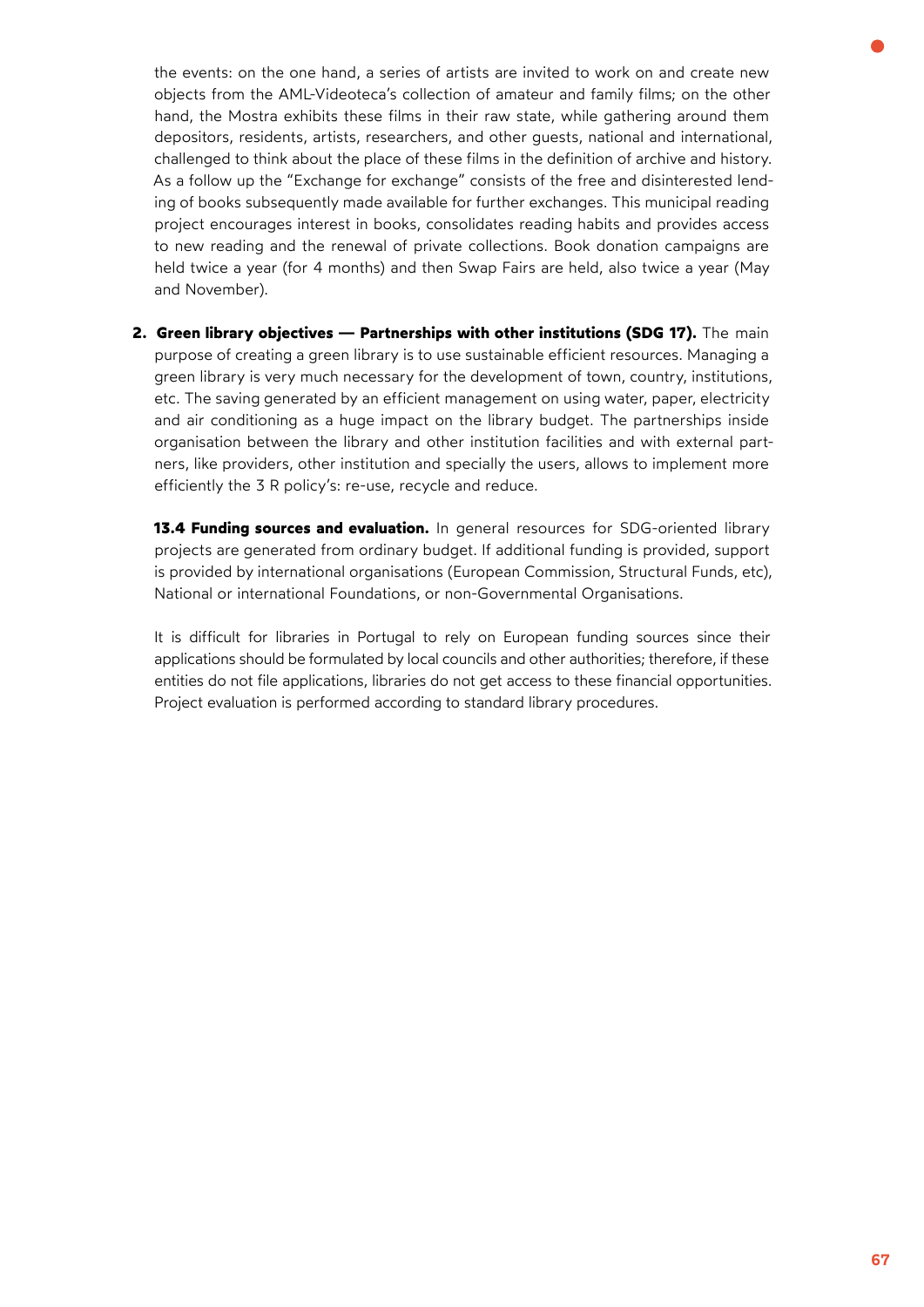the events: on the one hand, a series of artists are invited to work on and create new objects from the AML-Videoteca's collection of amateur and family films; on the other hand, the Mostra exhibits these films in their raw state, while gathering around them depositors, residents, artists, researchers, and other guests, national and international, challenged to think about the place of these films in the definition of archive and history. As a follow up the "Exchange for exchange" consists of the free and disinterested lending of books subsequently made available for further exchanges. This municipal reading project encourages interest in books, consolidates reading habits and provides access to new reading and the renewal of private collections. Book donation campaigns are held twice a year (for 4 months) and then Swap Fairs are held, also twice a year (May and November).

2. **Green library objectives — Partnerships with other institutions (SDG 17).** The main purpose of creating a green library is to use sustainable efficient resources. Managing a green library is very much necessary for the development of town, country, institutions, etc. The saving generated by an efficient management on using water, paper, electricity and air conditioning as a huge impact on the library budget. The partnerships inside organisation between the library and other institution facilities and with external partners, like providers, other institution and specially the users, allows to implement more efficiently the 3 R policy's: re-use, recycle and reduce.

**13.4 Funding sources and evaluation.** In general resources for SDG-oriented library projects are generated from ordinary budget. If additional funding is provided, support is provided by international organisations (European Commission, Structural Funds, etc), National or international Foundations, or non-Governmental Organisations.

It is difficult for libraries in Portugal to rely on European funding sources since their applications should be formulated by local councils and other authorities; therefore, if these entities do not file applications, libraries do not get access to these financial opportunities. Project evaluation is performed according to standard library procedures.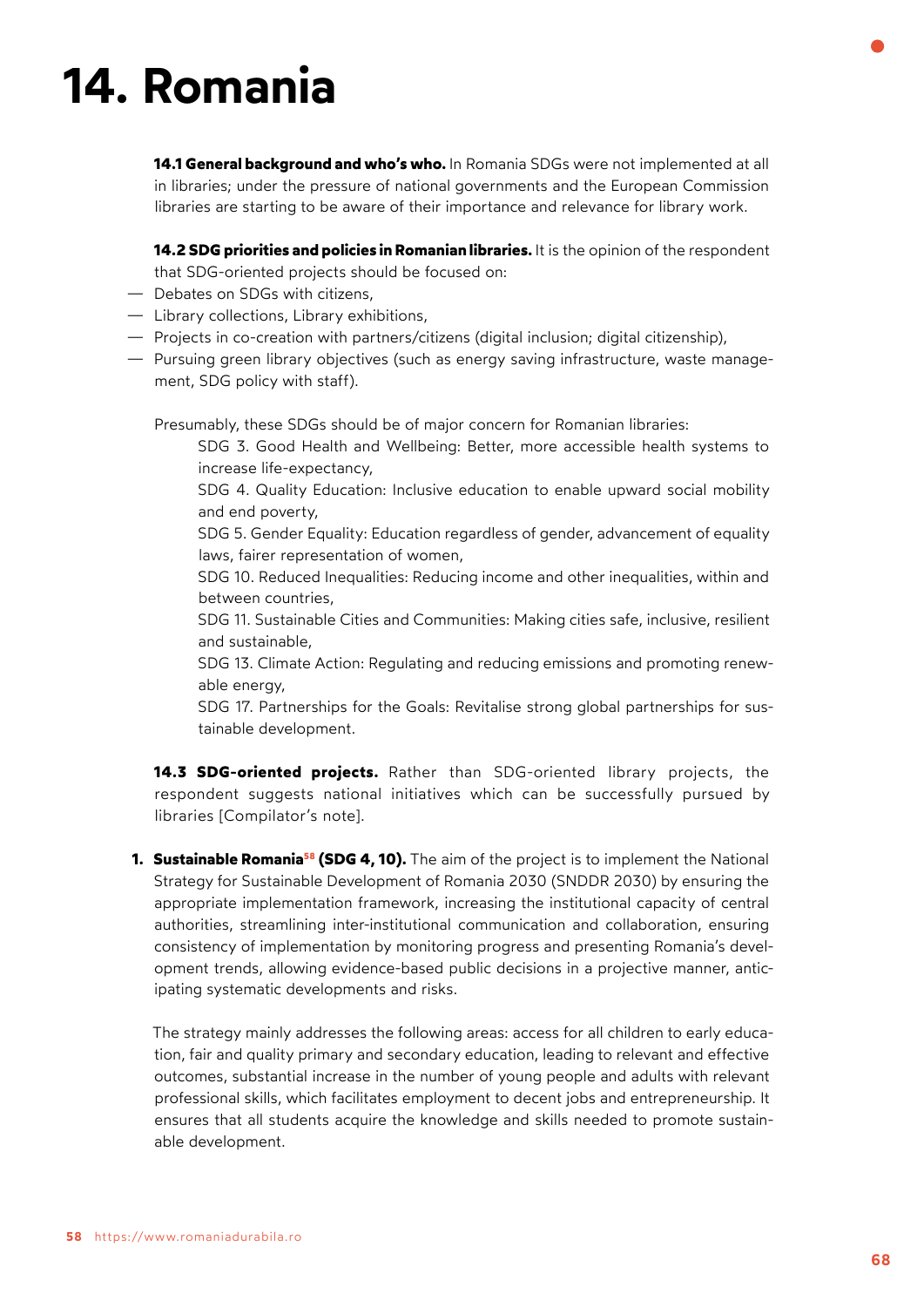# 14. Romania

**14.1 General background and who's who.** In Romania SDGs were not implemented at all in libraries; under the pressure of national governments and the European Commission libraries are starting to be aware of their importance and relevance for library work.

**14.2 SDG priorities and policies in Romanian libraries.** It is the opinion of the respondent that SDG-oriented projects should be focused on:

- Debates on SDGs with citizens,
- Library collections, Library exhibitions,
- Projects in co-creation with partners/citizens (digital inclusion; digital citizenship),
- Pursuing green library objectives (such as energy saving infrastructure, waste management, SDG policy with staff).

Presumably, these SDGs should be of major concern for Romanian libraries:

SDG 3. Good Health and Wellbeing: Better, more accessible health systems to increase life-expectancy,

SDG 4. Quality Education: Inclusive education to enable upward social mobility and end poverty,

SDG 5. Gender Equality: Education regardless of gender, advancement of equality laws, fairer representation of women,

SDG 10. Reduced Inequalities: Reducing income and other inequalities, within and between countries,

SDG 11. Sustainable Cities and Communities: Making cities safe, inclusive, resilient and sustainable,

SDG 13. Climate Action: Regulating and reducing emissions and promoting renewable energy,

SDG 17. Partnerships for the Goals: Revitalise strong global partnerships for sustainable development.

**14.3 SDG-oriented projects.** Rather than SDG-oriented library projects, the respondent suggests national initiatives which can be successfully pursued by libraries [Compilator's note].

1. **Sustainable Romania[58] (SDG 4, 10).** The aim of the project is to implement the National Strategy for Sustainable Development of Romania 2030 (SNDDR 2030) by ensuring the appropriate implementation framework, increasing the institutional capacity of central authorities, streamlining inter-institutional communication and collaboration, ensuring consistency of implementation by monitoring progress and presenting Romania's development trends, allowing evidence-based public decisions in a projective manner, anticipating systematic developments and risks.

   The strategy mainly addresses the following areas: access for all children to early education, fair and quality primary and secondary education, leading to relevant and effective outcomes, substantial increase in the number of young people and adults with relevant professional skills, which facilitates employment to decent jobs and entrepreneurship. It ensures that all students acquire the knowledge and skills needed to promote sustainable development.

58 https://www.romaniadurabila.ro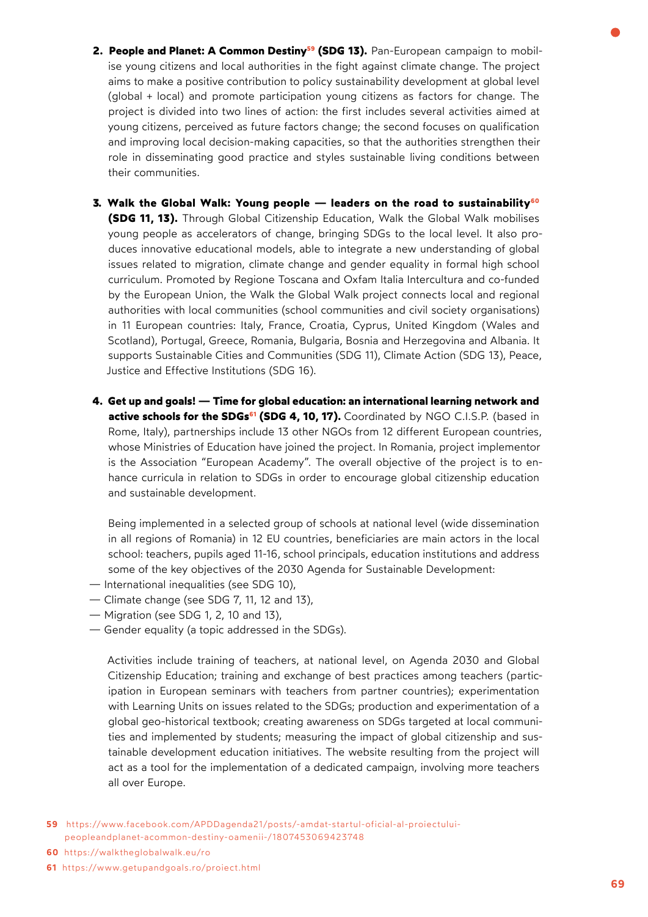2. **People and Planet: A Common Destiny[59] (SDG 13).** Pan-European campaign to mobilise young citizens and local authorities in the fight against climate change. The project aims to make a positive contribution to policy sustainability development at global level (global + local) and promote participation young citizens as factors for change. The project is divided into two lines of action: the first includes several activities aimed at young citizens, perceived as future factors change; the second focuses on qualification and improving local decision-making capacities, so that the authorities strengthen their role in disseminating good practice and styles sustainable living conditions between their communities.

3. **Walk the Global Walk: Young people — leaders on the road to sustainability[60] (SDG 11, 13).** Through Global Citizenship Education, Walk the Global Walk mobilises young people as accelerators of change, bringing SDGs to the local level. It also produces innovative educational models, able to integrate a new understanding of global issues related to migration, climate change and gender equality in formal high school curriculum. Promoted by Regione Toscana and Oxfam Italia Intercultura and co-funded by the European Union, the Walk the Global Walk project connects local and regional authorities with local communities (school communities and civil society organisations) in 11 European countries: Italy, France, Croatia, Cyprus, United Kingdom (Wales and Scotland), Portugal, Greece, Romania, Bulgaria, Bosnia and Herzegovina and Albania. It supports Sustainable Cities and Communities (SDG 11), Climate Action (SDG 13), Peace, Justice and Effective Institutions (SDG 16).

4. **Get up and goals! — Time for global education: an international learning network and active schools for the SDGs[61] (SDG 4, 10, 17).** Coordinated by NGO C.I.S.P. (based in Rome, Italy), partnerships include 13 other NGOs from 12 different European countries, whose Ministries of Education have joined the project. In Romania, project implementor is the Association "European Academy". The overall objective of the project is to enhance curricula in relation to SDGs in order to encourage global citizenship education and sustainable development.

   Being implemented in a selected group of schools at national level (wide dissemination in all regions of Romania) in 12 EU countries, beneficiaries are main actors in the local school: teachers, pupils aged 11-16, school principals, education institutions and address some of the key objectives of the 2030 Agenda for Sustainable Development:

— International inequalities (see SDG 10),
— Climate change (see SDG 7, 11, 12 and 13),
— Migration (see SDG 1, 2, 10 and 13),
— Gender equality (a topic addressed in the SDGs).

   Activities include training of teachers, at national level, on Agenda 2030 and Global Citizenship Education; training and exchange of best practices among teachers (participation in European seminars with teachers from partner countries); experimentation with Learning Units on issues related to the SDGs; production and experimentation of a global geo-historical textbook; creating awareness on SDGs targeted at local communities and implemented by students; measuring the impact of global citizenship and sustainable development education initiatives. The website resulting from the project will act as a tool for the implementation of a dedicated campaign, involving more teachers all over Europe.

59 https://www.facebook.com/APDDagenda21/posts/-amdat-startul-oficial-al-proiectului-peopleandplanet-acommon-destiny-oamenii-/1807453069423748

60 https://walktheglobalwalk.eu/ro

61 https://www.getupandgoals.ro/proiect.html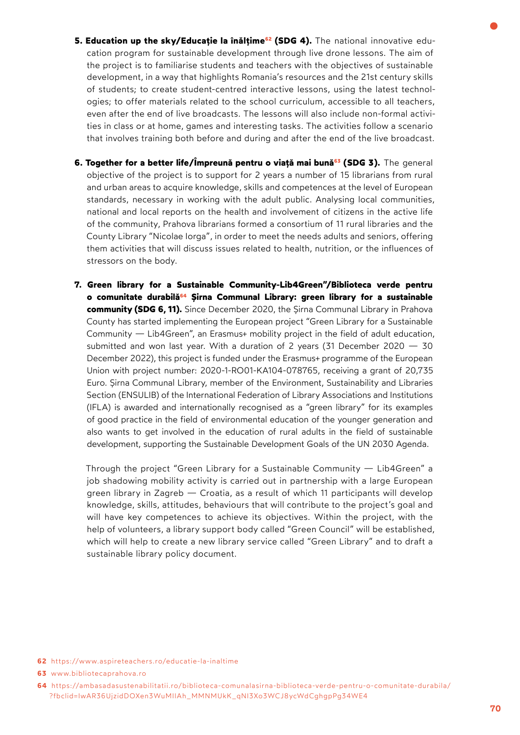5. **Education up the sky/Educație la înălțime[62] (SDG 4).** The national innovative education program for sustainable development through live drone lessons. The aim of the project is to familiarise students and teachers with the objectives of sustainable development, in a way that highlights Romania's resources and the 21st century skills of students; to create student-centred interactive lessons, using the latest technologies; to offer materials related to the school curriculum, accessible to all teachers, even after the end of live broadcasts. The lessons will also include non-formal activities in class or at home, games and interesting tasks. The activities follow a scenario that involves training both before and during and after the end of the live broadcast.

6. **Together for a better life/Împreună pentru o viață mai bună[63] (SDG 3).** The general objective of the project is to support for 2 years a number of 15 librarians from rural and urban areas to acquire knowledge, skills and competences at the level of European standards, necessary in working with the adult public. Analysing local communities, national and local reports on the health and involvement of citizens in the active life of the community, Prahova librarians formed a consortium of 11 rural libraries and the County Library "Nicolae Iorga", in order to meet the needs adults and seniors, offering them activities that will discuss issues related to health, nutrition, or the influences of stressors on the body.

7. **Green library for a Sustainable Community-Lib4Green"/Biblioteca verde pentru o comunitate durabilă[64] Șirna Communal Library: green library for a sustainable community (SDG 6, 11).** Since December 2020, the Șirna Communal Library in Prahova County has started implementing the European project "Green Library for a Sustainable Community — Lib4Green", an Erasmus+ mobility project in the field of adult education, submitted and won last year. With a duration of 2 years (31 December 2020 — 30 December 2022), this project is funded under the Erasmus+ programme of the European Union with project number: 2020-1-RO01-KA104-078765, receiving a grant of 20,735 Euro. Șirna Communal Library, member of the Environment, Sustainability and Libraries Section (ENSULIB) of the International Federation of Library Associations and Institutions (IFLA) is awarded and internationally recognised as a "green library" for its examples of good practice in the field of environmental education of the younger generation and also wants to get involved in the education of rural adults in the field of sustainable development, supporting the Sustainable Development Goals of the UN 2030 Agenda.

   Through the project "Green Library for a Sustainable Community — Lib4Green" a job shadowing mobility activity is carried out in partnership with a large European green library in Zagreb — Croatia, as a result of which 11 participants will develop knowledge, skills, attitudes, behaviours that will contribute to the project's goal and will have key competences to achieve its objectives. Within the project, with the help of volunteers, a library support body called "Green Council" will be established, which will help to create a new library service called "Green Library" and to draft a sustainable library policy document.

62 https://www.aspireteachers.ro/educatie-la-inaltime

63 www.bibliotecaprahova.ro

64 https://ambasadasustenabilitatii.ro/biblioteca-comunalasirna-biblioteca-verde-pentru-o-comunitate-durabila/?fbclid=IwAR36UjzidDOXen3WuMIIAh_MMNMUkK_qNI3Xo3WCJ8ycWdCghgpPg34WE4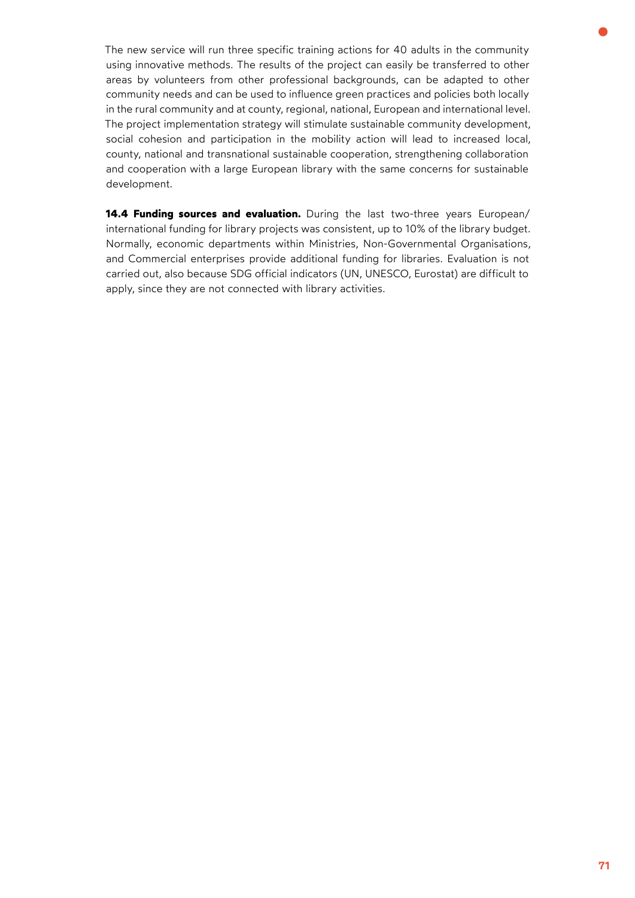The new service will run three specific training actions for 40 adults in the community using innovative methods. The results of the project can easily be transferred to other areas by volunteers from other professional backgrounds, can be adapted to other community needs and can be used to influence green practices and policies both locally in the rural community and at county, regional, national, European and international level. The project implementation strategy will stimulate sustainable community development, social cohesion and participation in the mobility action will lead to increased local, county, national and transnational sustainable cooperation, strengthening collaboration and cooperation with a large European library with the same concerns for sustainable development.

**14.4 Funding sources and evaluation.** During the last two-three years European/international funding for library projects was consistent, up to 10% of the library budget. Normally, economic departments within Ministries, Non-Governmental Organisations, and Commercial enterprises provide additional funding for libraries. Evaluation is not carried out, also because SDG official indicators (UN, UNESCO, Eurostat) are difficult to apply, since they are not connected with library activities.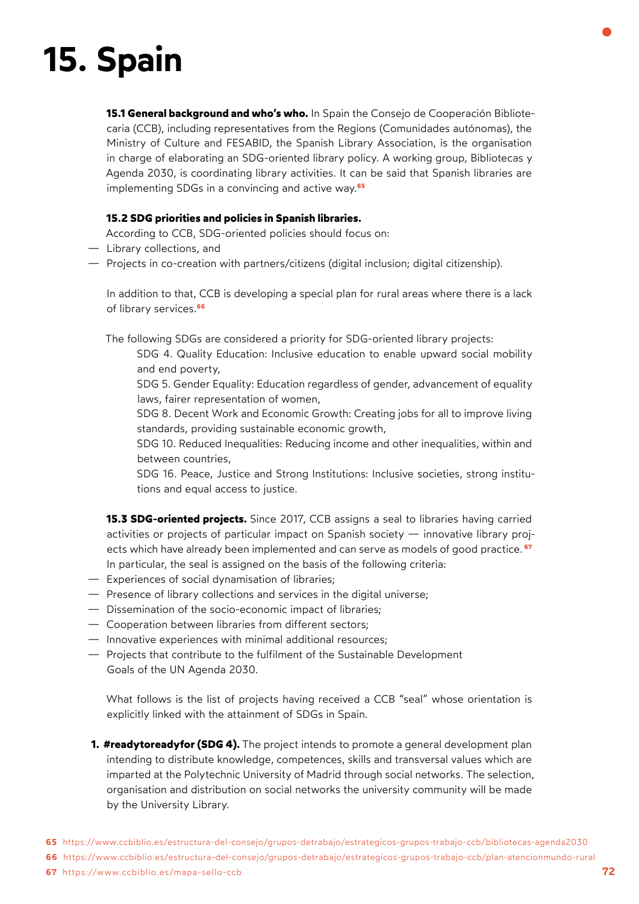# 15. Spain

**15.1 General background and who's who.** In Spain the Consejo de Cooperación Bibliotecaria (CCB), including representatives from the Regions (Comunidades autónomas), the Ministry of Culture and FESABID, the Spanish Library Association, is the organisation in charge of elaborating an SDG-oriented library policy. A working group, Bibliotecas y Agenda 2030, is coordinating library activities. It can be said that Spanish libraries are implementing SDGs in a convincing and active way.[65]

**15.2 SDG priorities and policies in Spanish libraries.**

According to CCB, SDG-oriented policies should focus on:

- Library collections, and
- Projects in co-creation with partners/citizens (digital inclusion; digital citizenship).

In addition to that, CCB is developing a special plan for rural areas where there is a lack of library services.[66]

The following SDGs are considered a priority for SDG-oriented library projects:

SDG 4. Quality Education: Inclusive education to enable upward social mobility and end poverty,

SDG 5. Gender Equality: Education regardless of gender, advancement of equality laws, fairer representation of women,

SDG 8. Decent Work and Economic Growth: Creating jobs for all to improve living standards, providing sustainable economic growth,

SDG 10. Reduced Inequalities: Reducing income and other inequalities, within and between countries,

SDG 16. Peace, Justice and Strong Institutions: Inclusive societies, strong institutions and equal access to justice.

**15.3 SDG-oriented projects.** Since 2017, CCB assigns a seal to libraries having carried activities or projects of particular impact on Spanish society — innovative library projects which have already been implemented and can serve as models of good practice.[67] In particular, the seal is assigned on the basis of the following criteria:

- Experiences of social dynamisation of libraries;
- Presence of library collections and services in the digital universe;
- Dissemination of the socio-economic impact of libraries;
- Cooperation between libraries from different sectors;
- Innovative experiences with minimal additional resources;
- Projects that contribute to the fulfilment of the Sustainable Development Goals of the UN Agenda 2030.

What follows is the list of projects having received a CCB "seal" whose orientation is explicitly linked with the attainment of SDGs in Spain.

1. **#readytoreadyfor (SDG 4).** The project intends to promote a general development plan intending to distribute knowledge, competences, skills and transversal values which are imparted at the Polytechnic University of Madrid through social networks. The selection, organisation and distribution on social networks the university community will be made by the University Library.

---

65 https://www.ccbiblio.es/estructura-del-consejo/grupos-detrabajo/estrategicos-grupos-trabajo-ccb/bibliotecas-agenda2030

66 https://www.ccbiblio.es/estructura-del-consejo/grupos-detrabajo/estrategicos-grupos-trabajo-ccb/plan-atencionmundo-rural

67 https://www.ccbiblio.es/mapa-sello-ccb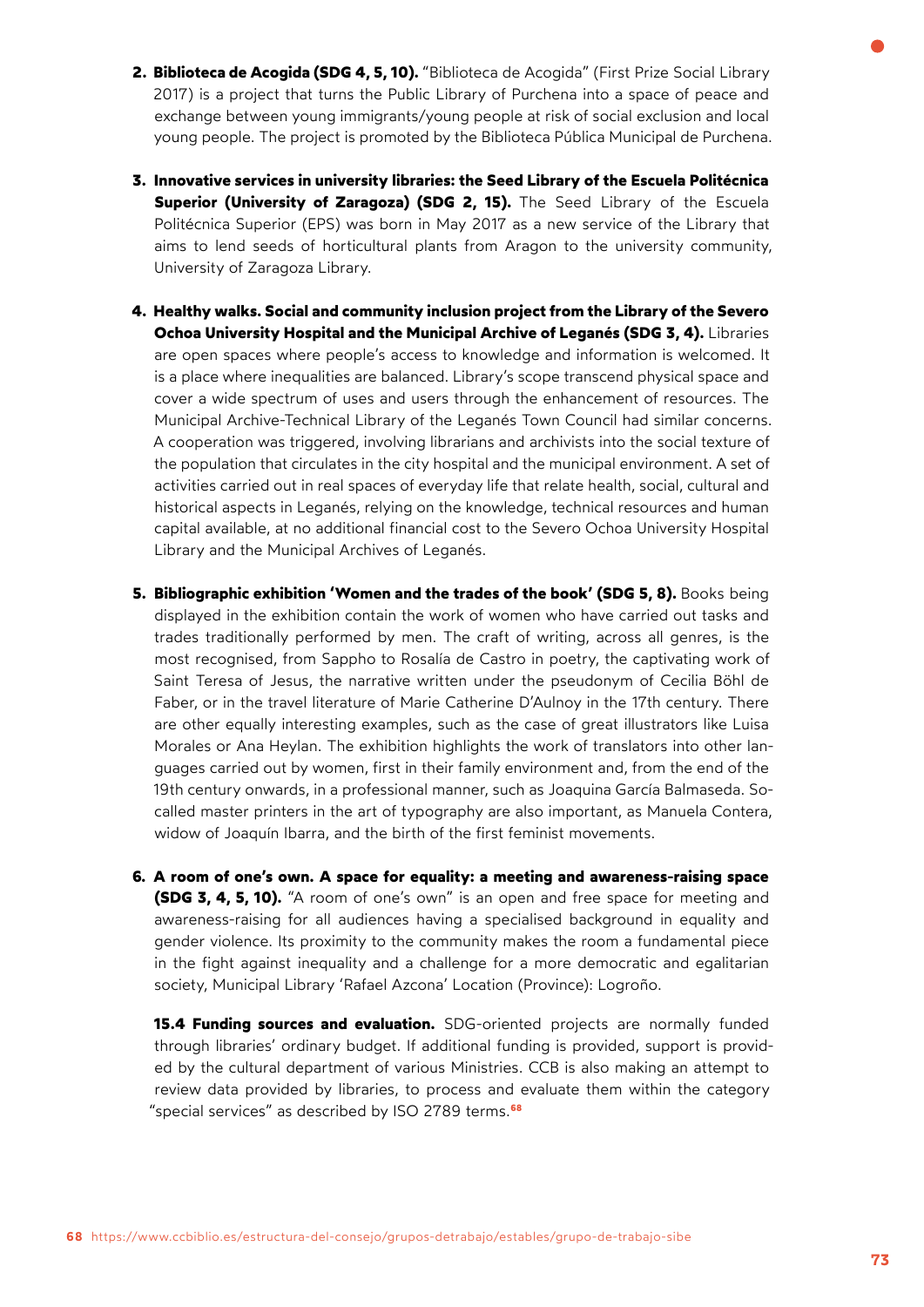2. **Biblioteca de Acogida (SDG 4, 5, 10).** "Biblioteca de Acogida" (First Prize Social Library 2017) is a project that turns the Public Library of Purchena into a space of peace and exchange between young immigrants/young people at risk of social exclusion and local young people. The project is promoted by the Biblioteca Pública Municipal de Purchena.

3. **Innovative services in university libraries: the Seed Library of the Escuela Politécnica Superior (University of Zaragoza) (SDG 2, 15).** The Seed Library of the Escuela Politécnica Superior (EPS) was born in May 2017 as a new service of the Library that aims to lend seeds of horticultural plants from Aragon to the university community, University of Zaragoza Library.

4. **Healthy walks. Social and community inclusion project from the Library of the Severo Ochoa University Hospital and the Municipal Archive of Leganés (SDG 3, 4).** Libraries are open spaces where people's access to knowledge and information is welcomed. It is a place where inequalities are balanced. Library's scope transcend physical space and cover a wide spectrum of uses and users through the enhancement of resources. The Municipal Archive-Technical Library of the Leganés Town Council had similar concerns. A cooperation was triggered, involving librarians and archivists into the social texture of the population that circulates in the city hospital and the municipal environment. A set of activities carried out in real spaces of everyday life that relate health, social, cultural and historical aspects in Leganés, relying on the knowledge, technical resources and human capital available, at no additional financial cost to the Severo Ochoa University Hospital Library and the Municipal Archives of Leganés.

5. **Bibliographic exhibition 'Women and the trades of the book' (SDG 5, 8).** Books being displayed in the exhibition contain the work of women who have carried out tasks and trades traditionally performed by men. The craft of writing, across all genres, is the most recognised, from Sappho to Rosalía de Castro in poetry, the captivating work of Saint Teresa of Jesus, the narrative written under the pseudonym of Cecilia Böhl de Faber, or in the travel literature of Marie Catherine D'Aulnoy in the 17th century. There are other equally interesting examples, such as the case of great illustrators like Luisa Morales or Ana Heylan. The exhibition highlights the work of translators into other languages carried out by women, first in their family environment and, from the end of the 19th century onwards, in a professional manner, such as Joaquina García Balmaseda. So-called master printers in the art of typography are also important, as Manuela Contera, widow of Joaquín Ibarra, and the birth of the first feminist movements.

6. **A room of one's own. A space for equality: a meeting and awareness-raising space (SDG 3, 4, 5, 10).** "A room of one's own" is an open and free space for meeting and awareness-raising for all audiences having a specialised background in equality and gender violence. Its proximity to the community makes the room a fundamental piece in the fight against inequality and a challenge for a more democratic and egalitarian society, Municipal Library 'Rafael Azcona' Location (Province): Logroño.

**15.4 Funding sources and evaluation.** SDG-oriented projects are normally funded through libraries' ordinary budget. If additional funding is provided, support is provided by the cultural department of various Ministries. CCB is also making an attempt to review data provided by libraries, to process and evaluate them within the category "special services" as described by ISO 2789 terms.[68]

[68] https://www.ccbiblio.es/estructura-del-consejo/grupos-detrabajo/estables/grupo-de-trabajo-sibe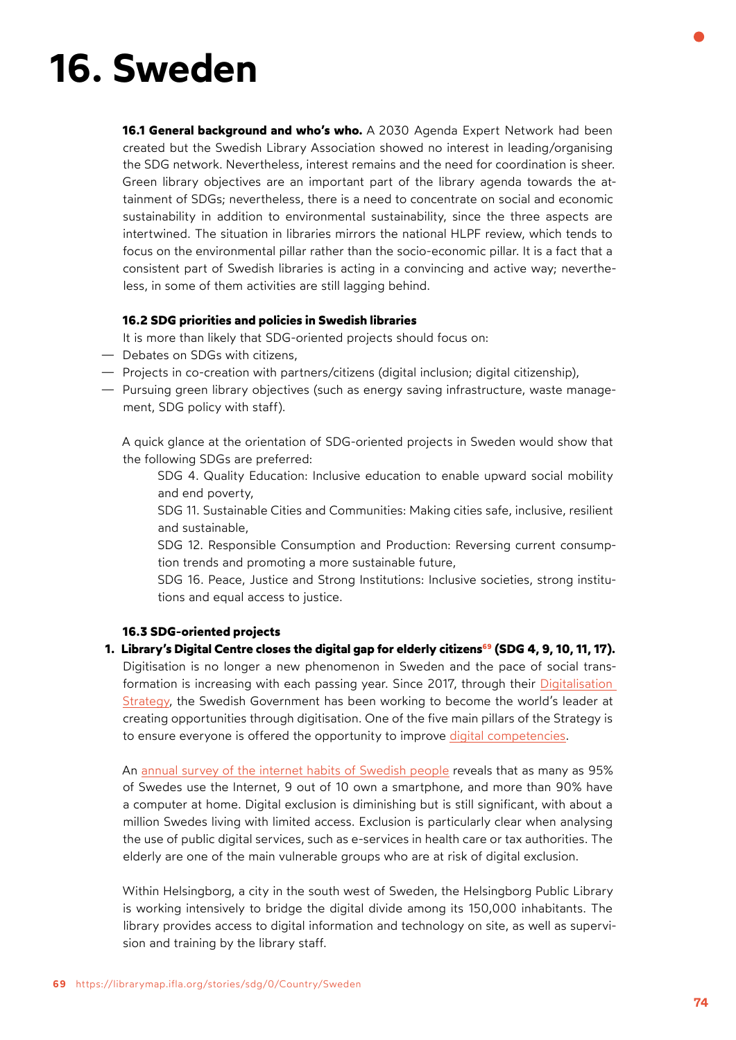# 16. Sweden

**16.1 General background and who's who.** A 2030 Agenda Expert Network had been created but the Swedish Library Association showed no interest in leading/organising the SDG network. Nevertheless, interest remains and the need for coordination is sheer. Green library objectives are an important part of the library agenda towards the attainment of SDGs; nevertheless, there is a need to concentrate on social and economic sustainability in addition to environmental sustainability, since the three aspects are intertwined. The situation in libraries mirrors the national HLPF review, which tends to focus on the environmental pillar rather than the socio-economic pillar. It is a fact that a consistent part of Swedish libraries is acting in a convincing and active way; nevertheless, in some of them activities are still lagging behind.

**16.2 SDG priorities and policies in Swedish libraries**

It is more than likely that SDG-oriented projects should focus on:

- Debates on SDGs with citizens,
- Projects in co-creation with partners/citizens (digital inclusion; digital citizenship),
- Pursuing green library objectives (such as energy saving infrastructure, waste management, SDG policy with staff).

A quick glance at the orientation of SDG-oriented projects in Sweden would show that the following SDGs are preferred:

SDG 4. Quality Education: Inclusive education to enable upward social mobility and end poverty,

SDG 11. Sustainable Cities and Communities: Making cities safe, inclusive, resilient and sustainable,

SDG 12. Responsible Consumption and Production: Reversing current consumption trends and promoting a more sustainable future,

SDG 16. Peace, Justice and Strong Institutions: Inclusive societies, strong institutions and equal access to justice.

**16.3 SDG-oriented projects**

1. **Library's Digital Centre closes the digital gap for elderly citizens[69] (SDG 4, 9, 10, 11, 17).** Digitisation is no longer a new phenomenon in Sweden and the pace of social transformation is increasing with each passing year. Since 2017, through their Digitalisation Strategy, the Swedish Government has been working to become the world's leader at creating opportunities through digitisation. One of the five main pillars of the Strategy is to ensure everyone is offered the opportunity to improve digital competencies.

   An annual survey of the internet habits of Swedish people reveals that as many as 95% of Swedes use the Internet, 9 out of 10 own a smartphone, and more than 90% have a computer at home. Digital exclusion is diminishing but is still significant, with about a million Swedes living with limited access. Exclusion is particularly clear when analysing the use of public digital services, such as e-services in health care or tax authorities. The elderly are one of the main vulnerable groups who are at risk of digital exclusion.

   Within Helsingborg, a city in the south west of Sweden, the Helsingborg Public Library is working intensively to bridge the digital divide among its 150,000 inhabitants. The library provides access to digital information and technology on site, as well as supervision and training by the library staff.

69 https://librarymap.ifla.org/stories/sdg/0/Country/Sweden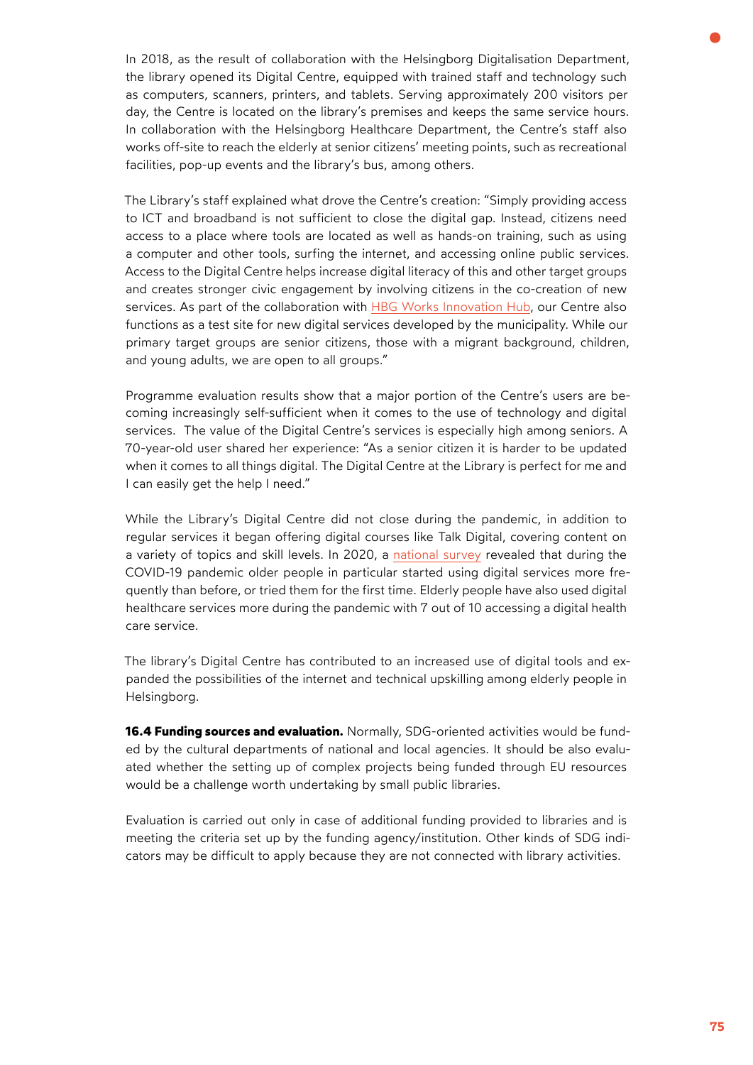In 2018, as the result of collaboration with the Helsingborg Digitalisation Department, the library opened its Digital Centre, equipped with trained staff and technology such as computers, scanners, printers, and tablets. Serving approximately 200 visitors per day, the Centre is located on the library's premises and keeps the same service hours. In collaboration with the Helsingborg Healthcare Department, the Centre's staff also works off-site to reach the elderly at senior citizens' meeting points, such as recreational facilities, pop-up events and the library's bus, among others.

The Library's staff explained what drove the Centre's creation: "Simply providing access to ICT and broadband is not sufficient to close the digital gap. Instead, citizens need access to a place where tools are located as well as hands-on training, such as using a computer and other tools, surfing the internet, and accessing online public services. Access to the Digital Centre helps increase digital literacy of this and other target groups and creates stronger civic engagement by involving citizens in the co-creation of new services. As part of the collaboration with HBG Works Innovation Hub, our Centre also functions as a test site for new digital services developed by the municipality. While our primary target groups are senior citizens, those with a migrant background, children, and young adults, we are open to all groups."

Programme evaluation results show that a major portion of the Centre's users are becoming increasingly self-sufficient when it comes to the use of technology and digital services. The value of the Digital Centre's services is especially high among seniors. A 70-year-old user shared her experience: "As a senior citizen it is harder to be updated when it comes to all things digital. The Digital Centre at the Library is perfect for me and I can easily get the help I need."

While the Library's Digital Centre did not close during the pandemic, in addition to regular services it began offering digital courses like Talk Digital, covering content on a variety of topics and skill levels. In 2020, a national survey revealed that during the COVID-19 pandemic older people in particular started using digital services more frequently than before, or tried them for the first time. Elderly people have also used digital healthcare services more during the pandemic with 7 out of 10 accessing a digital health care service.

The library's Digital Centre has contributed to an increased use of digital tools and expanded the possibilities of the internet and technical upskilling among elderly people in Helsingborg.

**16.4 Funding sources and evaluation.** Normally, SDG-oriented activities would be funded by the cultural departments of national and local agencies. It should be also evaluated whether the setting up of complex projects being funded through EU resources would be a challenge worth undertaking by small public libraries.

Evaluation is carried out only in case of additional funding provided to libraries and is meeting the criteria set up by the funding agency/institution. Other kinds of SDG indicators may be difficult to apply because they are not connected with library activities.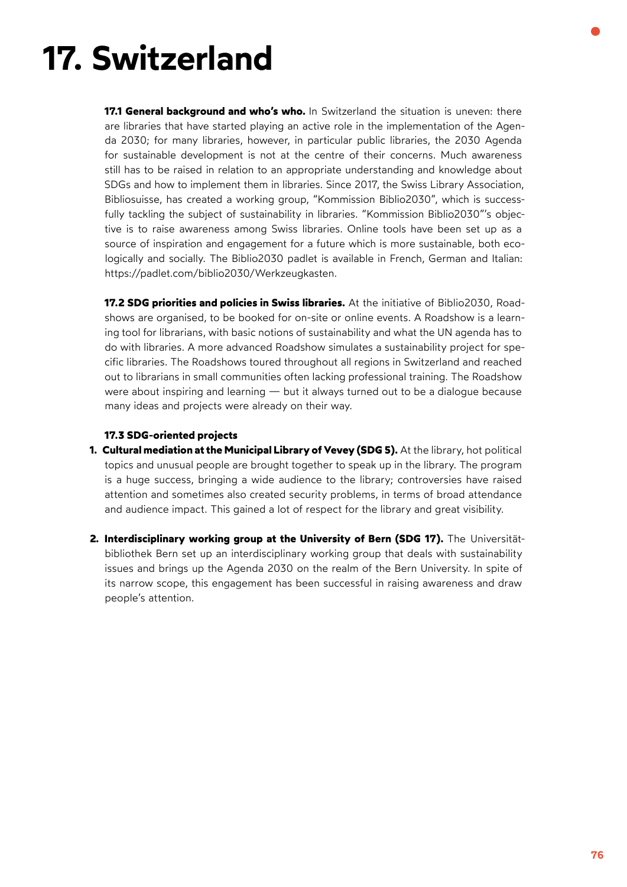# 17. Switzerland

**17.1 General background and who's who.** In Switzerland the situation is uneven: there are libraries that have started playing an active role in the implementation of the Agenda 2030; for many libraries, however, in particular public libraries, the 2030 Agenda for sustainable development is not at the centre of their concerns. Much awareness still has to be raised in relation to an appropriate understanding and knowledge about SDGs and how to implement them in libraries. Since 2017, the Swiss Library Association, Bibliosuisse, has created a working group, "Kommission Biblio2030", which is successfully tackling the subject of sustainability in libraries. "Kommission Biblio2030"'s objective is to raise awareness among Swiss libraries. Online tools have been set up as a source of inspiration and engagement for a future which is more sustainable, both ecologically and socially. The Biblio2030 padlet is available in French, German and Italian: https://padlet.com/biblio2030/Werkzeugkasten.

**17.2 SDG priorities and policies in Swiss libraries.** At the initiative of Biblio2030, Roadshows are organised, to be booked for on-site or online events. A Roadshow is a learning tool for librarians, with basic notions of sustainability and what the UN agenda has to do with libraries. A more advanced Roadshow simulates a sustainability project for specific libraries. The Roadshows toured throughout all regions in Switzerland and reached out to librarians in small communities often lacking professional training. The Roadshow were about inspiring and learning — but it always turned out to be a dialogue because many ideas and projects were already on their way.

**17.3 SDG-oriented projects**

1. **Cultural mediation at the Municipal Library of Vevey (SDG 5).** At the library, hot political topics and unusual people are brought together to speak up in the library. The program is a huge success, bringing a wide audience to the library; controversies have raised attention and sometimes also created security problems, in terms of broad attendance and audience impact. This gained a lot of respect for the library and great visibility.

2. **Interdisciplinary working group at the University of Bern (SDG 17).** The Universitätbibliothek Bern set up an interdisciplinary working group that deals with sustainability issues and brings up the Agenda 2030 on the realm of the Bern University. In spite of its narrow scope, this engagement has been successful in raising awareness and draw people's attention.